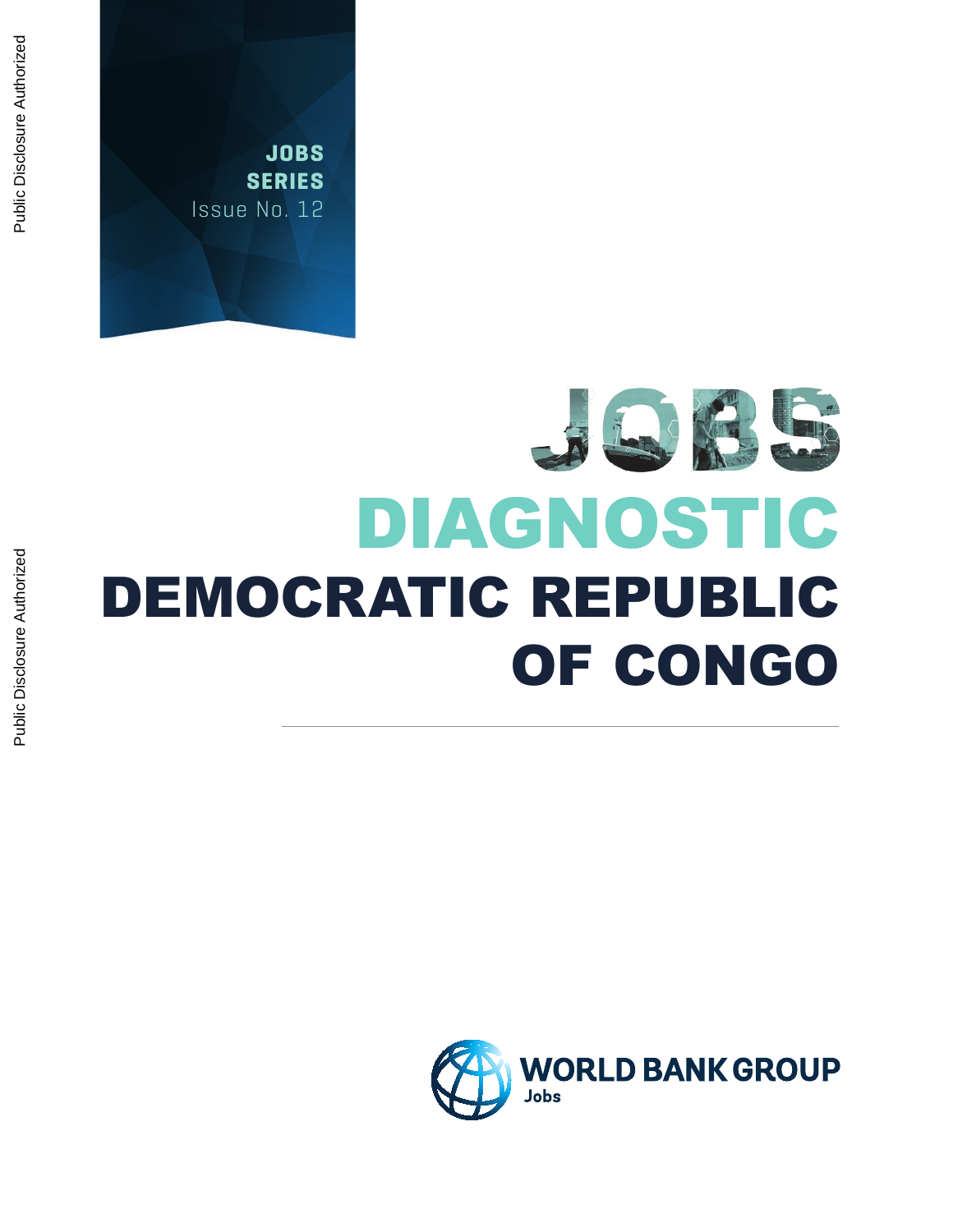Public Disclosure Authorized

Public Disclosure Authorized

**JOBS SERIES**
Issue No. 12

# JOBS DIAGNOSTIC

# DEMOCRATIC REPUBLIC OF CONGO

WORLD BANK GROUP
Jobs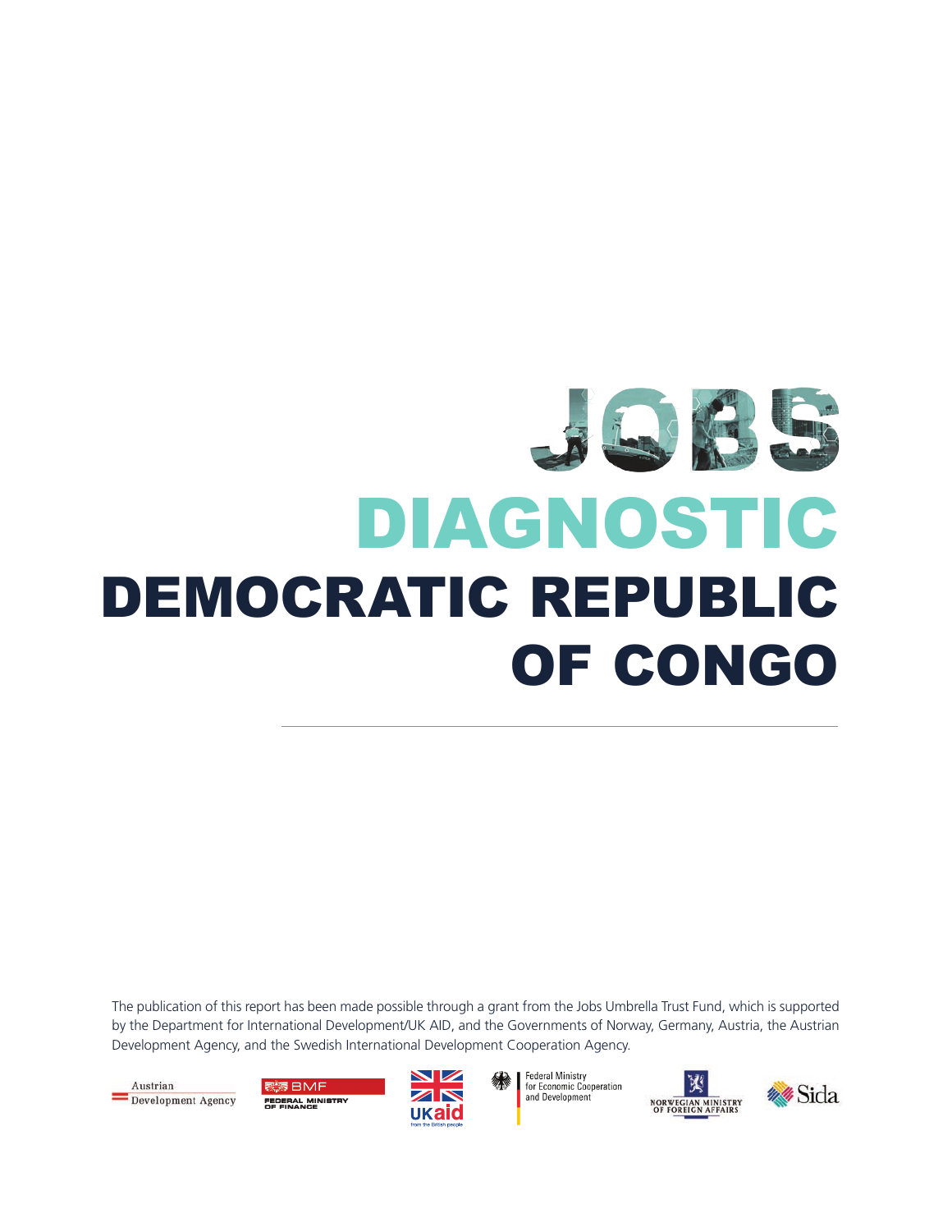# JOBS DIAGNOSTIC

# DEMOCRATIC REPUBLIC OF CONGO

The publication of this report has been made possible through a grant from the Jobs Umbrella Trust Fund, which is supported by the Department for International Development/UK AID, and the Governments of Norway, Germany, Austria, the Austrian Development Agency, and the Swedish International Development Cooperation Agency.

Austrian Development Agency

BMF FEDERAL MINISTRY OF FINANCE

UKaid from the British people

Federal Ministry for Economic Cooperation and Development

NORWEGIAN MINISTRY OF FOREIGN AFFAIRS

Sida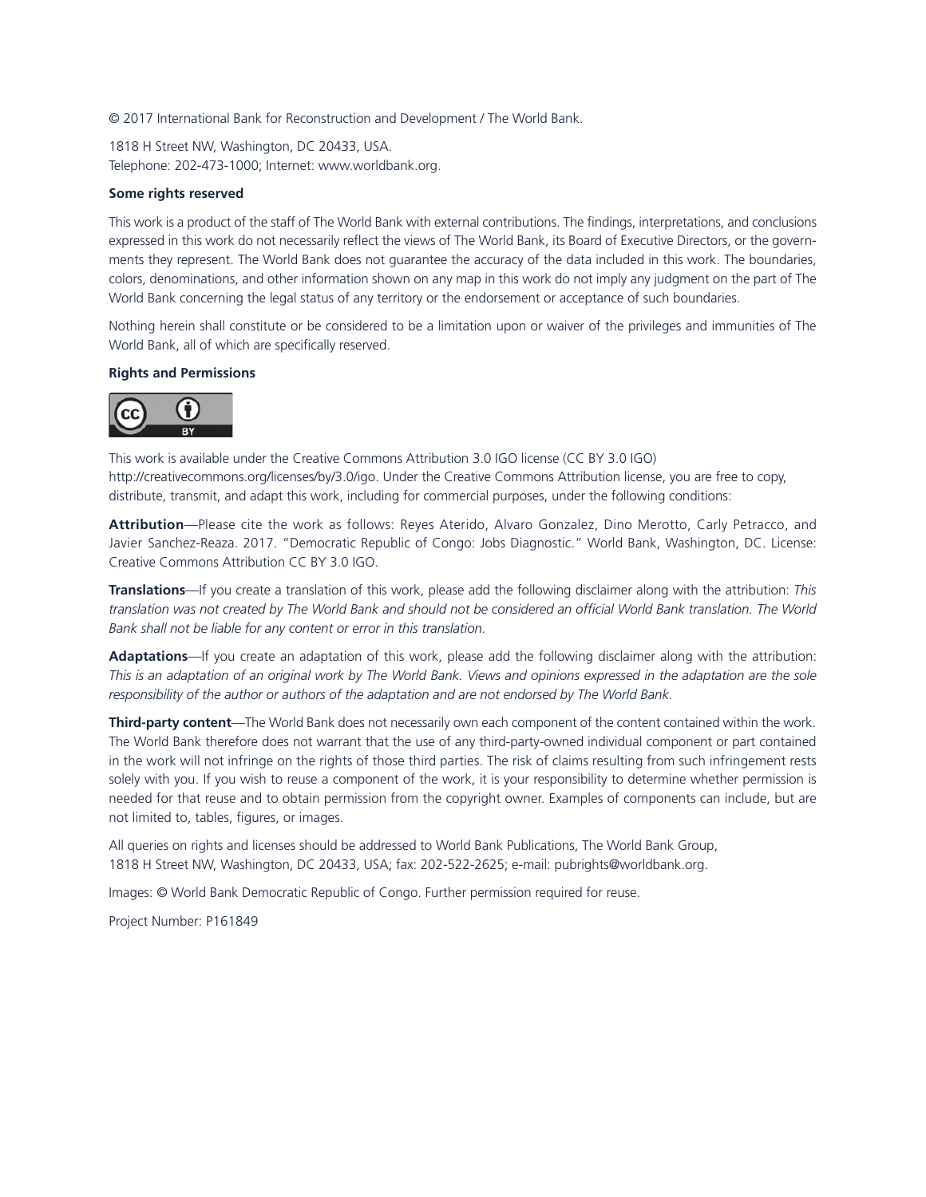© 2017 International Bank for Reconstruction and Development / The World Bank.

1818 H Street NW, Washington, DC 20433, USA.
Telephone: 202-473-1000; Internet: www.worldbank.org.

**Some rights reserved**

This work is a product of the staff of The World Bank with external contributions. The findings, interpretations, and conclusions expressed in this work do not necessarily reflect the views of The World Bank, its Board of Executive Directors, or the governments they represent. The World Bank does not guarantee the accuracy of the data included in this work. The boundaries, colors, denominations, and other information shown on any map in this work do not imply any judgment on the part of The World Bank concerning the legal status of any territory or the endorsement or acceptance of such boundaries.

Nothing herein shall constitute or be considered to be a limitation upon or waiver of the privileges and immunities of The World Bank, all of which are specifically reserved.

**Rights and Permissions**

This work is available under the Creative Commons Attribution 3.0 IGO license (CC BY 3.0 IGO) http://creativecommons.org/licenses/by/3.0/igo. Under the Creative Commons Attribution license, you are free to copy, distribute, transmit, and adapt this work, including for commercial purposes, under the following conditions:

**Attribution**—Please cite the work as follows: Reyes Aterido, Alvaro Gonzalez, Dino Merotto, Carly Petracco, and Javier Sanchez-Reaza. 2017. "Democratic Republic of Congo: Jobs Diagnostic." World Bank, Washington, DC. License: Creative Commons Attribution CC BY 3.0 IGO.

**Translations**—If you create a translation of this work, please add the following disclaimer along with the attribution: *This translation was not created by The World Bank and should not be considered an official World Bank translation. The World Bank shall not be liable for any content or error in this translation.*

**Adaptations**—If you create an adaptation of this work, please add the following disclaimer along with the attribution: *This is an adaptation of an original work by The World Bank. Views and opinions expressed in the adaptation are the sole responsibility of the author or authors of the adaptation and are not endorsed by The World Bank.*

**Third-party content**—The World Bank does not necessarily own each component of the content contained within the work. The World Bank therefore does not warrant that the use of any third-party-owned individual component or part contained in the work will not infringe on the rights of those third parties. The risk of claims resulting from such infringement rests solely with you. If you wish to reuse a component of the work, it is your responsibility to determine whether permission is needed for that reuse and to obtain permission from the copyright owner. Examples of components can include, but are not limited to, tables, figures, or images.

All queries on rights and licenses should be addressed to World Bank Publications, The World Bank Group, 1818 H Street NW, Washington, DC 20433, USA; fax: 202-522-2625; e-mail: pubrights@worldbank.org.

Images: © World Bank Democratic Republic of Congo. Further permission required for reuse.

Project Number: P161849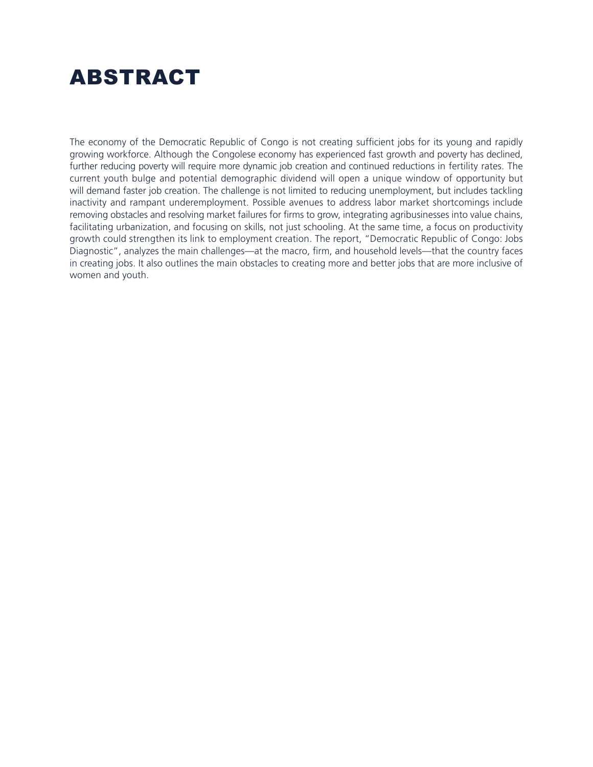# ABSTRACT

The economy of the Democratic Republic of Congo is not creating sufficient jobs for its young and rapidly growing workforce. Although the Congolese economy has experienced fast growth and poverty has declined, further reducing poverty will require more dynamic job creation and continued reductions in fertility rates. The current youth bulge and potential demographic dividend will open a unique window of opportunity but will demand faster job creation. The challenge is not limited to reducing unemployment, but includes tackling inactivity and rampant underemployment. Possible avenues to address labor market shortcomings include removing obstacles and resolving market failures for firms to grow, integrating agribusinesses into value chains, facilitating urbanization, and focusing on skills, not just schooling. At the same time, a focus on productivity growth could strengthen its link to employment creation. The report, "Democratic Republic of Congo: Jobs Diagnostic", analyzes the main challenges—at the macro, firm, and household levels—that the country faces in creating jobs. It also outlines the main obstacles to creating more and better jobs that are more inclusive of women and youth.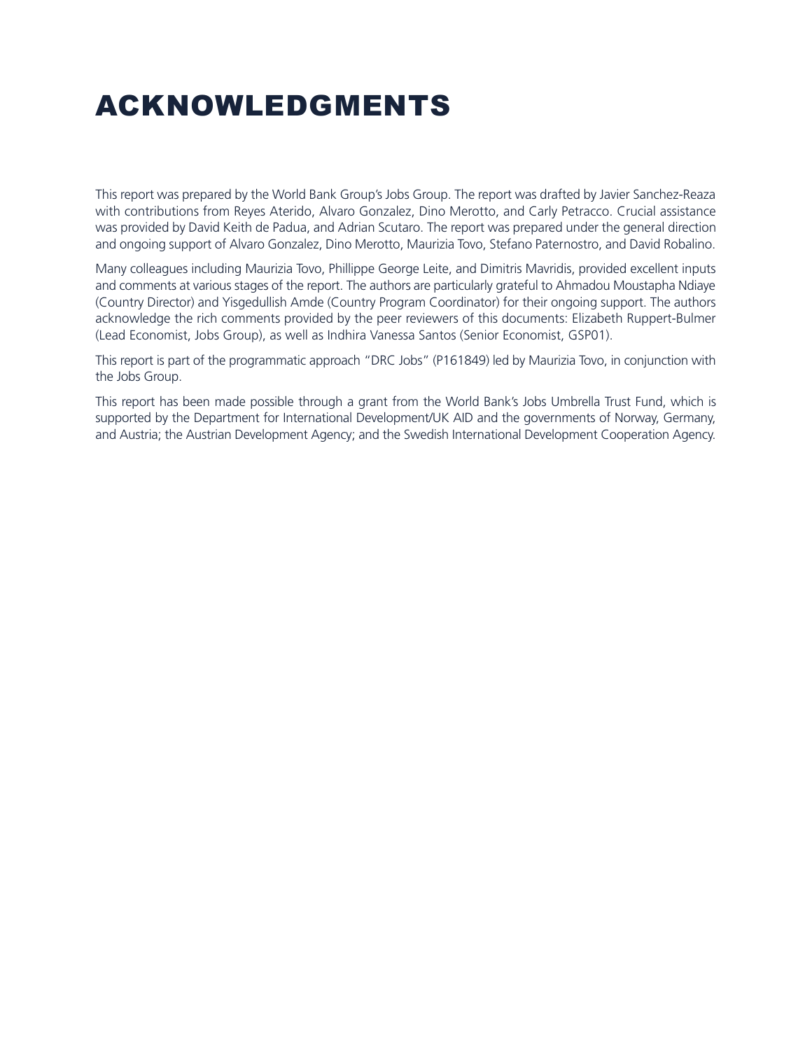# ACKNOWLEDGMENTS

This report was prepared by the World Bank Group's Jobs Group. The report was drafted by Javier Sanchez-Reaza with contributions from Reyes Aterido, Alvaro Gonzalez, Dino Merotto, and Carly Petracco. Crucial assistance was provided by David Keith de Padua, and Adrian Scutaro. The report was prepared under the general direction and ongoing support of Alvaro Gonzalez, Dino Merotto, Maurizia Tovo, Stefano Paternostro, and David Robalino.

Many colleagues including Maurizia Tovo, Phillippe George Leite, and Dimitris Mavridis, provided excellent inputs and comments at various stages of the report. The authors are particularly grateful to Ahmadou Moustapha Ndiaye (Country Director) and Yisgedullish Amde (Country Program Coordinator) for their ongoing support. The authors acknowledge the rich comments provided by the peer reviewers of this documents: Elizabeth Ruppert-Bulmer (Lead Economist, Jobs Group), as well as Indhira Vanessa Santos (Senior Economist, GSP01).

This report is part of the programmatic approach "DRC Jobs" (P161849) led by Maurizia Tovo, in conjunction with the Jobs Group.

This report has been made possible through a grant from the World Bank's Jobs Umbrella Trust Fund, which is supported by the Department for International Development/UK AID and the governments of Norway, Germany, and Austria; the Austrian Development Agency; and the Swedish International Development Cooperation Agency.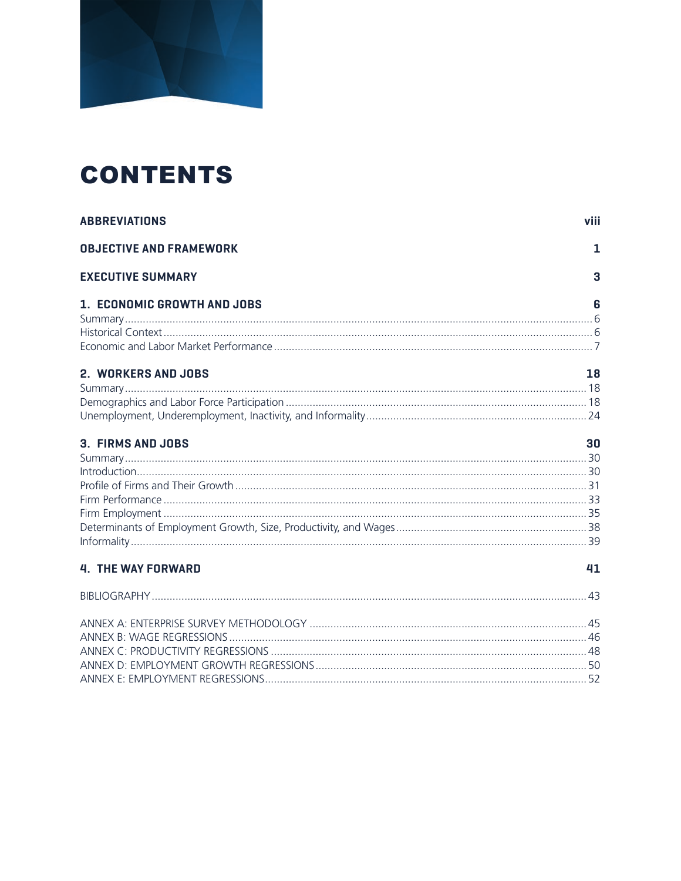# CONTENTS

| | |
|---|---|
| **ABBREVIATIONS** | **viii** |
| **OBJECTIVE AND FRAMEWORK** | **1** |
| **EXECUTIVE SUMMARY** | **3** |
| **1. ECONOMIC GROWTH AND JOBS** | **6** |
| Summary | 6 |
| Historical Context | 6 |
| Economic and Labor Market Performance | 7 |
| **2. WORKERS AND JOBS** | **18** |
| Summary | 18 |
| Demographics and Labor Force Participation | 18 |
| Unemployment, Underemployment, Inactivity, and Informality | 24 |
| **3. FIRMS AND JOBS** | **30** |
| Summary | 30 |
| Introduction | 30 |
| Profile of Firms and Their Growth | 31 |
| Firm Performance | 33 |
| Firm Employment | 35 |
| Determinants of Employment Growth, Size, Productivity, and Wages | 38 |
| Informality | 39 |
| **4. THE WAY FORWARD** | **41** |
| BIBLIOGRAPHY | 43 |
| ANNEX A: ENTERPRISE SURVEY METHODOLOGY | 45 |
| ANNEX B: WAGE REGRESSIONS | 46 |
| ANNEX C: PRODUCTIVITY REGRESSIONS | 48 |
| ANNEX D: EMPLOYMENT GROWTH REGRESSIONS | 50 |
| ANNEX E: EMPLOYMENT REGRESSIONS | 52 |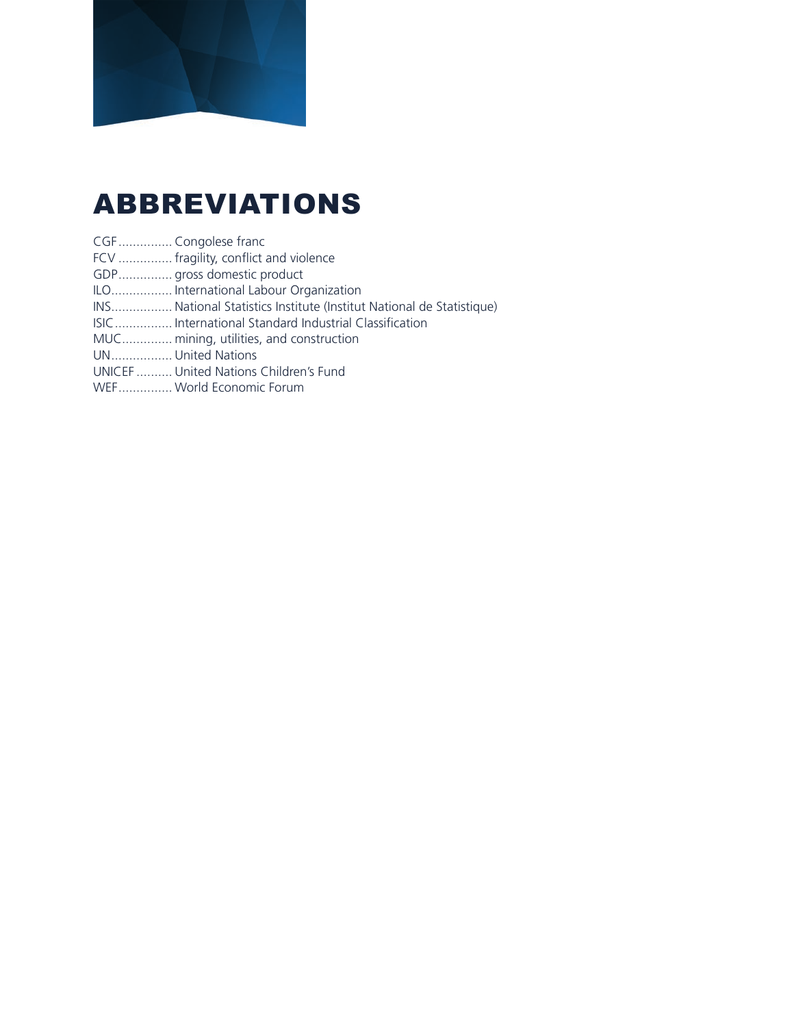# ABBREVIATIONS

CGF............... Congolese franc
FCV ............... fragility, conflict and violence
GDP............... gross domestic product
ILO................. International Labour Organization
INS................. National Statistics Institute (Institut National de Statistique)
ISIC................ International Standard Industrial Classification
MUC............. mining, utilities, and construction
UN................. United Nations
UNICEF .......... United Nations Children's Fund
WEF............... World Economic Forum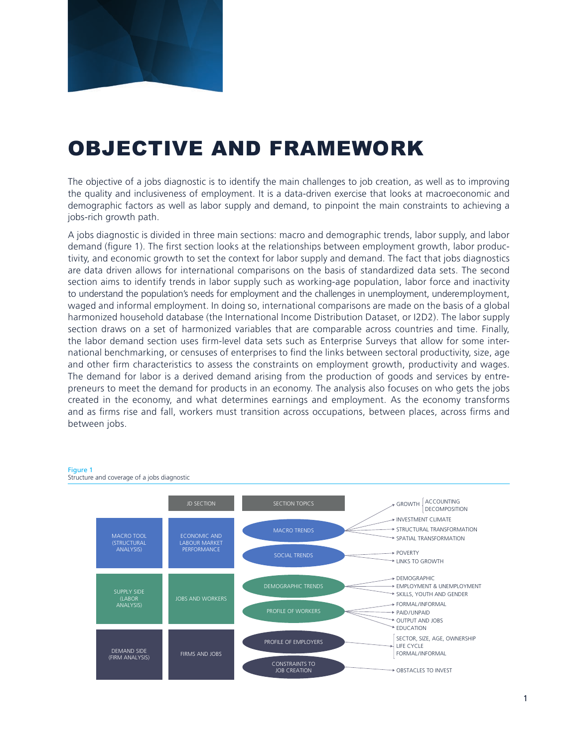# OBJECTIVE AND FRAMEWORK

The objective of a jobs diagnostic is to identify the main challenges to job creation, as well as to improving the quality and inclusiveness of employment. It is a data-driven exercise that looks at macroeconomic and demographic factors as well as labor supply and demand, to pinpoint the main constraints to achieving a jobs-rich growth path.

A jobs diagnostic is divided in three main sections: macro and demographic trends, labor supply, and labor demand (figure 1). The first section looks at the relationships between employment growth, labor productivity, and economic growth to set the context for labor supply and demand. The fact that jobs diagnostics are data driven allows for international comparisons on the basis of standardized data sets. The second section aims to identify trends in labor supply such as working-age population, labor force and inactivity to understand the population's needs for employment and the challenges in unemployment, underemployment, waged and informal employment. In doing so, international comparisons are made on the basis of a global harmonized household database (the International Income Distribution Dataset, or I2D2). The labor supply section draws on a set of harmonized variables that are comparable across countries and time. Finally, the labor demand section uses firm-level data sets such as Enterprise Surveys that allow for some international benchmarking, or censuses of enterprises to find the links between sectoral productivity, size, age and other firm characteristics to assess the constraints on employment growth, productivity and wages. The demand for labor is a derived demand arising from the production of goods and services by entrepreneurs to meet the demand for products in an economy. The analysis also focuses on who gets the jobs created in the economy, and what determines earnings and employment. As the economy transforms and as firms rise and fall, workers must transition across occupations, between places, across firms and between jobs.

Figure 1
Structure and coverage of a jobs diagnostic

| | JD SECTION | SECTION TOPICS | |
|---|---|---|---|
| MACRO TOOL (STRUCTURAL ANALYSIS) | ECONOMIC AND LABOUR MARKET PERFORMANCE | MACRO TRENDS | GROWTH (ACCOUNTING, DECOMPOSITION); INVESTMENT CLIMATE; STRUCTURAL TRANSFORMATION; SPATIAL TRANSFORMATION |
| | | SOCIAL TRENDS | POVERTY; LINKS TO GROWTH |
| SUPPLY SIDE (LABOR ANALYSIS) | JOBS AND WORKERS | DEMOGRAPHIC TRENDS | DEMOGRAPHIC; EMPLOYMENT & UNEMPLOYMENT; SKILLS, YOUTH AND GENDER |
| | | PROFILE OF WORKERS | FORMAL/INFORMAL; PAID/UNPAID; OUTPUT AND JOBS; EDUCATION |
| DEMAND SIDE (FIRM ANALYSIS) | FIRMS AND JOBS | PROFILE OF EMPLOYERS | SECTOR, SIZE, AGE, OWNERSHIP; LIFE CYCLE; FORMAL/INFORMAL |
| | | CONSTRAINTS TO JOB CREATION | OBSTACLES TO INVEST |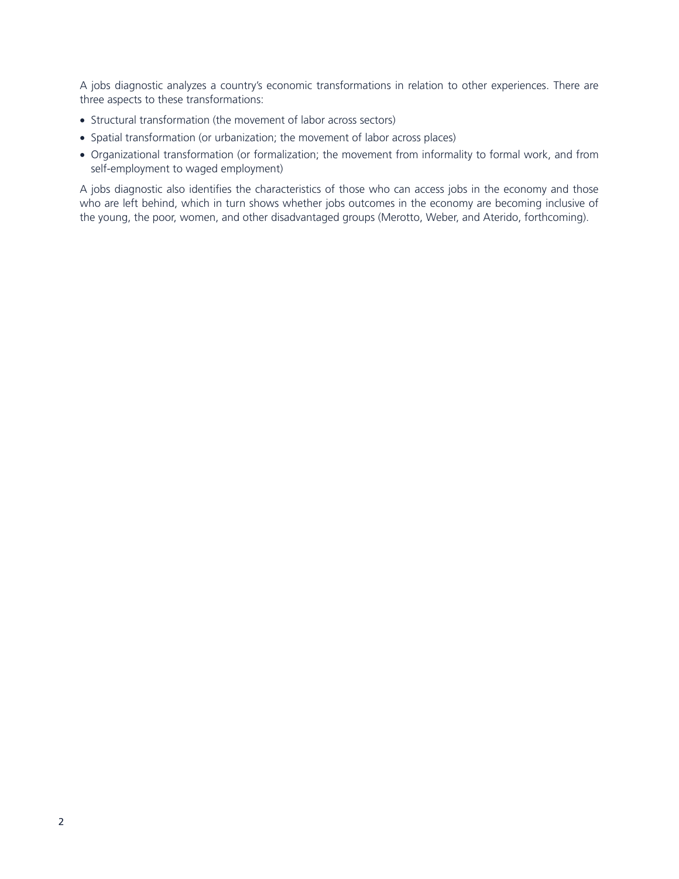A jobs diagnostic analyzes a country's economic transformations in relation to other experiences. There are three aspects to these transformations:

- Structural transformation (the movement of labor across sectors)
- Spatial transformation (or urbanization; the movement of labor across places)
- Organizational transformation (or formalization; the movement from informality to formal work, and from self-employment to waged employment)

A jobs diagnostic also identifies the characteristics of those who can access jobs in the economy and those who are left behind, which in turn shows whether jobs outcomes in the economy are becoming inclusive of the young, the poor, women, and other disadvantaged groups (Merotto, Weber, and Aterido, forthcoming).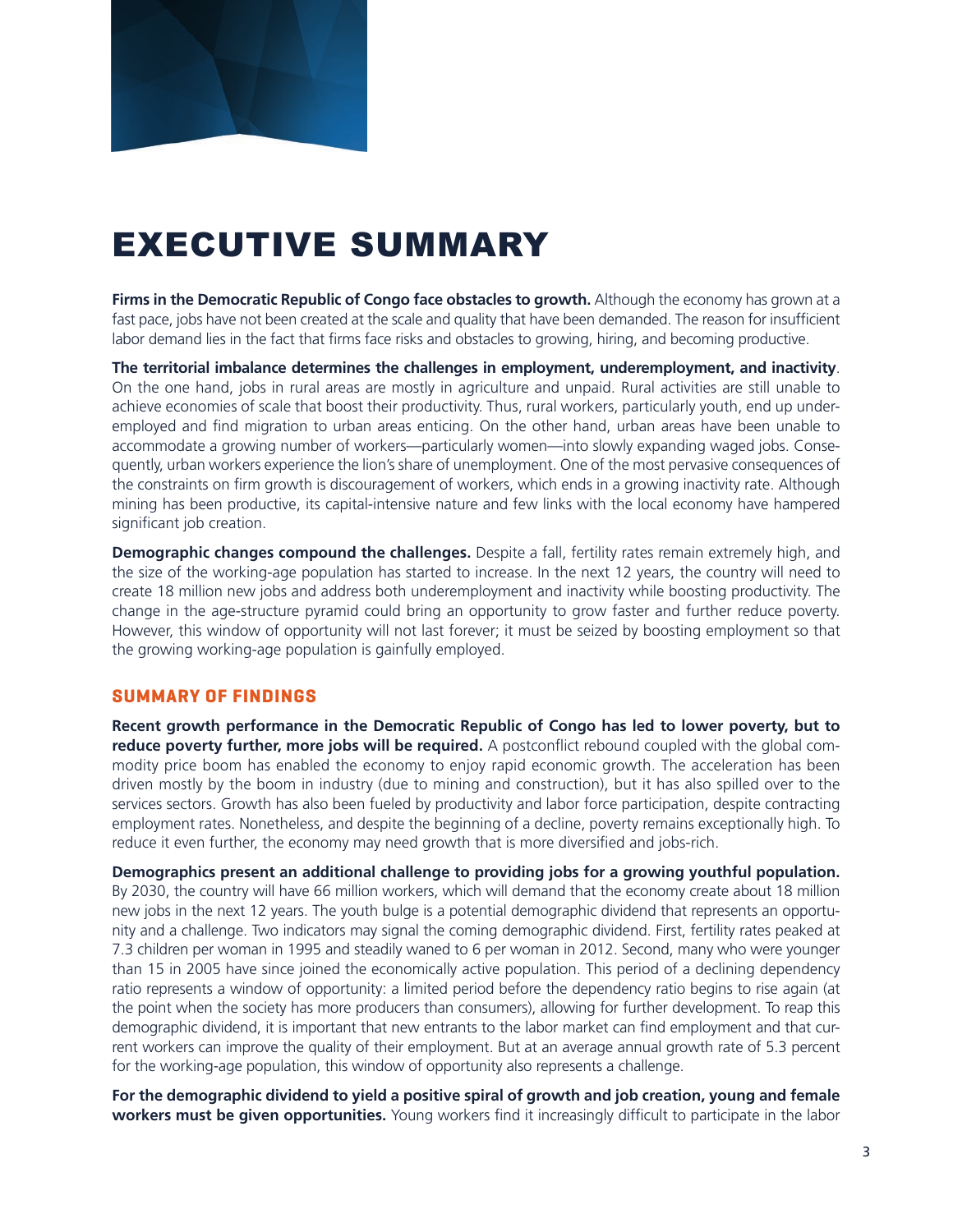# EXECUTIVE SUMMARY

**Firms in the Democratic Republic of Congo face obstacles to growth.** Although the economy has grown at a fast pace, jobs have not been created at the scale and quality that have been demanded. The reason for insufficient labor demand lies in the fact that firms face risks and obstacles to growing, hiring, and becoming productive.

**The territorial imbalance determines the challenges in employment, underemployment, and inactivity**. On the one hand, jobs in rural areas are mostly in agriculture and unpaid. Rural activities are still unable to achieve economies of scale that boost their productivity. Thus, rural workers, particularly youth, end up underemployed and find migration to urban areas enticing. On the other hand, urban areas have been unable to accommodate a growing number of workers—particularly women—into slowly expanding waged jobs. Consequently, urban workers experience the lion's share of unemployment. One of the most pervasive consequences of the constraints on firm growth is discouragement of workers, which ends in a growing inactivity rate. Although mining has been productive, its capital-intensive nature and few links with the local economy have hampered significant job creation.

**Demographic changes compound the challenges.** Despite a fall, fertility rates remain extremely high, and the size of the working-age population has started to increase. In the next 12 years, the country will need to create 18 million new jobs and address both underemployment and inactivity while boosting productivity. The change in the age-structure pyramid could bring an opportunity to grow faster and further reduce poverty. However, this window of opportunity will not last forever; it must be seized by boosting employment so that the growing working-age population is gainfully employed.

## SUMMARY OF FINDINGS

**Recent growth performance in the Democratic Republic of Congo has led to lower poverty, but to reduce poverty further, more jobs will be required.** A postconflict rebound coupled with the global commodity price boom has enabled the economy to enjoy rapid economic growth. The acceleration has been driven mostly by the boom in industry (due to mining and construction), but it has also spilled over to the services sectors. Growth has also been fueled by productivity and labor force participation, despite contracting employment rates. Nonetheless, and despite the beginning of a decline, poverty remains exceptionally high. To reduce it even further, the economy may need growth that is more diversified and jobs-rich.

**Demographics present an additional challenge to providing jobs for a growing youthful population.** By 2030, the country will have 66 million workers, which will demand that the economy create about 18 million new jobs in the next 12 years. The youth bulge is a potential demographic dividend that represents an opportunity and a challenge. Two indicators may signal the coming demographic dividend. First, fertility rates peaked at 7.3 children per woman in 1995 and steadily waned to 6 per woman in 2012. Second, many who were younger than 15 in 2005 have since joined the economically active population. This period of a declining dependency ratio represents a window of opportunity: a limited period before the dependency ratio begins to rise again (at the point when the society has more producers than consumers), allowing for further development. To reap this demographic dividend, it is important that new entrants to the labor market can find employment and that current workers can improve the quality of their employment. But at an average annual growth rate of 5.3 percent for the working-age population, this window of opportunity also represents a challenge.

**For the demographic dividend to yield a positive spiral of growth and job creation, young and female workers must be given opportunities.** Young workers find it increasingly difficult to participate in the labor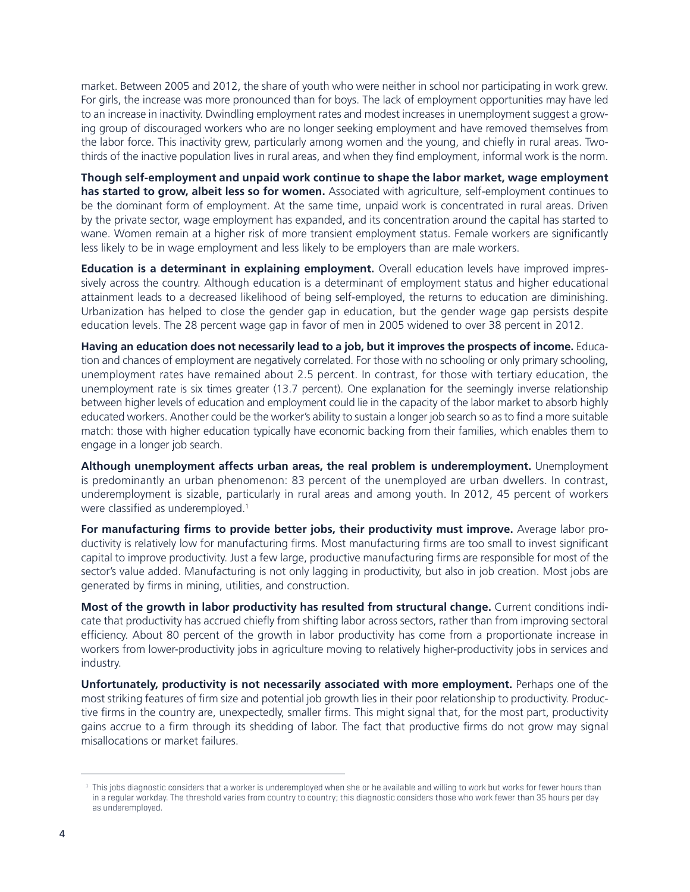market. Between 2005 and 2012, the share of youth who were neither in school nor participating in work grew. For girls, the increase was more pronounced than for boys. The lack of employment opportunities may have led to an increase in inactivity. Dwindling employment rates and modest increases in unemployment suggest a growing group of discouraged workers who are no longer seeking employment and have removed themselves from the labor force. This inactivity grew, particularly among women and the young, and chiefly in rural areas. Two-thirds of the inactive population lives in rural areas, and when they find employment, informal work is the norm.

**Though self-employment and unpaid work continue to shape the labor market, wage employment has started to grow, albeit less so for women.** Associated with agriculture, self-employment continues to be the dominant form of employment. At the same time, unpaid work is concentrated in rural areas. Driven by the private sector, wage employment has expanded, and its concentration around the capital has started to wane. Women remain at a higher risk of more transient employment status. Female workers are significantly less likely to be in wage employment and less likely to be employers than are male workers.

**Education is a determinant in explaining employment.** Overall education levels have improved impressively across the country. Although education is a determinant of employment status and higher educational attainment leads to a decreased likelihood of being self-employed, the returns to education are diminishing. Urbanization has helped to close the gender gap in education, but the gender wage gap persists despite education levels. The 28 percent wage gap in favor of men in 2005 widened to over 38 percent in 2012.

**Having an education does not necessarily lead to a job, but it improves the prospects of income.** Education and chances of employment are negatively correlated. For those with no schooling or only primary schooling, unemployment rates have remained about 2.5 percent. In contrast, for those with tertiary education, the unemployment rate is six times greater (13.7 percent). One explanation for the seemingly inverse relationship between higher levels of education and employment could lie in the capacity of the labor market to absorb highly educated workers. Another could be the worker's ability to sustain a longer job search so as to find a more suitable match: those with higher education typically have economic backing from their families, which enables them to engage in a longer job search.

**Although unemployment affects urban areas, the real problem is underemployment.** Unemployment is predominantly an urban phenomenon: 83 percent of the unemployed are urban dwellers. In contrast, underemployment is sizable, particularly in rural areas and among youth. In 2012, 45 percent of workers were classified as underemployed.[1]

**For manufacturing firms to provide better jobs, their productivity must improve.** Average labor productivity is relatively low for manufacturing firms. Most manufacturing firms are too small to invest significant capital to improve productivity. Just a few large, productive manufacturing firms are responsible for most of the sector's value added. Manufacturing is not only lagging in productivity, but also in job creation. Most jobs are generated by firms in mining, utilities, and construction.

**Most of the growth in labor productivity has resulted from structural change.** Current conditions indicate that productivity has accrued chiefly from shifting labor across sectors, rather than from improving sectoral efficiency. About 80 percent of the growth in labor productivity has come from a proportionate increase in workers from lower-productivity jobs in agriculture moving to relatively higher-productivity jobs in services and industry.

**Unfortunately, productivity is not necessarily associated with more employment.** Perhaps one of the most striking features of firm size and potential job growth lies in their poor relationship to productivity. Productive firms in the country are, unexpectedly, smaller firms. This might signal that, for the most part, productivity gains accrue to a firm through its shedding of labor. The fact that productive firms do not grow may signal misallocations or market failures.

---

[1] This jobs diagnostic considers that a worker is underemployed when she or he available and willing to work but works for fewer hours than in a regular workday. The threshold varies from country to country; this diagnostic considers those who work fewer than 35 hours per day as underemployed.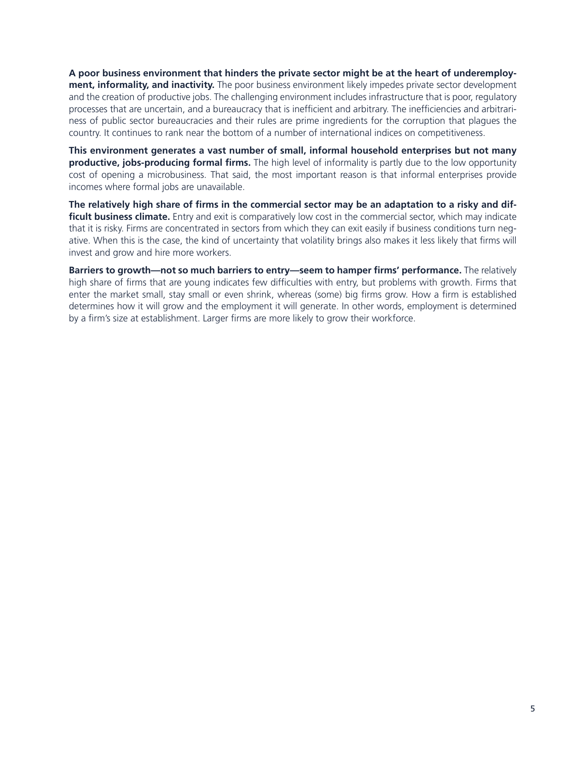**A poor business environment that hinders the private sector might be at the heart of underemployment, informality, and inactivity.** The poor business environment likely impedes private sector development and the creation of productive jobs. The challenging environment includes infrastructure that is poor, regulatory processes that are uncertain, and a bureaucracy that is inefficient and arbitrary. The inefficiencies and arbitrariness of public sector bureaucracies and their rules are prime ingredients for the corruption that plagues the country. It continues to rank near the bottom of a number of international indices on competitiveness.

**This environment generates a vast number of small, informal household enterprises but not many productive, jobs-producing formal firms.** The high level of informality is partly due to the low opportunity cost of opening a microbusiness. That said, the most important reason is that informal enterprises provide incomes where formal jobs are unavailable.

**The relatively high share of firms in the commercial sector may be an adaptation to a risky and difficult business climate.** Entry and exit is comparatively low cost in the commercial sector, which may indicate that it is risky. Firms are concentrated in sectors from which they can exit easily if business conditions turn negative. When this is the case, the kind of uncertainty that volatility brings also makes it less likely that firms will invest and grow and hire more workers.

**Barriers to growth—not so much barriers to entry—seem to hamper firms' performance.** The relatively high share of firms that are young indicates few difficulties with entry, but problems with growth. Firms that enter the market small, stay small or even shrink, whereas (some) big firms grow. How a firm is established determines how it will grow and the employment it will generate. In other words, employment is determined by a firm's size at establishment. Larger firms are more likely to grow their workforce.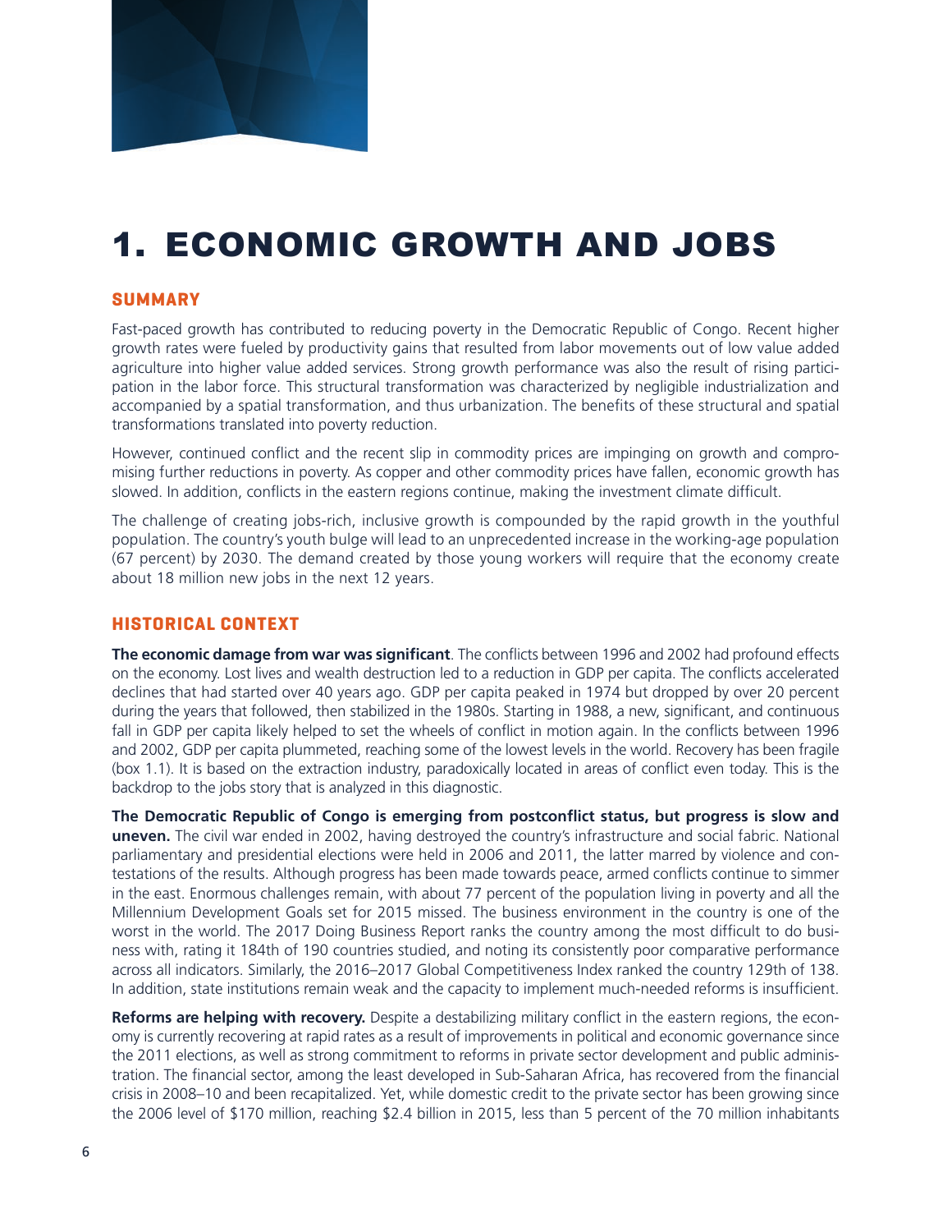# 1. ECONOMIC GROWTH AND JOBS

## SUMMARY

Fast-paced growth has contributed to reducing poverty in the Democratic Republic of Congo. Recent higher growth rates were fueled by productivity gains that resulted from labor movements out of low value added agriculture into higher value added services. Strong growth performance was also the result of rising participation in the labor force. This structural transformation was characterized by negligible industrialization and accompanied by a spatial transformation, and thus urbanization. The benefits of these structural and spatial transformations translated into poverty reduction.

However, continued conflict and the recent slip in commodity prices are impinging on growth and compromising further reductions in poverty. As copper and other commodity prices have fallen, economic growth has slowed. In addition, conflicts in the eastern regions continue, making the investment climate difficult.

The challenge of creating jobs-rich, inclusive growth is compounded by the rapid growth in the youthful population. The country's youth bulge will lead to an unprecedented increase in the working-age population (67 percent) by 2030. The demand created by those young workers will require that the economy create about 18 million new jobs in the next 12 years.

## HISTORICAL CONTEXT

**The economic damage from war was significant**. The conflicts between 1996 and 2002 had profound effects on the economy. Lost lives and wealth destruction led to a reduction in GDP per capita. The conflicts accelerated declines that had started over 40 years ago. GDP per capita peaked in 1974 but dropped by over 20 percent during the years that followed, then stabilized in the 1980s. Starting in 1988, a new, significant, and continuous fall in GDP per capita likely helped to set the wheels of conflict in motion again. In the conflicts between 1996 and 2002, GDP per capita plummeted, reaching some of the lowest levels in the world. Recovery has been fragile (box 1.1). It is based on the extraction industry, paradoxically located in areas of conflict even today. This is the backdrop to the jobs story that is analyzed in this diagnostic.

**The Democratic Republic of Congo is emerging from postconflict status, but progress is slow and uneven.** The civil war ended in 2002, having destroyed the country's infrastructure and social fabric. National parliamentary and presidential elections were held in 2006 and 2011, the latter marred by violence and contestations of the results. Although progress has been made towards peace, armed conflicts continue to simmer in the east. Enormous challenges remain, with about 77 percent of the population living in poverty and all the Millennium Development Goals set for 2015 missed. The business environment in the country is one of the worst in the world. The 2017 Doing Business Report ranks the country among the most difficult to do business with, rating it 184th of 190 countries studied, and noting its consistently poor comparative performance across all indicators. Similarly, the 2016–2017 Global Competitiveness Index ranked the country 129th of 138. In addition, state institutions remain weak and the capacity to implement much-needed reforms is insufficient.

**Reforms are helping with recovery.** Despite a destabilizing military conflict in the eastern regions, the economy is currently recovering at rapid rates as a result of improvements in political and economic governance since the 2011 elections, as well as strong commitment to reforms in private sector development and public administration. The financial sector, among the least developed in Sub-Saharan Africa, has recovered from the financial crisis in 2008–10 and been recapitalized. Yet, while domestic credit to the private sector has been growing since the 2006 level of $170 million, reaching $2.4 billion in 2015, less than 5 percent of the 70 million inhabitants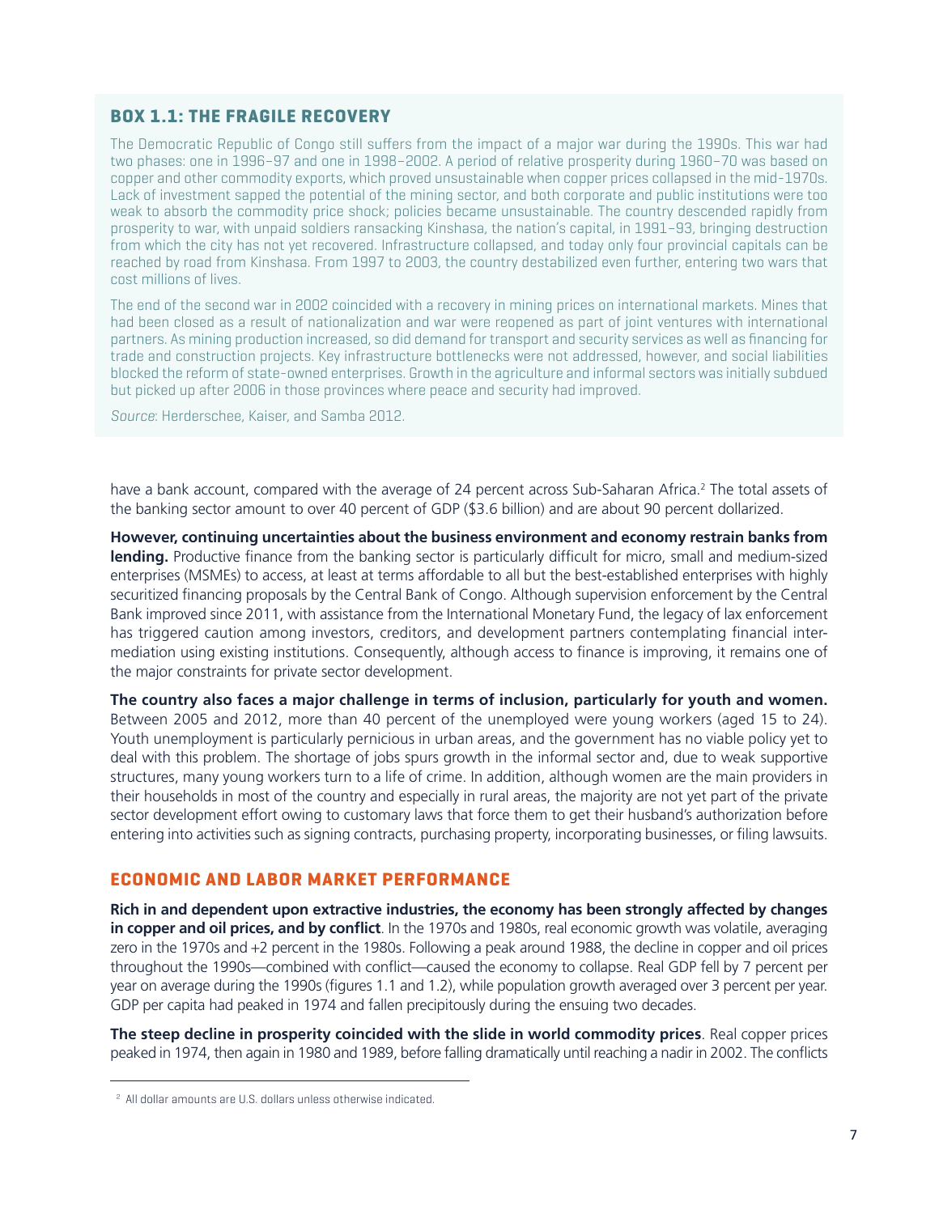### BOX 1.1: THE FRAGILE RECOVERY

The Democratic Republic of Congo still suffers from the impact of a major war during the 1990s. This war had two phases: one in 1996–97 and one in 1998–2002. A period of relative prosperity during 1960–70 was based on copper and other commodity exports, which proved unsustainable when copper prices collapsed in the mid-1970s. Lack of investment sapped the potential of the mining sector, and both corporate and public institutions were too weak to absorb the commodity price shock; policies became unsustainable. The country descended rapidly from prosperity to war, with unpaid soldiers ransacking Kinshasa, the nation's capital, in 1991–93, bringing destruction from which the city has not yet recovered. Infrastructure collapsed, and today only four provincial capitals can be reached by road from Kinshasa. From 1997 to 2003, the country destabilized even further, entering two wars that cost millions of lives.

The end of the second war in 2002 coincided with a recovery in mining prices on international markets. Mines that had been closed as a result of nationalization and war were reopened as part of joint ventures with international partners. As mining production increased, so did demand for transport and security services as well as financing for trade and construction projects. Key infrastructure bottlenecks were not addressed, however, and social liabilities blocked the reform of state-owned enterprises. Growth in the agriculture and informal sectors was initially subdued but picked up after 2006 in those provinces where peace and security had improved.

*Source*: Herderschee, Kaiser, and Samba 2012.

have a bank account, compared with the average of 24 percent across Sub-Saharan Africa.[2] The total assets of the banking sector amount to over 40 percent of GDP ($3.6 billion) and are about 90 percent dollarized.

**However, continuing uncertainties about the business environment and economy restrain banks from lending.** Productive finance from the banking sector is particularly difficult for micro, small and medium-sized enterprises (MSMEs) to access, at least at terms affordable to all but the best-established enterprises with highly securitized financing proposals by the Central Bank of Congo. Although supervision enforcement by the Central Bank improved since 2011, with assistance from the International Monetary Fund, the legacy of lax enforcement has triggered caution among investors, creditors, and development partners contemplating financial intermediation using existing institutions. Consequently, although access to finance is improving, it remains one of the major constraints for private sector development.

**The country also faces a major challenge in terms of inclusion, particularly for youth and women.** Between 2005 and 2012, more than 40 percent of the unemployed were young workers (aged 15 to 24). Youth unemployment is particularly pernicious in urban areas, and the government has no viable policy yet to deal with this problem. The shortage of jobs spurs growth in the informal sector and, due to weak supportive structures, many young workers turn to a life of crime. In addition, although women are the main providers in their households in most of the country and especially in rural areas, the majority are not yet part of the private sector development effort owing to customary laws that force them to get their husband's authorization before entering into activities such as signing contracts, purchasing property, incorporating businesses, or filing lawsuits.

## ECONOMIC AND LABOR MARKET PERFORMANCE

**Rich in and dependent upon extractive industries, the economy has been strongly affected by changes in copper and oil prices, and by conflict**. In the 1970s and 1980s, real economic growth was volatile, averaging zero in the 1970s and +2 percent in the 1980s. Following a peak around 1988, the decline in copper and oil prices throughout the 1990s—combined with conflict—caused the economy to collapse. Real GDP fell by 7 percent per year on average during the 1990s (figures 1.1 and 1.2), while population growth averaged over 3 percent per year. GDP per capita had peaked in 1974 and fallen precipitously during the ensuing two decades.

**The steep decline in prosperity coincided with the slide in world commodity prices**. Real copper prices peaked in 1974, then again in 1980 and 1989, before falling dramatically until reaching a nadir in 2002. The conflicts

[2] All dollar amounts are U.S. dollars unless otherwise indicated.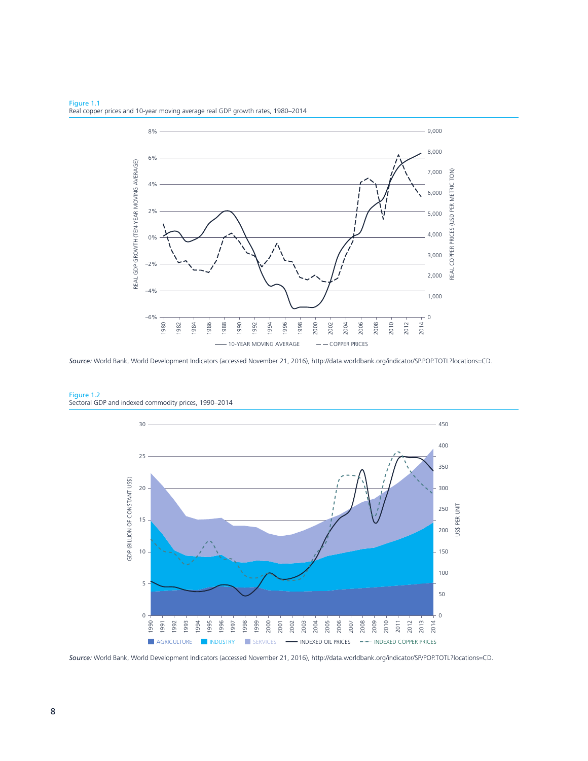Figure 1.1
Real copper prices and 10-year moving average real GDP growth rates, 1980–2014

*Source:* World Bank, World Development Indicators (accessed November 21, 2016), http://data.worldbank.org/indicator/SP.POP.TOTL?locations=CD.

Figure 1.2
Sectoral GDP and indexed commodity prices, 1990–2014

*Source:* World Bank, World Development Indicators (accessed November 21, 2016), http://data.worldbank.org/indicator/SP/POP.TOTL?locations=CD.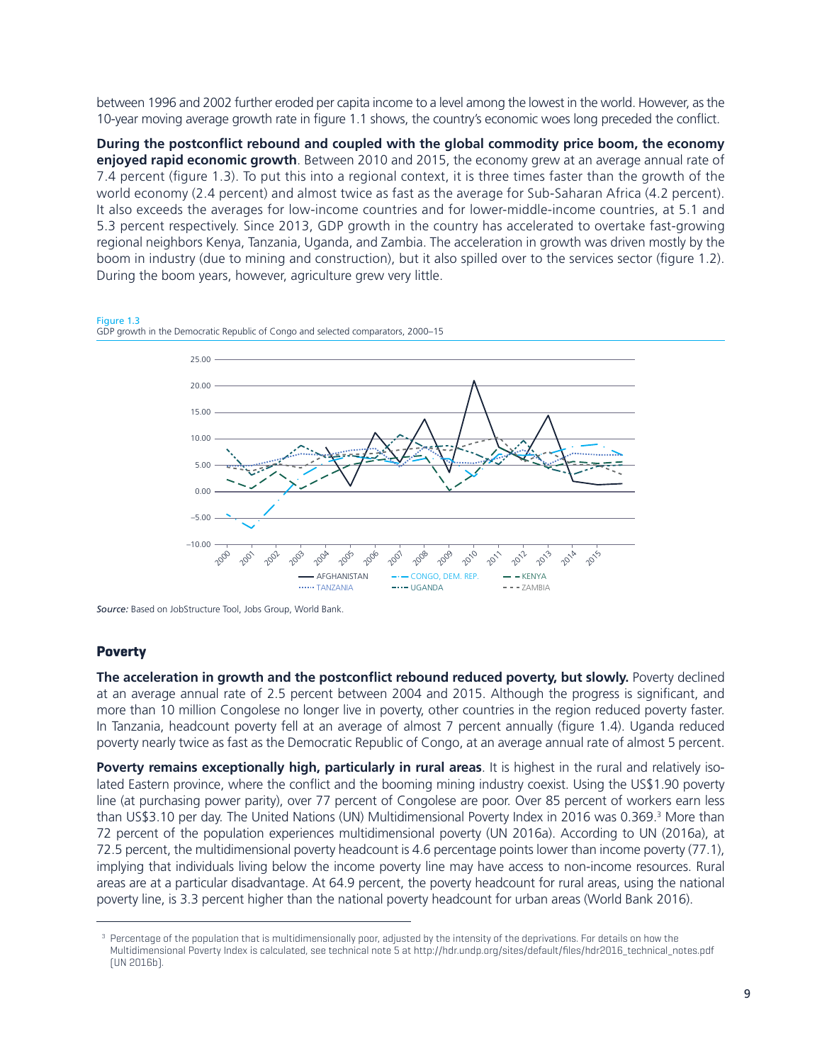between 1996 and 2002 further eroded per capita income to a level among the lowest in the world. However, as the 10-year moving average growth rate in figure 1.1 shows, the country's economic woes long preceded the conflict.

**During the postconflict rebound and coupled with the global commodity price boom, the economy enjoyed rapid economic growth**. Between 2010 and 2015, the economy grew at an average annual rate of 7.4 percent (figure 1.3). To put this into a regional context, it is three times faster than the growth of the world economy (2.4 percent) and almost twice as fast as the average for Sub-Saharan Africa (4.2 percent). It also exceeds the averages for low-income countries and for lower-middle-income countries, at 5.1 and 5.3 percent respectively. Since 2013, GDP growth in the country has accelerated to overtake fast-growing regional neighbors Kenya, Tanzania, Uganda, and Zambia. The acceleration in growth was driven mostly by the boom in industry (due to mining and construction), but it also spilled over to the services sector (figure 1.2). During the boom years, however, agriculture grew very little.

Figure 1.3
GDP growth in the Democratic Republic of Congo and selected comparators, 2000–15

*Source:* Based on JobStructure Tool, Jobs Group, World Bank.

## Poverty

**The acceleration in growth and the postconflict rebound reduced poverty, but slowly.** Poverty declined at an average annual rate of 2.5 percent between 2004 and 2015. Although the progress is significant, and more than 10 million Congolese no longer live in poverty, other countries in the region reduced poverty faster. In Tanzania, headcount poverty fell at an average of almost 7 percent annually (figure 1.4). Uganda reduced poverty nearly twice as fast as the Democratic Republic of Congo, at an average annual rate of almost 5 percent.

**Poverty remains exceptionally high, particularly in rural areas**. It is highest in the rural and relatively isolated Eastern province, where the conflict and the booming mining industry coexist. Using the US$1.90 poverty line (at purchasing power parity), over 77 percent of Congolese are poor. Over 85 percent of workers earn less than US$3.10 per day. The United Nations (UN) Multidimensional Poverty Index in 2016 was 0.369.[3] More than 72 percent of the population experiences multidimensional poverty (UN 2016a). According to UN (2016a), at 72.5 percent, the multidimensional poverty headcount is 4.6 percentage points lower than income poverty (77.1), implying that individuals living below the income poverty line may have access to non-income resources. Rural areas are at a particular disadvantage. At 64.9 percent, the poverty headcount for rural areas, using the national poverty line, is 3.3 percent higher than the national poverty headcount for urban areas (World Bank 2016).

---

[3] Percentage of the population that is multidimensionally poor, adjusted by the intensity of the deprivations. For details on how the Multidimensional Poverty Index is calculated, see technical note 5 at http://hdr.undp.org/sites/default/files/hdr2016_technical_notes.pdf (UN 2016b).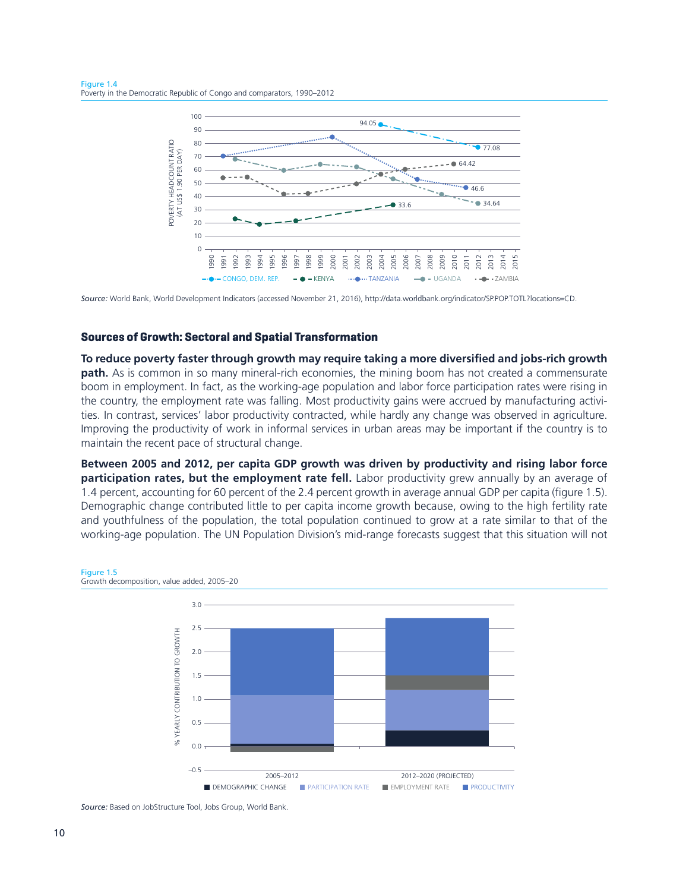Figure 1.4
Poverty in the Democratic Republic of Congo and comparators, 1990–2012

*Source:* World Bank, World Development Indicators (accessed November 21, 2016), http://data.worldbank.org/indicator/SP.POP.TOTL?locations=CD.

## Sources of Growth: Sectoral and Spatial Transformation

**To reduce poverty faster through growth may require taking a more diversified and jobs-rich growth path.** As is common in so many mineral-rich economies, the mining boom has not created a commensurate boom in employment. In fact, as the working-age population and labor force participation rates were rising in the country, the employment rate was falling. Most productivity gains were accrued by manufacturing activities. In contrast, services' labor productivity contracted, while hardly any change was observed in agriculture. Improving the productivity of work in informal services in urban areas may be important if the country is to maintain the recent pace of structural change.

**Between 2005 and 2012, per capita GDP growth was driven by productivity and rising labor force participation rates, but the employment rate fell.** Labor productivity grew annually by an average of 1.4 percent, accounting for 60 percent of the 2.4 percent growth in average annual GDP per capita (figure 1.5). Demographic change contributed little to per capita income growth because, owing to the high fertility rate and youthfulness of the population, the total population continued to grow at a rate similar to that of the working-age population. The UN Population Division's mid-range forecasts suggest that this situation will not

Figure 1.5
Growth decomposition, value added, 2005–20

*Source:* Based on JobStructure Tool, Jobs Group, World Bank.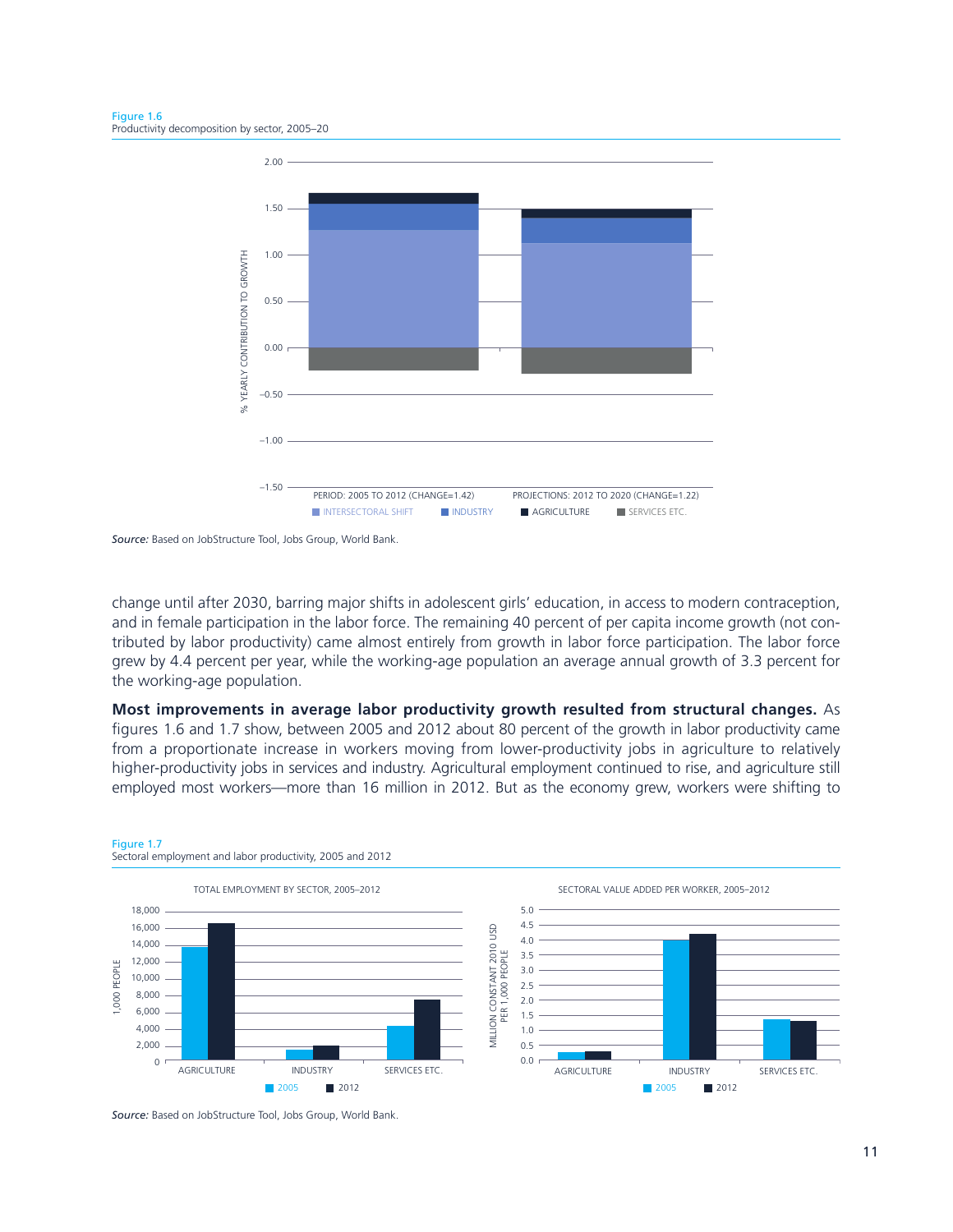Figure 1.6
Productivity decomposition by sector, 2005–20

Source: Based on JobStructure Tool, Jobs Group, World Bank.

change until after 2030, barring major shifts in adolescent girls' education, in access to modern contraception, and in female participation in the labor force. The remaining 40 percent of per capita income growth (not contributed by labor productivity) came almost entirely from growth in labor force participation. The labor force grew by 4.4 percent per year, while the working-age population an average annual growth of 3.3 percent for the working-age population.

**Most improvements in average labor productivity growth resulted from structural changes.** As figures 1.6 and 1.7 show, between 2005 and 2012 about 80 percent of the growth in labor productivity came from a proportionate increase in workers moving from lower-productivity jobs in agriculture to relatively higher-productivity jobs in services and industry. Agricultural employment continued to rise, and agriculture still employed most workers—more than 16 million in 2012. But as the economy grew, workers were shifting to

Figure 1.7
Sectoral employment and labor productivity, 2005 and 2012

Source: Based on JobStructure Tool, Jobs Group, World Bank.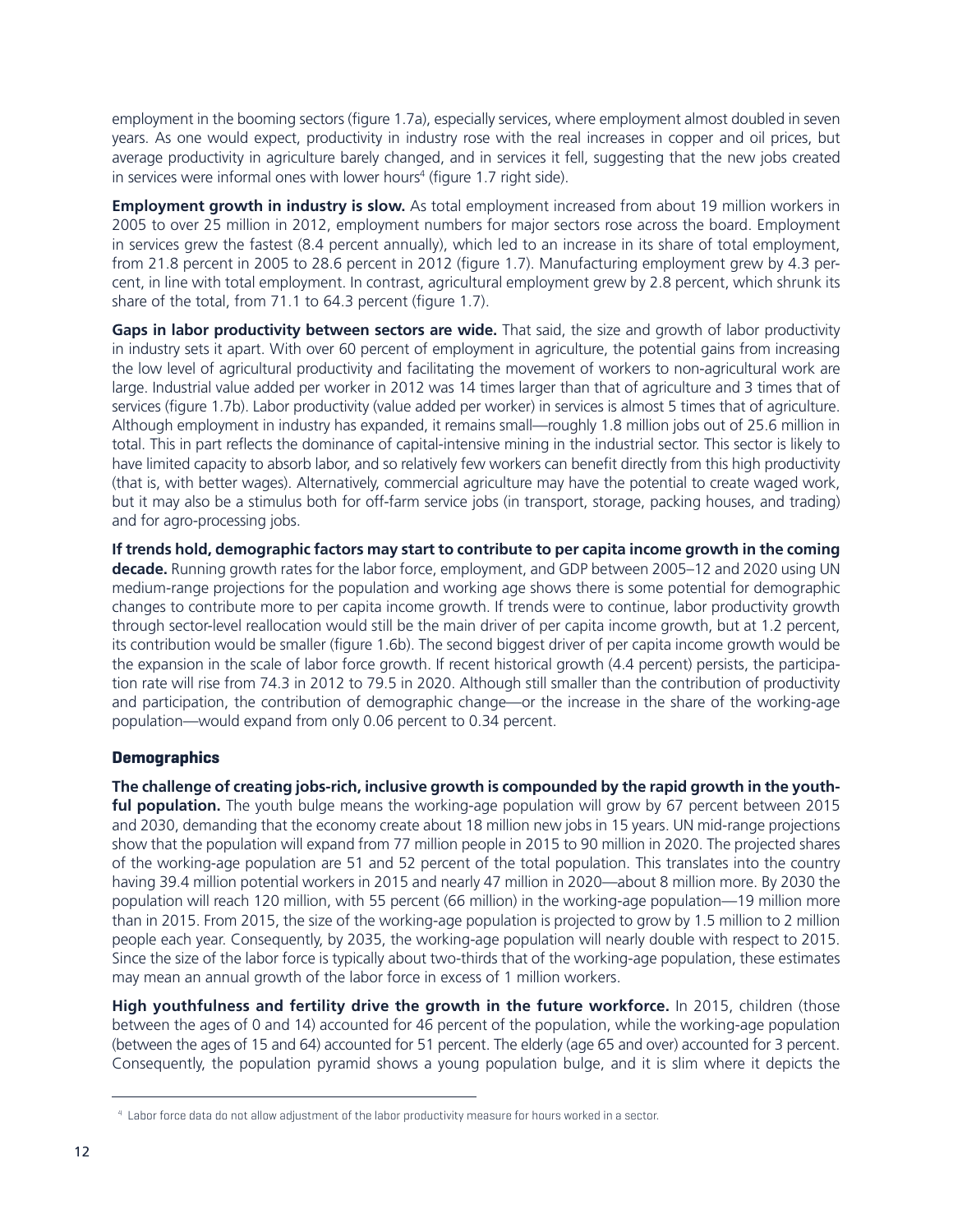employment in the booming sectors (figure 1.7a), especially services, where employment almost doubled in seven years. As one would expect, productivity in industry rose with the real increases in copper and oil prices, but average productivity in agriculture barely changed, and in services it fell, suggesting that the new jobs created in services were informal ones with lower hours[4] (figure 1.7 right side).

**Employment growth in industry is slow.** As total employment increased from about 19 million workers in 2005 to over 25 million in 2012, employment numbers for major sectors rose across the board. Employment in services grew the fastest (8.4 percent annually), which led to an increase in its share of total employment, from 21.8 percent in 2005 to 28.6 percent in 2012 (figure 1.7). Manufacturing employment grew by 4.3 percent, in line with total employment. In contrast, agricultural employment grew by 2.8 percent, which shrunk its share of the total, from 71.1 to 64.3 percent (figure 1.7).

**Gaps in labor productivity between sectors are wide.** That said, the size and growth of labor productivity in industry sets it apart. With over 60 percent of employment in agriculture, the potential gains from increasing the low level of agricultural productivity and facilitating the movement of workers to non-agricultural work are large. Industrial value added per worker in 2012 was 14 times larger than that of agriculture and 3 times that of services (figure 1.7b). Labor productivity (value added per worker) in services is almost 5 times that of agriculture. Although employment in industry has expanded, it remains small—roughly 1.8 million jobs out of 25.6 million in total. This in part reflects the dominance of capital-intensive mining in the industrial sector. This sector is likely to have limited capacity to absorb labor, and so relatively few workers can benefit directly from this high productivity (that is, with better wages). Alternatively, commercial agriculture may have the potential to create waged work, but it may also be a stimulus both for off-farm service jobs (in transport, storage, packing houses, and trading) and for agro-processing jobs.

**If trends hold, demographic factors may start to contribute to per capita income growth in the coming decade.** Running growth rates for the labor force, employment, and GDP between 2005–12 and 2020 using UN medium-range projections for the population and working age shows there is some potential for demographic changes to contribute more to per capita income growth. If trends were to continue, labor productivity growth through sector-level reallocation would still be the main driver of per capita income growth, but at 1.2 percent, its contribution would be smaller (figure 1.6b). The second biggest driver of per capita income growth would be the expansion in the scale of labor force growth. If recent historical growth (4.4 percent) persists, the participation rate will rise from 74.3 in 2012 to 79.5 in 2020. Although still smaller than the contribution of productivity and participation, the contribution of demographic change—or the increase in the share of the working-age population—would expand from only 0.06 percent to 0.34 percent.

### Demographics

**The challenge of creating jobs-rich, inclusive growth is compounded by the rapid growth in the youthful population.** The youth bulge means the working-age population will grow by 67 percent between 2015 and 2030, demanding that the economy create about 18 million new jobs in 15 years. UN mid-range projections show that the population will expand from 77 million people in 2015 to 90 million in 2020. The projected shares of the working-age population are 51 and 52 percent of the total population. This translates into the country having 39.4 million potential workers in 2015 and nearly 47 million in 2020—about 8 million more. By 2030 the population will reach 120 million, with 55 percent (66 million) in the working-age population—19 million more than in 2015. From 2015, the size of the working-age population is projected to grow by 1.5 million to 2 million people each year. Consequently, by 2035, the working-age population will nearly double with respect to 2015. Since the size of the labor force is typically about two-thirds that of the working-age population, these estimates may mean an annual growth of the labor force in excess of 1 million workers.

**High youthfulness and fertility drive the growth in the future workforce.** In 2015, children (those between the ages of 0 and 14) accounted for 46 percent of the population, while the working-age population (between the ages of 15 and 64) accounted for 51 percent. The elderly (age 65 and over) accounted for 3 percent. Consequently, the population pyramid shows a young population bulge, and it is slim where it depicts the

[4] Labor force data do not allow adjustment of the labor productivity measure for hours worked in a sector.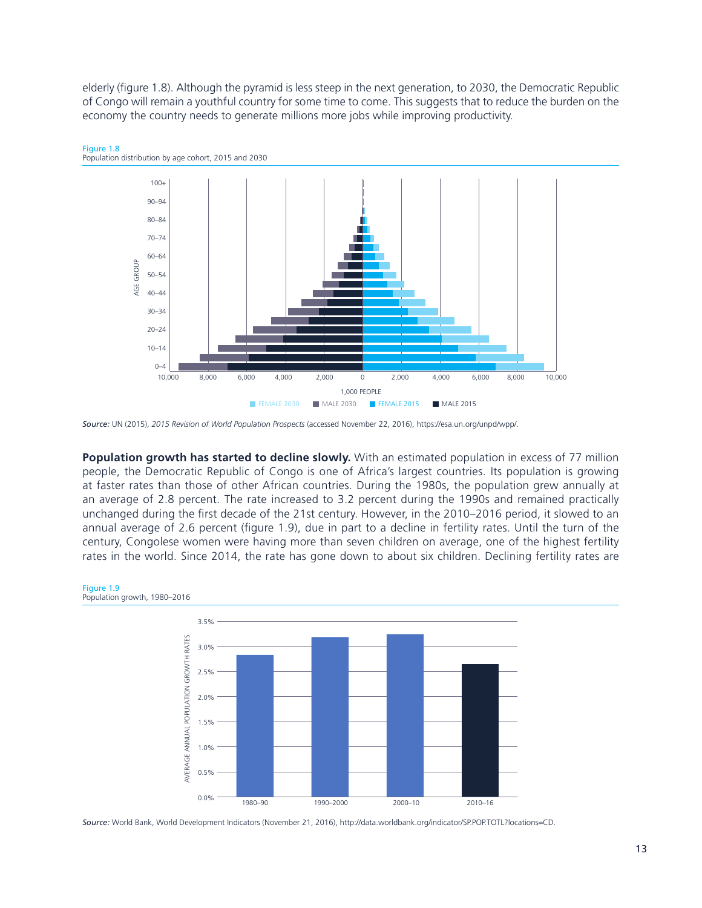elderly (figure 1.8). Although the pyramid is less steep in the next generation, to 2030, the Democratic Republic of Congo will remain a youthful country for some time to come. This suggests that to reduce the burden on the economy the country needs to generate millions more jobs while improving productivity.

Figure 1.8
Population distribution by age cohort, 2015 and 2030

*Source:* UN (2015), *2015 Revision of World Population Prospects* (accessed November 22, 2016), https://esa.un.org/unpd/wpp/.

**Population growth has started to decline slowly.** With an estimated population in excess of 77 million people, the Democratic Republic of Congo is one of Africa's largest countries. Its population is growing at faster rates than those of other African countries. During the 1980s, the population grew annually at an average of 2.8 percent. The rate increased to 3.2 percent during the 1990s and remained practically unchanged during the first decade of the 21st century. However, in the 2010–2016 period, it slowed to an annual average of 2.6 percent (figure 1.9), due in part to a decline in fertility rates. Until the turn of the century, Congolese women were having more than seven children on average, one of the highest fertility rates in the world. Since 2014, the rate has gone down to about six children. Declining fertility rates are

Figure 1.9
Population growth, 1980–2016

*Source:* World Bank, World Development Indicators (November 21, 2016), http://data.worldbank.org/indicator/SP.POP.TOTL?locations=CD.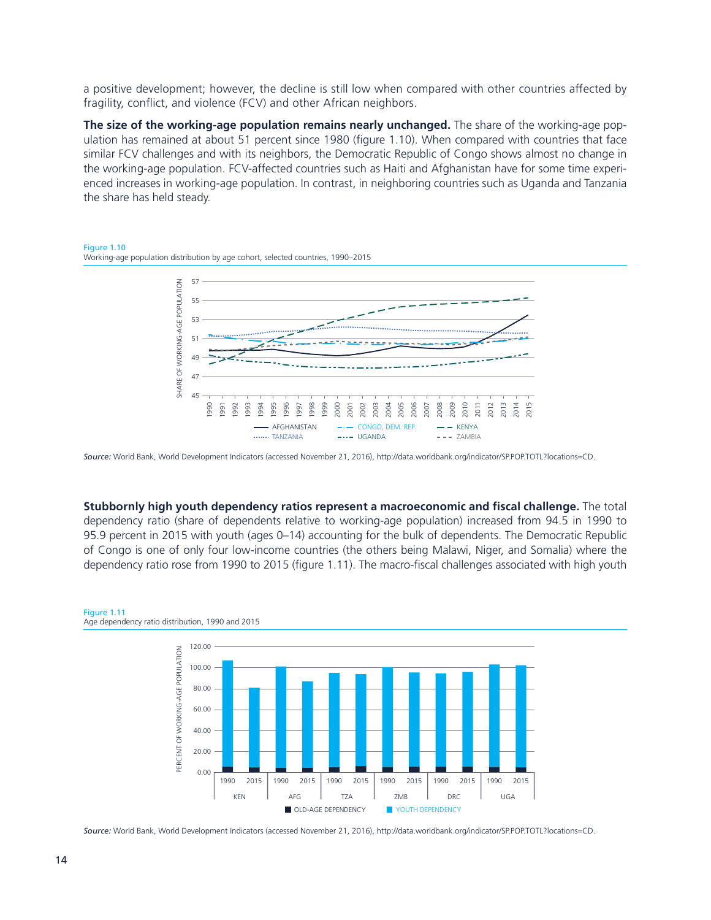a positive development; however, the decline is still low when compared with other countries affected by fragility, conflict, and violence (FCV) and other African neighbors.

**The size of the working-age population remains nearly unchanged.** The share of the working-age population has remained at about 51 percent since 1980 (figure 1.10). When compared with countries that face similar FCV challenges and with its neighbors, the Democratic Republic of Congo shows almost no change in the working-age population. FCV-affected countries such as Haiti and Afghanistan have for some time experienced increases in working-age population. In contrast, in neighboring countries such as Uganda and Tanzania the share has held steady.

Figure 1.10
Working-age population distribution by age cohort, selected countries, 1990–2015

*Source:* World Bank, World Development Indicators (accessed November 21, 2016), http://data.worldbank.org/indicator/SP.POP.TOTL?locations=CD.

**Stubbornly high youth dependency ratios represent a macroeconomic and fiscal challenge.** The total dependency ratio (share of dependents relative to working-age population) increased from 94.5 in 1990 to 95.9 percent in 2015 with youth (ages 0–14) accounting for the bulk of dependents. The Democratic Republic of Congo is one of only four low-income countries (the others being Malawi, Niger, and Somalia) where the dependency ratio rose from 1990 to 2015 (figure 1.11). The macro-fiscal challenges associated with high youth

Figure 1.11
Age dependency ratio distribution, 1990 and 2015

*Source:* World Bank, World Development Indicators (accessed November 21, 2016), http://data.worldbank.org/indicator/SP.POP.TOTL?locations=CD.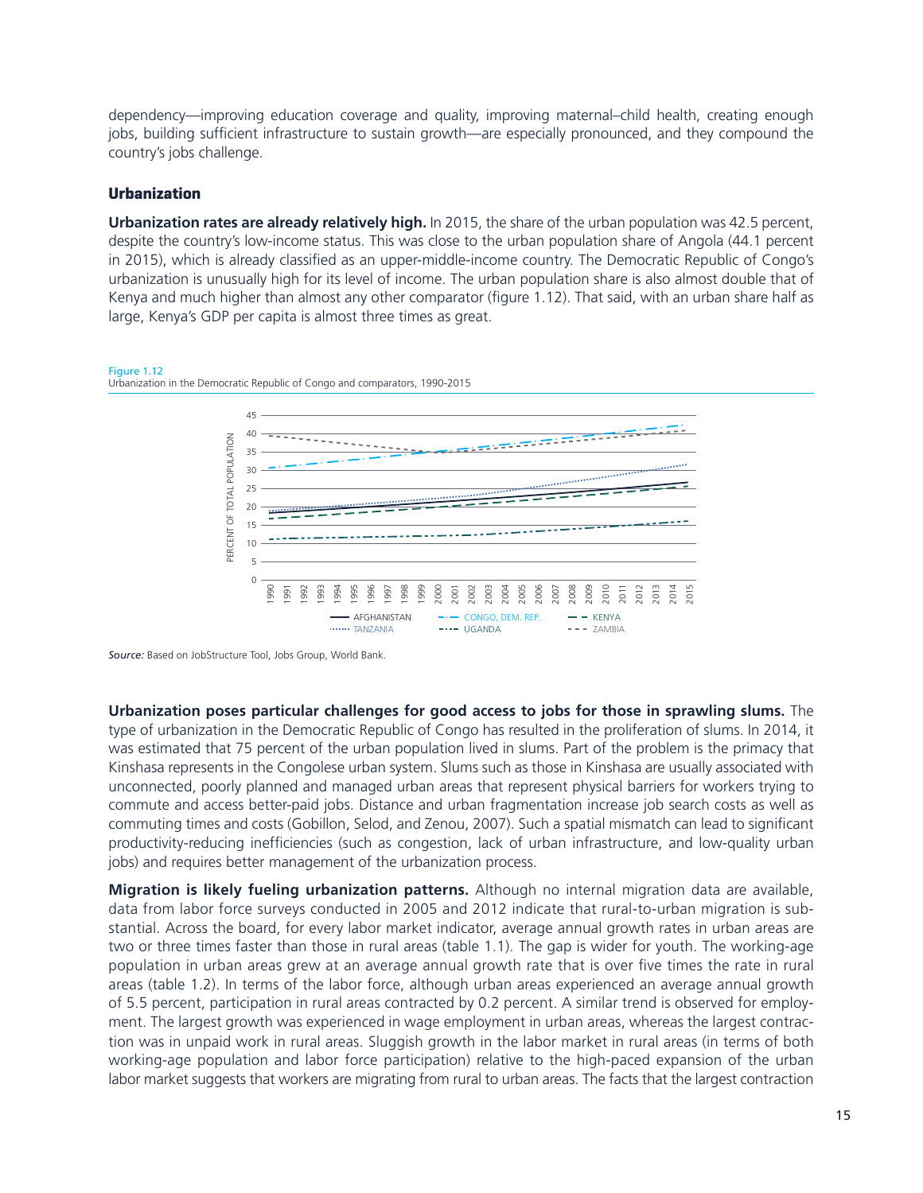dependency—improving education coverage and quality, improving maternal–child health, creating enough jobs, building sufficient infrastructure to sustain growth—are especially pronounced, and they compound the country's jobs challenge.

### Urbanization

**Urbanization rates are already relatively high.** In 2015, the share of the urban population was 42.5 percent, despite the country's low-income status. This was close to the urban population share of Angola (44.1 percent in 2015), which is already classified as an upper-middle-income country. The Democratic Republic of Congo's urbanization is unusually high for its level of income. The urban population share is also almost double that of Kenya and much higher than almost any other comparator (figure 1.12). That said, with an urban share half as large, Kenya's GDP per capita is almost three times as great.

Figure 1.12
Urbanization in the Democratic Republic of Congo and comparators, 1990-2015

*Source:* Based on JobStructure Tool, Jobs Group, World Bank.

**Urbanization poses particular challenges for good access to jobs for those in sprawling slums.** The type of urbanization in the Democratic Republic of Congo has resulted in the proliferation of slums. In 2014, it was estimated that 75 percent of the urban population lived in slums. Part of the problem is the primacy that Kinshasa represents in the Congolese urban system. Slums such as those in Kinshasa are usually associated with unconnected, poorly planned and managed urban areas that represent physical barriers for workers trying to commute and access better-paid jobs. Distance and urban fragmentation increase job search costs as well as commuting times and costs (Gobillon, Selod, and Zenou, 2007). Such a spatial mismatch can lead to significant productivity-reducing inefficiencies (such as congestion, lack of urban infrastructure, and low-quality urban jobs) and requires better management of the urbanization process.

**Migration is likely fueling urbanization patterns.** Although no internal migration data are available, data from labor force surveys conducted in 2005 and 2012 indicate that rural-to-urban migration is substantial. Across the board, for every labor market indicator, average annual growth rates in urban areas are two or three times faster than those in rural areas (table 1.1). The gap is wider for youth. The working-age population in urban areas grew at an average annual growth rate that is over five times the rate in rural areas (table 1.2). In terms of the labor force, although urban areas experienced an average annual growth of 5.5 percent, participation in rural areas contracted by 0.2 percent. A similar trend is observed for employment. The largest growth was experienced in wage employment in urban areas, whereas the largest contraction was in unpaid work in rural areas. Sluggish growth in the labor market in rural areas (in terms of both working-age population and labor force participation) relative to the high-paced expansion of the urban labor market suggests that workers are migrating from rural to urban areas. The facts that the largest contraction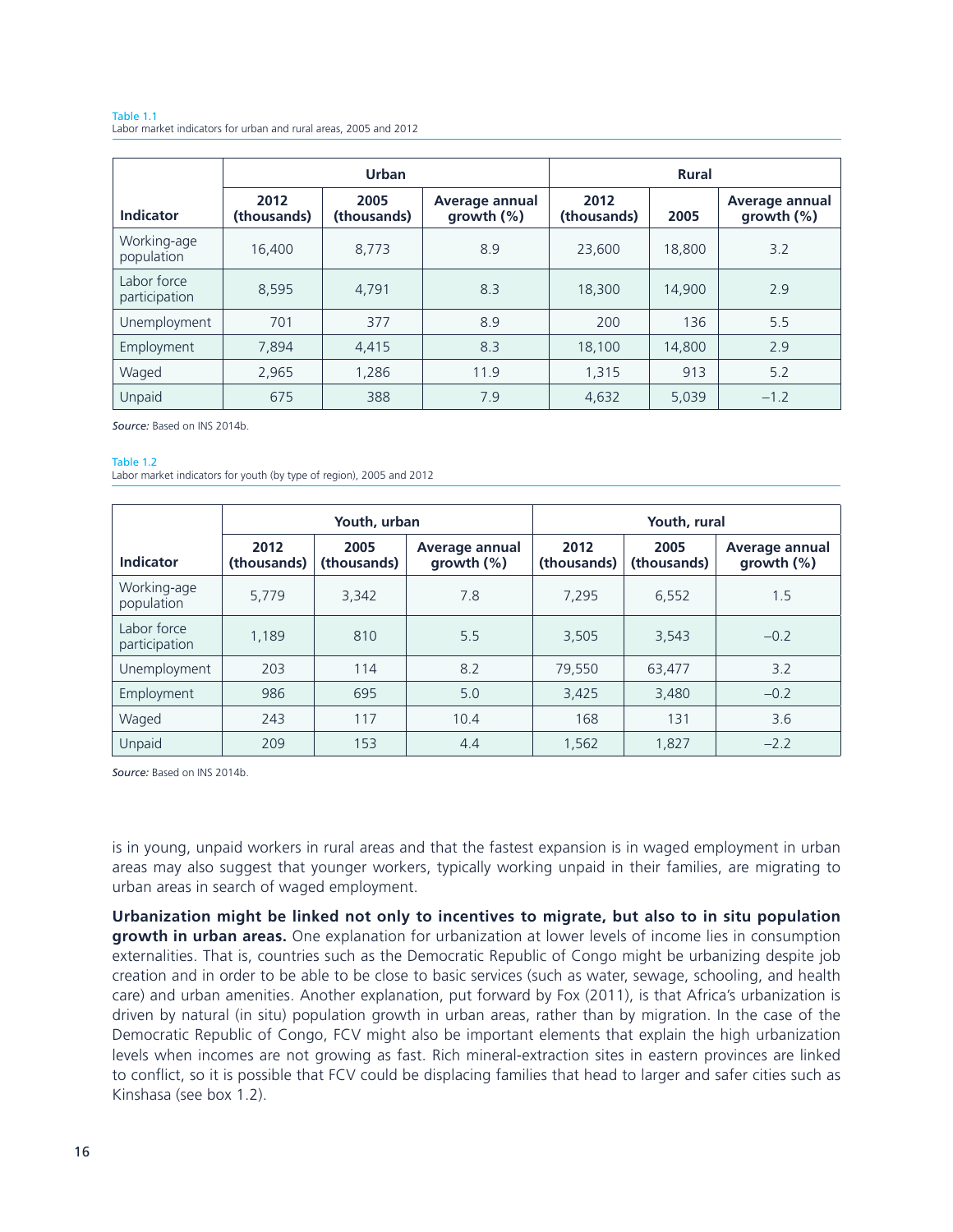Table 1.1
Labor market indicators for urban and rural areas, 2005 and 2012

| Indicator | Urban | | | Rural | | |
|---|---|---|---|---|---|---|
| | 2012 (thousands) | 2005 (thousands) | Average annual growth (%) | 2012 (thousands) | 2005 | Average annual growth (%) |
| Working-age population | 16,400 | 8,773 | 8.9 | 23,600 | 18,800 | 3.2 |
| Labor force participation | 8,595 | 4,791 | 8.3 | 18,300 | 14,900 | 2.9 |
| Unemployment | 701 | 377 | 8.9 | 200 | 136 | 5.5 |
| Employment | 7,894 | 4,415 | 8.3 | 18,100 | 14,800 | 2.9 |
| Waged | 2,965 | 1,286 | 11.9 | 1,315 | 913 | 5.2 |
| Unpaid | 675 | 388 | 7.9 | 4,632 | 5,039 | −1.2 |

*Source:* Based on INS 2014b.

Table 1.2
Labor market indicators for youth (by type of region), 2005 and 2012

| Indicator | Youth, urban | | | Youth, rural | | |
|---|---|---|---|---|---|---|
| | 2012 (thousands) | 2005 (thousands) | Average annual growth (%) | 2012 (thousands) | 2005 (thousands) | Average annual growth (%) |
| Working-age population | 5,779 | 3,342 | 7.8 | 7,295 | 6,552 | 1.5 |
| Labor force participation | 1,189 | 810 | 5.5 | 3,505 | 3,543 | −0.2 |
| Unemployment | 203 | 114 | 8.2 | 79,550 | 63,477 | 3.2 |
| Employment | 986 | 695 | 5.0 | 3,425 | 3,480 | −0.2 |
| Waged | 243 | 117 | 10.4 | 168 | 131 | 3.6 |
| Unpaid | 209 | 153 | 4.4 | 1,562 | 1,827 | −2.2 |

*Source:* Based on INS 2014b.

is in young, unpaid workers in rural areas and that the fastest expansion is in waged employment in urban areas may also suggest that younger workers, typically working unpaid in their families, are migrating to urban areas in search of waged employment.

**Urbanization might be linked not only to incentives to migrate, but also to in situ population growth in urban areas.** One explanation for urbanization at lower levels of income lies in consumption externalities. That is, countries such as the Democratic Republic of Congo might be urbanizing despite job creation and in order to be able to be close to basic services (such as water, sewage, schooling, and health care) and urban amenities. Another explanation, put forward by Fox (2011), is that Africa's urbanization is driven by natural (in situ) population growth in urban areas, rather than by migration. In the case of the Democratic Republic of Congo, FCV might also be important elements that explain the high urbanization levels when incomes are not growing as fast. Rich mineral-extraction sites in eastern provinces are linked to conflict, so it is possible that FCV could be displacing families that head to larger and safer cities such as Kinshasa (see box 1.2).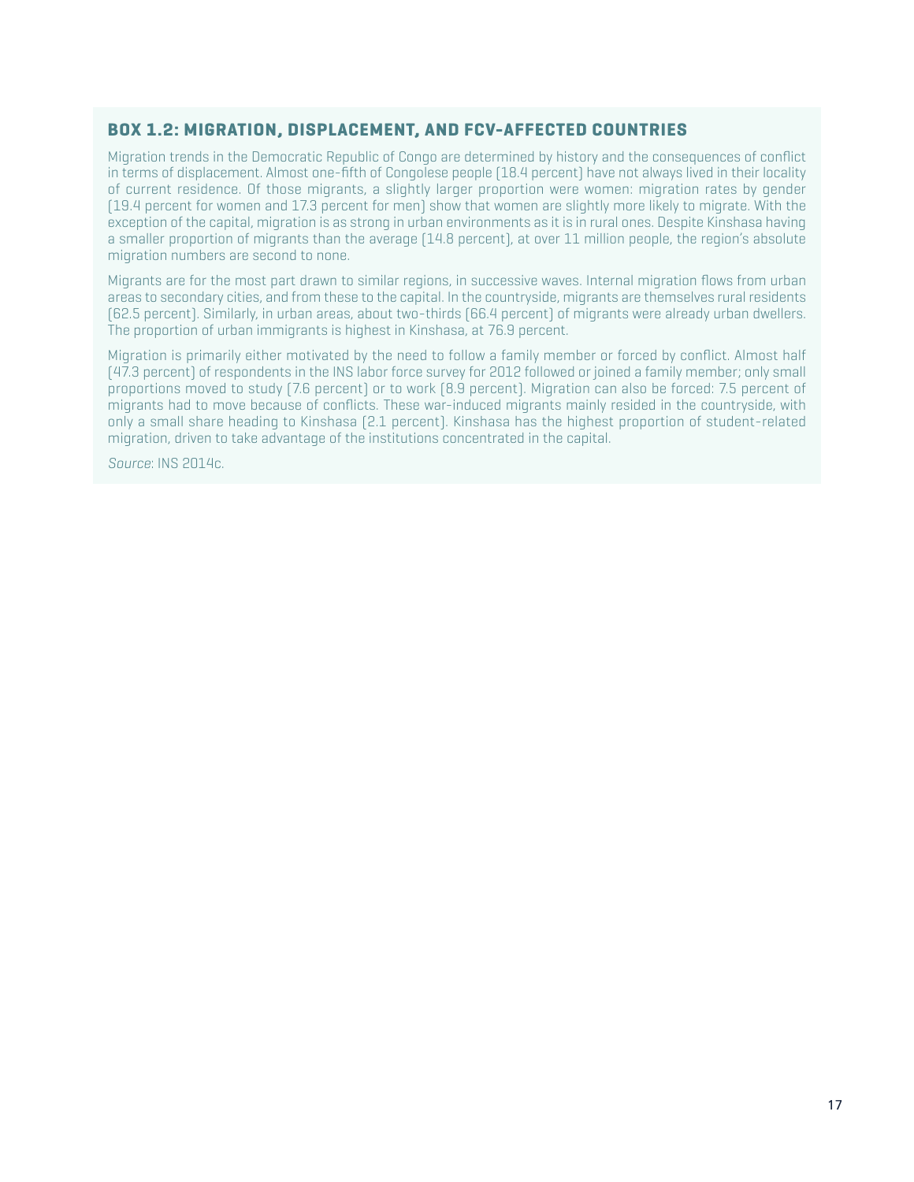### BOX 1.2: MIGRATION, DISPLACEMENT, AND FCV-AFFECTED COUNTRIES

Migration trends in the Democratic Republic of Congo are determined by history and the consequences of conflict in terms of displacement. Almost one-fifth of Congolese people (18.4 percent) have not always lived in their locality of current residence. Of those migrants, a slightly larger proportion were women: migration rates by gender (19.4 percent for women and 17.3 percent for men) show that women are slightly more likely to migrate. With the exception of the capital, migration is as strong in urban environments as it is in rural ones. Despite Kinshasa having a smaller proportion of migrants than the average (14.8 percent), at over 11 million people, the region's absolute migration numbers are second to none.

Migrants are for the most part drawn to similar regions, in successive waves. Internal migration flows from urban areas to secondary cities, and from these to the capital. In the countryside, migrants are themselves rural residents (62.5 percent). Similarly, in urban areas, about two-thirds (66.4 percent) of migrants were already urban dwellers. The proportion of urban immigrants is highest in Kinshasa, at 76.9 percent.

Migration is primarily either motivated by the need to follow a family member or forced by conflict. Almost half (47.3 percent) of respondents in the INS labor force survey for 2012 followed or joined a family member; only small proportions moved to study (7.6 percent) or to work (8.9 percent). Migration can also be forced: 7.5 percent of migrants had to move because of conflicts. These war-induced migrants mainly resided in the countryside, with only a small share heading to Kinshasa (2.1 percent). Kinshasa has the highest proportion of student-related migration, driven to take advantage of the institutions concentrated in the capital.

*Source*: INS 2014c.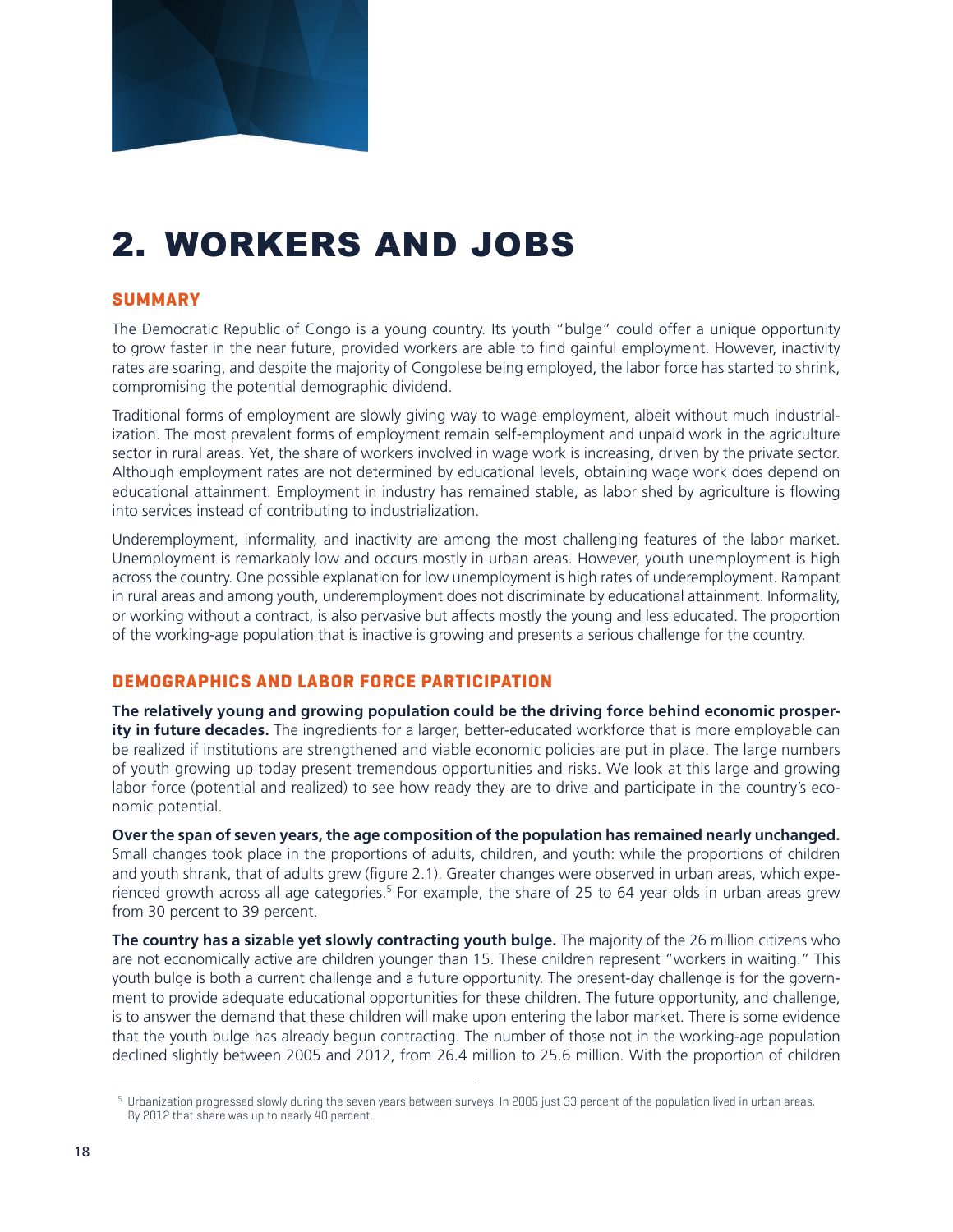# 2. WORKERS AND JOBS

## SUMMARY

The Democratic Republic of Congo is a young country. Its youth "bulge" could offer a unique opportunity to grow faster in the near future, provided workers are able to find gainful employment. However, inactivity rates are soaring, and despite the majority of Congolese being employed, the labor force has started to shrink, compromising the potential demographic dividend.

Traditional forms of employment are slowly giving way to wage employment, albeit without much industrialization. The most prevalent forms of employment remain self-employment and unpaid work in the agriculture sector in rural areas. Yet, the share of workers involved in wage work is increasing, driven by the private sector. Although employment rates are not determined by educational levels, obtaining wage work does depend on educational attainment. Employment in industry has remained stable, as labor shed by agriculture is flowing into services instead of contributing to industrialization.

Underemployment, informality, and inactivity are among the most challenging features of the labor market. Unemployment is remarkably low and occurs mostly in urban areas. However, youth unemployment is high across the country. One possible explanation for low unemployment is high rates of underemployment. Rampant in rural areas and among youth, underemployment does not discriminate by educational attainment. Informality, or working without a contract, is also pervasive but affects mostly the young and less educated. The proportion of the working-age population that is inactive is growing and presents a serious challenge for the country.

## DEMOGRAPHICS AND LABOR FORCE PARTICIPATION

**The relatively young and growing population could be the driving force behind economic prosperity in future decades.** The ingredients for a larger, better-educated workforce that is more employable can be realized if institutions are strengthened and viable economic policies are put in place. The large numbers of youth growing up today present tremendous opportunities and risks. We look at this large and growing labor force (potential and realized) to see how ready they are to drive and participate in the country's economic potential.

**Over the span of seven years, the age composition of the population has remained nearly unchanged.** Small changes took place in the proportions of adults, children, and youth: while the proportions of children and youth shrank, that of adults grew (figure 2.1). Greater changes were observed in urban areas, which experienced growth across all age categories.[5] For example, the share of 25 to 64 year olds in urban areas grew from 30 percent to 39 percent.

**The country has a sizable yet slowly contracting youth bulge.** The majority of the 26 million citizens who are not economically active are children younger than 15. These children represent "workers in waiting." This youth bulge is both a current challenge and a future opportunity. The present-day challenge is for the government to provide adequate educational opportunities for these children. The future opportunity, and challenge, is to answer the demand that these children will make upon entering the labor market. There is some evidence that the youth bulge has already begun contracting. The number of those not in the working-age population declined slightly between 2005 and 2012, from 26.4 million to 25.6 million. With the proportion of children

---

[5] Urbanization progressed slowly during the seven years between surveys. In 2005 just 33 percent of the population lived in urban areas. By 2012 that share was up to nearly 40 percent.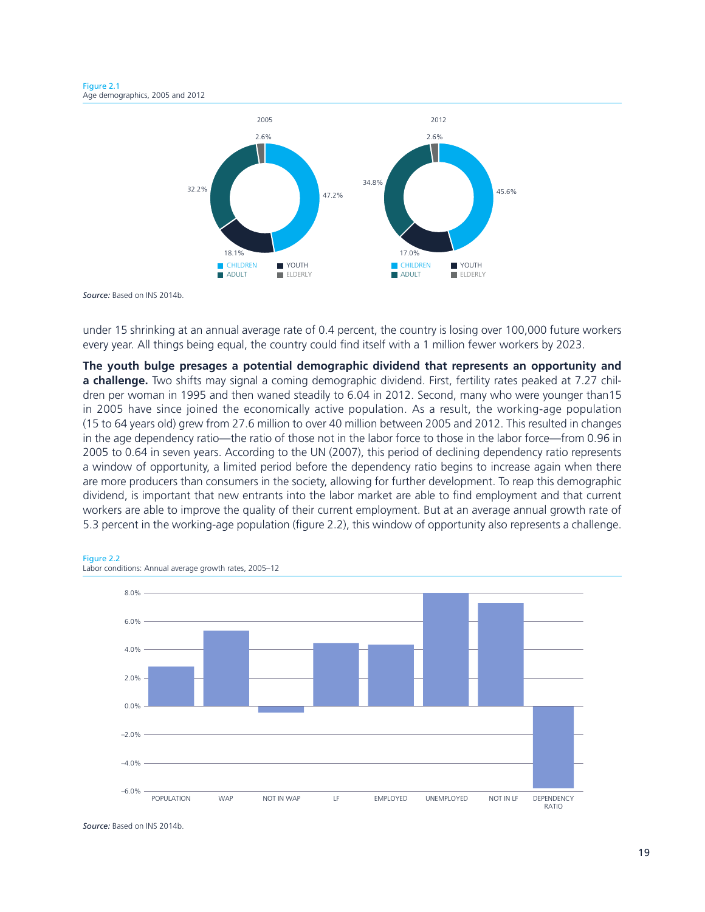Figure 2.1
Age demographics, 2005 and 2012

*Source:* Based on INS 2014b.

under 15 shrinking at an annual average rate of 0.4 percent, the country is losing over 100,000 future workers every year. All things being equal, the country could find itself with a 1 million fewer workers by 2023.

**The youth bulge presages a potential demographic dividend that represents an opportunity and a challenge.** Two shifts may signal a coming demographic dividend. First, fertility rates peaked at 7.27 children per woman in 1995 and then waned steadily to 6.04 in 2012. Second, many who were younger than15 in 2005 have since joined the economically active population. As a result, the working-age population (15 to 64 years old) grew from 27.6 million to over 40 million between 2005 and 2012. This resulted in changes in the age dependency ratio—the ratio of those not in the labor force to those in the labor force—from 0.96 in 2005 to 0.64 in seven years. According to the UN (2007), this period of declining dependency ratio represents a window of opportunity, a limited period before the dependency ratio begins to increase again when there are more producers than consumers in the society, allowing for further development. To reap this demographic dividend, is important that new entrants into the labor market are able to find employment and that current workers are able to improve the quality of their current employment. But at an average annual growth rate of 5.3 percent in the working-age population (figure 2.2), this window of opportunity also represents a challenge.

Figure 2.2
Labor conditions: Annual average growth rates, 2005–12

*Source:* Based on INS 2014b.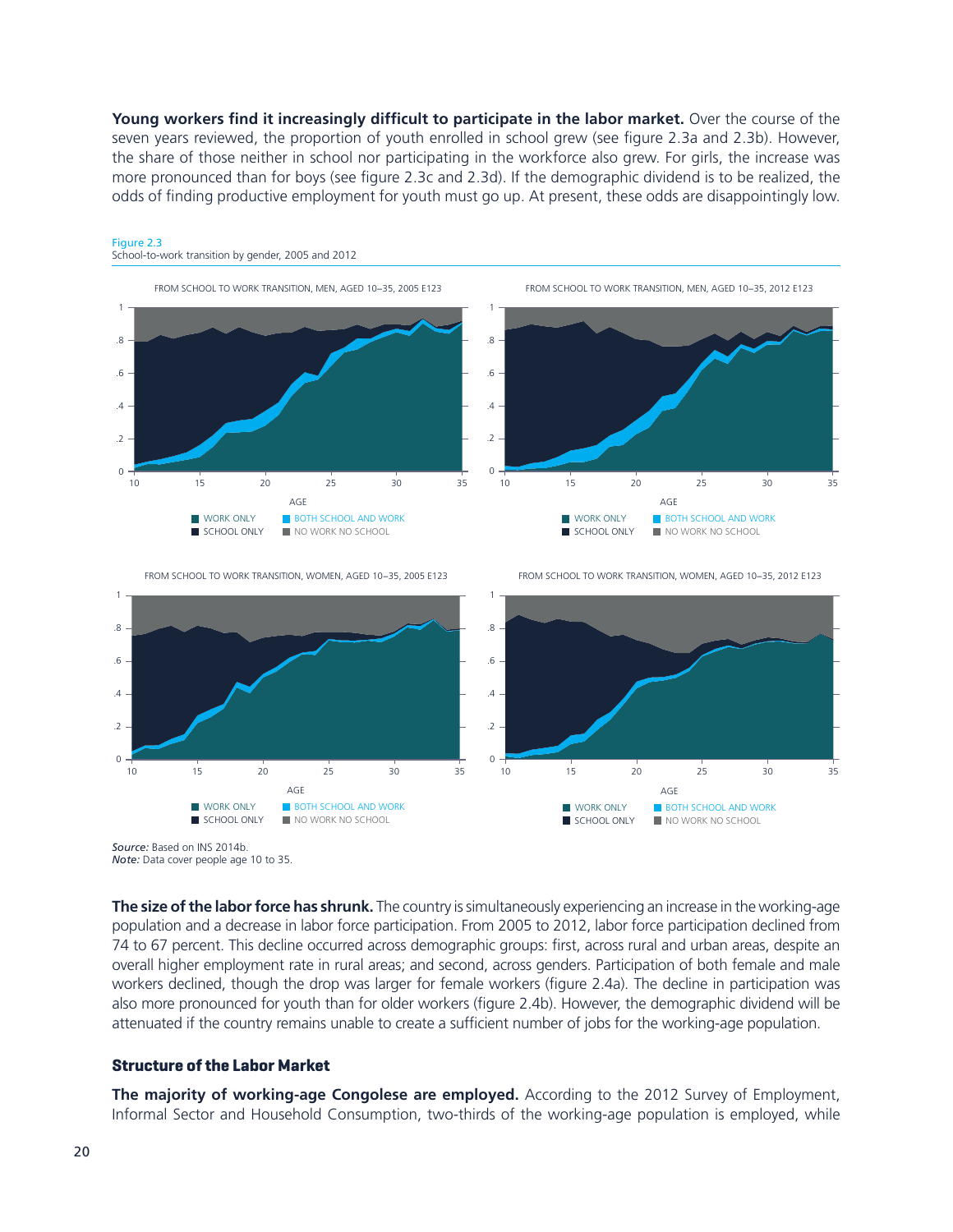**Young workers find it increasingly difficult to participate in the labor market.** Over the course of the seven years reviewed, the proportion of youth enrolled in school grew (see figure 2.3a and 2.3b). However, the share of those neither in school nor participating in the workforce also grew. For girls, the increase was more pronounced than for boys (see figure 2.3c and 2.3d). If the demographic dividend is to be realized, the odds of finding productive employment for youth must go up. At present, these odds are disappointingly low.

Figure 2.3
School-to-work transition by gender, 2005 and 2012

FROM SCHOOL TO WORK TRANSITION, MEN, AGED 10–35, 2005 E123

FROM SCHOOL TO WORK TRANSITION, MEN, AGED 10–35, 2012 E123

FROM SCHOOL TO WORK TRANSITION, WOMEN, AGED 10–35, 2005 E123

FROM SCHOOL TO WORK TRANSITION, WOMEN, AGED 10–35, 2012 E123

*Source:* Based on INS 2014b.
*Note:* Data cover people age 10 to 35.

**The size of the labor force has shrunk.** The country is simultaneously experiencing an increase in the working-age population and a decrease in labor force participation. From 2005 to 2012, labor force participation declined from 74 to 67 percent. This decline occurred across demographic groups: first, across rural and urban areas, despite an overall higher employment rate in rural areas; and second, across genders. Participation of both female and male workers declined, though the drop was larger for female workers (figure 2.4a). The decline in participation was also more pronounced for youth than for older workers (figure 2.4b). However, the demographic dividend will be attenuated if the country remains unable to create a sufficient number of jobs for the working-age population.

### Structure of the Labor Market

**The majority of working-age Congolese are employed.** According to the 2012 Survey of Employment, Informal Sector and Household Consumption, two-thirds of the working-age population is employed, while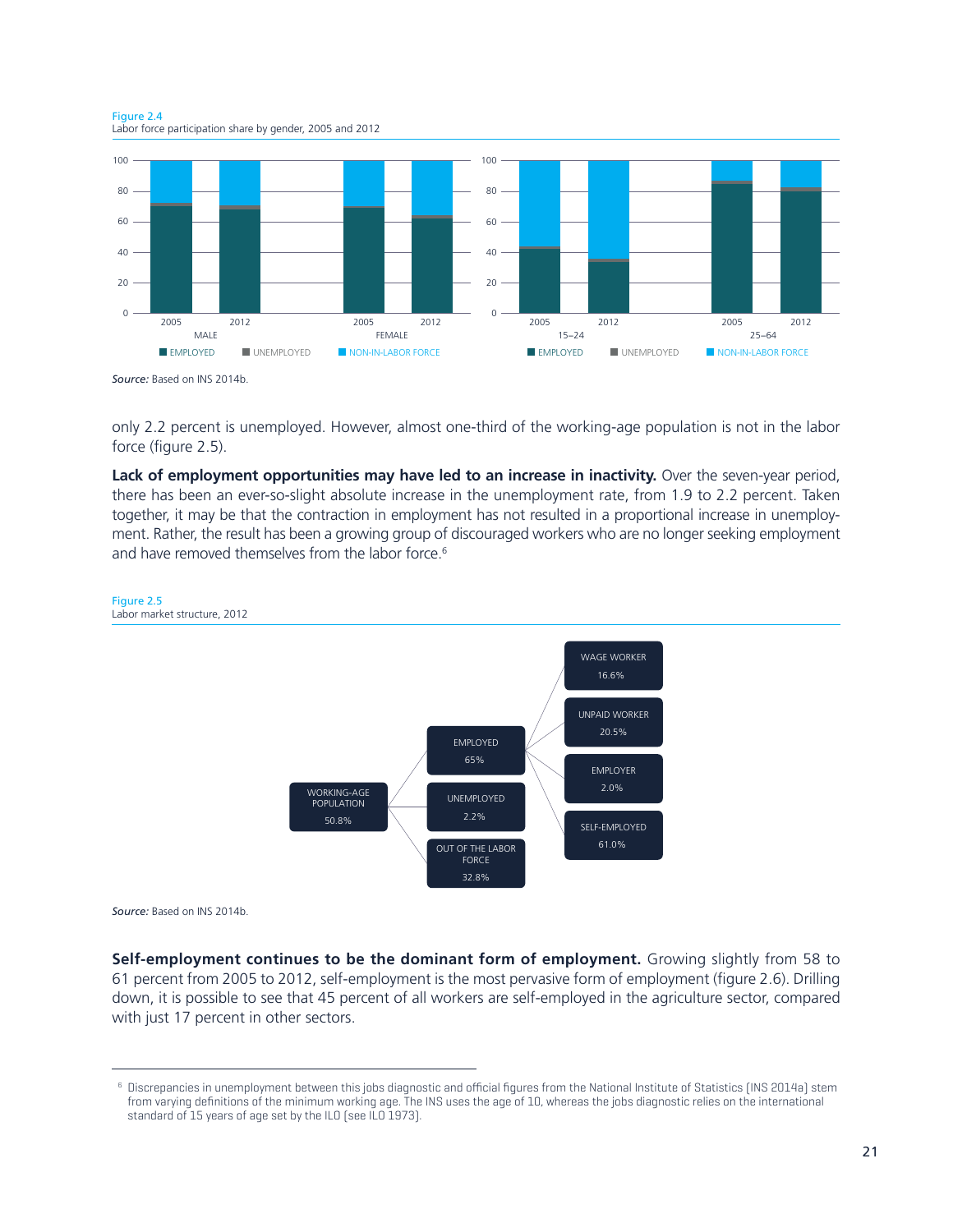Figure 2.4
Labor force participation share by gender, 2005 and 2012

Source: Based on INS 2014b.

only 2.2 percent is unemployed. However, almost one-third of the working-age population is not in the labor force (figure 2.5).

**Lack of employment opportunities may have led to an increase in inactivity.** Over the seven-year period, there has been an ever-so-slight absolute increase in the unemployment rate, from 1.9 to 2.2 percent. Taken together, it may be that the contraction in employment has not resulted in a proportional increase in unemployment. Rather, the result has been a growing group of discouraged workers who are no longer seeking employment and have removed themselves from the labor force.[6]

Figure 2.5
Labor market structure, 2012

Source: Based on INS 2014b.

**Self-employment continues to be the dominant form of employment.** Growing slightly from 58 to 61 percent from 2005 to 2012, self-employment is the most pervasive form of employment (figure 2.6). Drilling down, it is possible to see that 45 percent of all workers are self-employed in the agriculture sector, compared with just 17 percent in other sectors.

[6] Discrepancies in unemployment between this jobs diagnostic and official figures from the National Institute of Statistics (INS 2014a) stem from varying definitions of the minimum working age. The INS uses the age of 10, whereas the jobs diagnostic relies on the international standard of 15 years of age set by the ILO (see ILO 1973).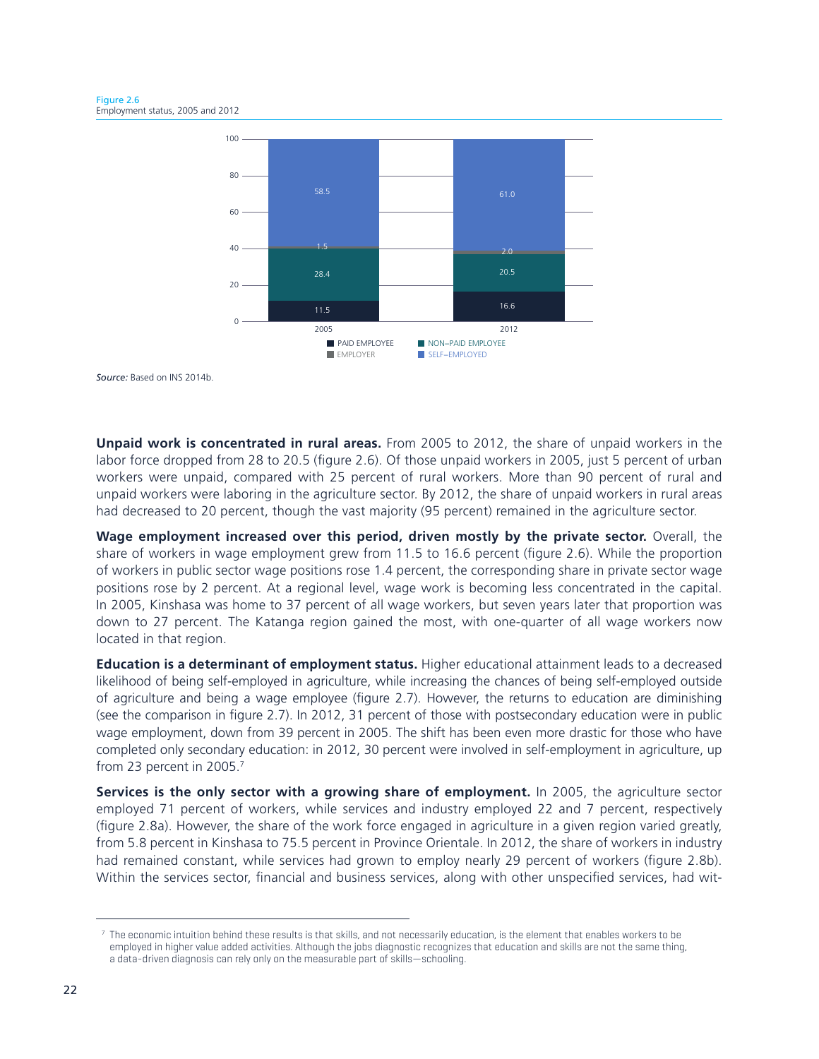Figure 2.6
Employment status, 2005 and 2012

| | 2005 | 2012 |
|---|---|---|
| Paid employee | 11.5 | 16.6 |
| Non–paid employee | 28.4 | 20.5 |
| Employer | 1.5 | 2.0 |
| Self–employed | 58.5 | 61.0 |

*Source:* Based on INS 2014b.

**Unpaid work is concentrated in rural areas.** From 2005 to 2012, the share of unpaid workers in the labor force dropped from 28 to 20.5 (figure 2.6). Of those unpaid workers in 2005, just 5 percent of urban workers were unpaid, compared with 25 percent of rural workers. More than 90 percent of rural and unpaid workers were laboring in the agriculture sector. By 2012, the share of unpaid workers in rural areas had decreased to 20 percent, though the vast majority (95 percent) remained in the agriculture sector.

**Wage employment increased over this period, driven mostly by the private sector.** Overall, the share of workers in wage employment grew from 11.5 to 16.6 percent (figure 2.6). While the proportion of workers in public sector wage positions rose 1.4 percent, the corresponding share in private sector wage positions rose by 2 percent. At a regional level, wage work is becoming less concentrated in the capital. In 2005, Kinshasa was home to 37 percent of all wage workers, but seven years later that proportion was down to 27 percent. The Katanga region gained the most, with one-quarter of all wage workers now located in that region.

**Education is a determinant of employment status.** Higher educational attainment leads to a decreased likelihood of being self-employed in agriculture, while increasing the chances of being self-employed outside of agriculture and being a wage employee (figure 2.7). However, the returns to education are diminishing (see the comparison in figure 2.7). In 2012, 31 percent of those with postsecondary education were in public wage employment, down from 39 percent in 2005. The shift has been even more drastic for those who have completed only secondary education: in 2012, 30 percent were involved in self-employment in agriculture, up from 23 percent in 2005.[7]

**Services is the only sector with a growing share of employment.** In 2005, the agriculture sector employed 71 percent of workers, while services and industry employed 22 and 7 percent, respectively (figure 2.8a). However, the share of the work force engaged in agriculture in a given region varied greatly, from 5.8 percent in Kinshasa to 75.5 percent in Province Orientale. In 2012, the share of workers in industry had remained constant, while services had grown to employ nearly 29 percent of workers (figure 2.8b). Within the services sector, financial and business services, along with other unspecified services, had wit-

[7] The economic intuition behind these results is that skills, and not necessarily education, is the element that enables workers to be employed in higher value added activities. Although the jobs diagnostic recognizes that education and skills are not the same thing, a data-driven diagnosis can rely only on the measurable part of skills—schooling.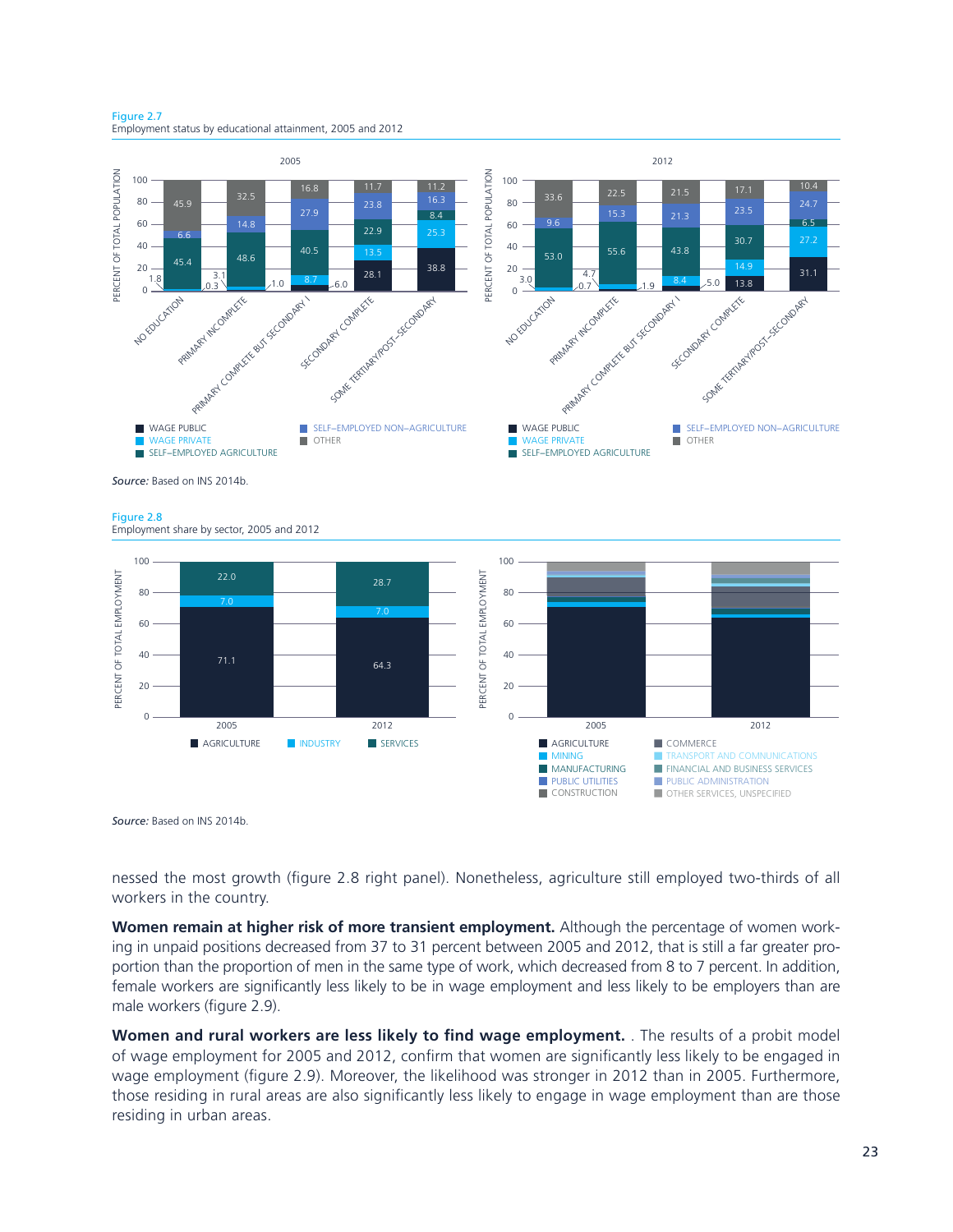Figure 2.7
Employment status by educational attainment, 2005 and 2012

*Source:* Based on INS 2014b.

Figure 2.8
Employment share by sector, 2005 and 2012

*Source:* Based on INS 2014b.

nessed the most growth (figure 2.8 right panel). Nonetheless, agriculture still employed two-thirds of all workers in the country.

**Women remain at higher risk of more transient employment.** Although the percentage of women working in unpaid positions decreased from 37 to 31 percent between 2005 and 2012, that is still a far greater proportion than the proportion of men in the same type of work, which decreased from 8 to 7 percent. In addition, female workers are significantly less likely to be in wage employment and less likely to be employers than are male workers (figure 2.9).

**Women and rural workers are less likely to find wage employment.** . The results of a probit model of wage employment for 2005 and 2012, confirm that women are significantly less likely to be engaged in wage employment (figure 2.9). Moreover, the likelihood was stronger in 2012 than in 2005. Furthermore, those residing in rural areas are also significantly less likely to engage in wage employment than are those residing in urban areas.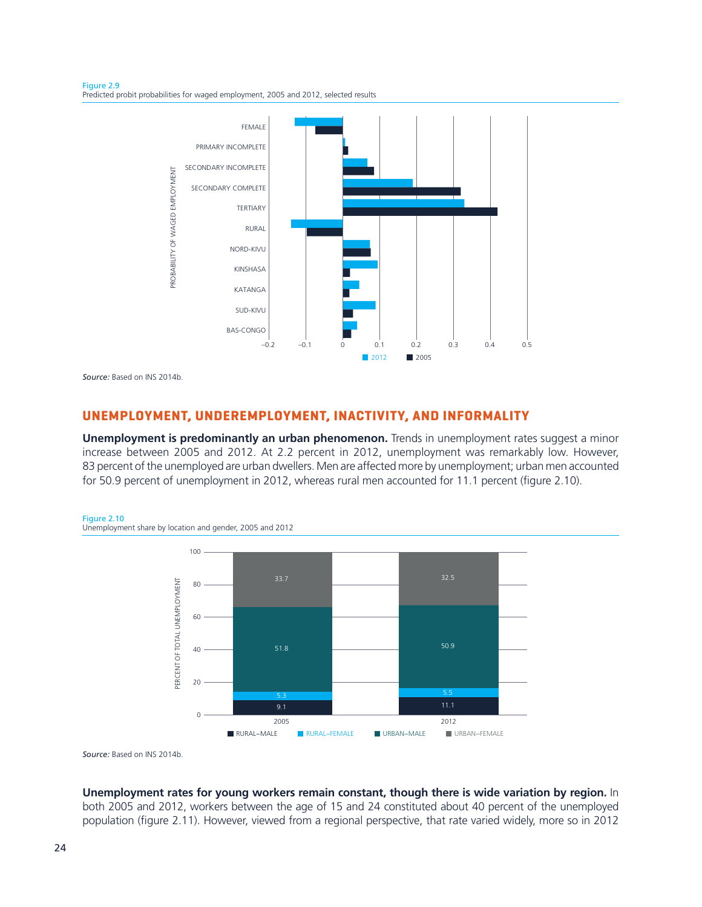Figure 2.9
Predicted probit probabilities for waged employment, 2005 and 2012, selected results

Source: Based on INS 2014b.

## UNEMPLOYMENT, UNDEREMPLOYMENT, INACTIVITY, AND INFORMALITY

**Unemployment is predominantly an urban phenomenon.** Trends in unemployment rates suggest a minor increase between 2005 and 2012. At 2.2 percent in 2012, unemployment was remarkably low. However, 83 percent of the unemployed are urban dwellers. Men are affected more by unemployment; urban men accounted for 50.9 percent of unemployment in 2012, whereas rural men accounted for 11.1 percent (figure 2.10).

Figure 2.10
Unemployment share by location and gender, 2005 and 2012

| | 2005 | 2012 |
|---|---|---|
| RURAL–MALE | 9.1 | 11.1 |
| RURAL–FEMALE | 5.3 | 5.5 |
| URBAN–MALE | 51.8 | 50.9 |
| URBAN–FEMALE | 33.7 | 32.5 |

Source: Based on INS 2014b.

**Unemployment rates for young workers remain constant, though there is wide variation by region.** In both 2005 and 2012, workers between the age of 15 and 24 constituted about 40 percent of the unemployed population (figure 2.11). However, viewed from a regional perspective, that rate varied widely, more so in 2012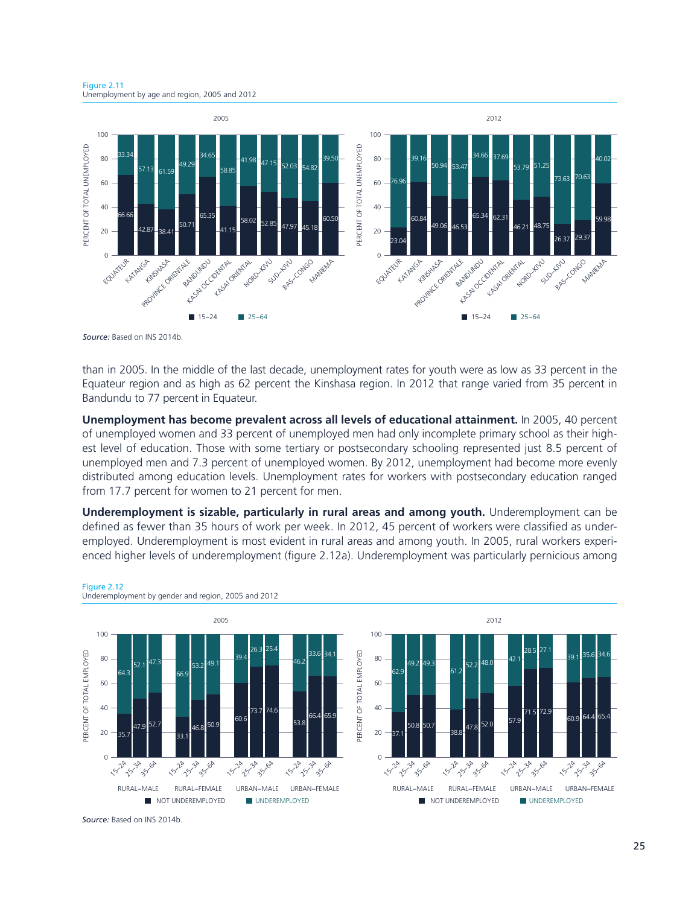Figure 2.11
Unemployment by age and region, 2005 and 2012

2005

| Region | 15–24 | 25–64 |
|---|---|---|
| EQUATEUR | 66.66 | 33.34 |
| KATANGA | 42.87 | 57.13 |
| KINSHASA | 38.41 | 61.59 |
| PROVINCE ORIENTALE | 50.71 | 49.29 |
| BANDUNDU | 65.35 | 34.65 |
| KASAI OCCIDENTAL | 41.15 | 58.85 |
| KASAI ORIENTAL | 58.02 | 41.98 |
| NORD–KIVU | 52.85 | 47.15 |
| SUD–KIVU | 47.97 | 52.03 |
| BAS–CONGO | 45.18 | 54.82 |
| MANIEMA | 60.50 | 39.50 |

2012

| Region | 15–24 | 25–64 |
|---|---|---|
| EQUATEUR | 23.04 | 76.96 |
| KATANGA | 60.84 | 39.16 |
| KINSHASA | 49.06 | 50.94 |
| PROVINCE ORIENTALE | 46.53 | 53.47 |
| BANDUNDU | 65.34 | 34.66 |
| KASAI OCCIDENTAL | 62.31 | 37.69 |
| KASAI ORIENTAL | 46.21 | 53.79 |
| NORD–KIVU | 48.75 | 51.25 |
| SUD–KIVU | 26.37 | 73.63 |
| BAS–CONGO | 29.37 | 70.63 |
| MANIEMA | 59.98 | 40.02 |

*Source:* Based on INS 2014b.

than in 2005. In the middle of the last decade, unemployment rates for youth were as low as 33 percent in the Equateur region and as high as 62 percent the Kinshasa region. In 2012 that range varied from 35 percent in Bandundu to 77 percent in Equateur.

**Unemployment has become prevalent across all levels of educational attainment.** In 2005, 40 percent of unemployed women and 33 percent of unemployed men had only incomplete primary school as their highest level of education. Those with some tertiary or postsecondary schooling represented just 8.5 percent of unemployed men and 7.3 percent of unemployed women. By 2012, unemployment had become more evenly distributed among education levels. Unemployment rates for workers with postsecondary education ranged from 17.7 percent for women to 21 percent for men.

**Underemployment is sizable, particularly in rural areas and among youth.** Underemployment can be defined as fewer than 35 hours of work per week. In 2012, 45 percent of workers were classified as underemployed. Underemployment is most evident in rural areas and among youth. In 2005, rural workers experienced higher levels of underemployment (figure 2.12a). Underemployment was particularly pernicious among

Figure 2.12
Underemployment by gender and region, 2005 and 2012

2005

| Group | Age | Not underemployed | Underemployed |
|---|---|---|---|
| RURAL–MALE | 15–24 | 35.7 | 64.3 |
| | 25–34 | 47.9 | 52.1 |
| | 35–64 | 52.7 | 47.3 |
| RURAL–FEMALE | 15–24 | 33.1 | 66.9 |
| | 25–34 | 46.8 | 53.2 |
| | 35–64 | 50.9 | 49.1 |
| URBAN–MALE | 15–24 | 60.6 | 39.4 |
| | 25–34 | 73.7 | 26.3 |
| | 35–64 | 74.6 | 25.4 |
| URBAN–FEMALE | 15–24 | 53.8 | 46.2 |
| | 25–34 | 66.4 | 33.6 |
| | 35–64 | 65.9 | 34.1 |

2012

| Group | Age | Not underemployed | Underemployed |
|---|---|---|---|
| RURAL–MALE | 15–24 | 37.1 | 62.9 |
| | 25–34 | 50.8 | 49.2 |
| | 35–64 | 50.7 | 49.3 |
| RURAL–FEMALE | 15–24 | 38.8 | 61.2 |
| | 25–34 | 47.8 | 52.2 |
| | 35–64 | 52.0 | 48.0 |
| URBAN–MALE | 15–24 | 57.9 | 42.1 |
| | 25–34 | 71.5 | 28.5 |
| | 35–64 | 72.9 | 27.1 |
| URBAN–FEMALE | 15–24 | 60.9 | 39.1 |
| | 25–34 | 64.4 | 35.6 |
| | 35–64 | 65.4 | 34.6 |

*Source:* Based on INS 2014b.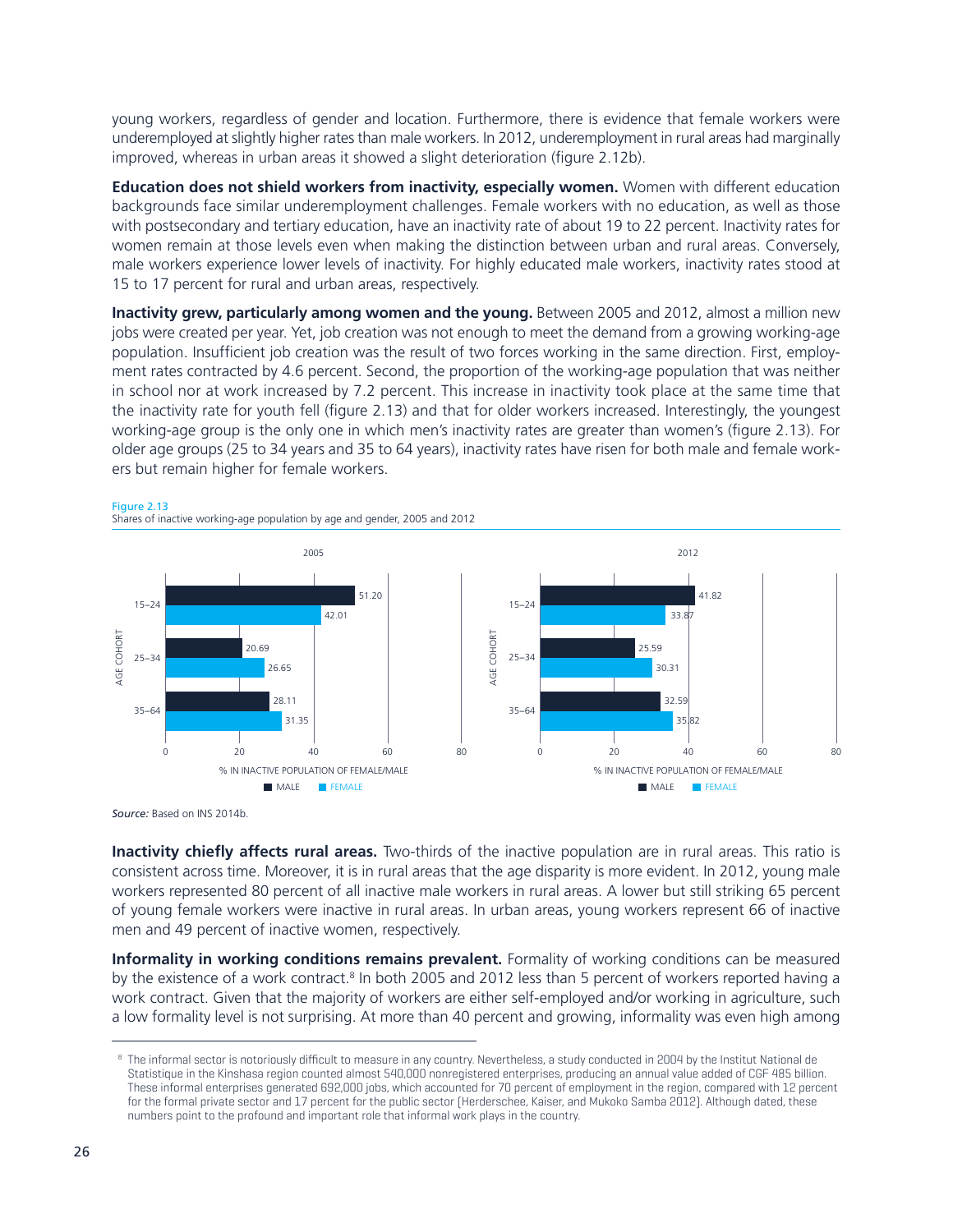young workers, regardless of gender and location. Furthermore, there is evidence that female workers were underemployed at slightly higher rates than male workers. In 2012, underemployment in rural areas had marginally improved, whereas in urban areas it showed a slight deterioration (figure 2.12b).

**Education does not shield workers from inactivity, especially women.** Women with different education backgrounds face similar underemployment challenges. Female workers with no education, as well as those with postsecondary and tertiary education, have an inactivity rate of about 19 to 22 percent. Inactivity rates for women remain at those levels even when making the distinction between urban and rural areas. Conversely, male workers experience lower levels of inactivity. For highly educated male workers, inactivity rates stood at 15 to 17 percent for rural and urban areas, respectively.

**Inactivity grew, particularly among women and the young.** Between 2005 and 2012, almost a million new jobs were created per year. Yet, job creation was not enough to meet the demand from a growing working-age population. Insufficient job creation was the result of two forces working in the same direction. First, employment rates contracted by 4.6 percent. Second, the proportion of the working-age population that was neither in school nor at work increased by 7.2 percent. This increase in inactivity took place at the same time that the inactivity rate for youth fell (figure 2.13) and that for older workers increased. Interestingly, the youngest working-age group is the only one in which men's inactivity rates are greater than women's (figure 2.13). For older age groups (25 to 34 years and 35 to 64 years), inactivity rates have risen for both male and female workers but remain higher for female workers.

Figure 2.13
Shares of inactive working-age population by age and gender, 2005 and 2012

| Age cohort | 2005 Male | 2005 Female | 2012 Male | 2012 Female |
|---|---|---|---|---|
| 15–24 | 51.20 | 42.01 | 41.82 | 33.87 |
| 25–34 | 20.69 | 26.65 | 25.59 | 30.31 |
| 35–64 | 28.11 | 31.35 | 32.59 | 35.82 |

% IN INACTIVE POPULATION OF FEMALE/MALE

*Source:* Based on INS 2014b.

**Inactivity chiefly affects rural areas.** Two-thirds of the inactive population are in rural areas. This ratio is consistent across time. Moreover, it is in rural areas that the age disparity is more evident. In 2012, young male workers represented 80 percent of all inactive male workers in rural areas. A lower but still striking 65 percent of young female workers were inactive in rural areas. In urban areas, young workers represent 66 of inactive men and 49 percent of inactive women, respectively.

**Informality in working conditions remains prevalent.** Formality of working conditions can be measured by the existence of a work contract.[8] In both 2005 and 2012 less than 5 percent of workers reported having a work contract. Given that the majority of workers are either self-employed and/or working in agriculture, such a low formality level is not surprising. At more than 40 percent and growing, informality was even high among

[8] The informal sector is notoriously difficult to measure in any country. Nevertheless, a study conducted in 2004 by the Institut National de Statistique in the Kinshasa region counted almost 540,000 nonregistered enterprises, producing an annual value added of CGF 485 billion. These informal enterprises generated 692,000 jobs, which accounted for 70 percent of employment in the region, compared with 12 percent for the formal private sector and 17 percent for the public sector (Herderschee, Kaiser, and Mukoko Samba 2012). Although dated, these numbers point to the profound and important role that informal work plays in the country.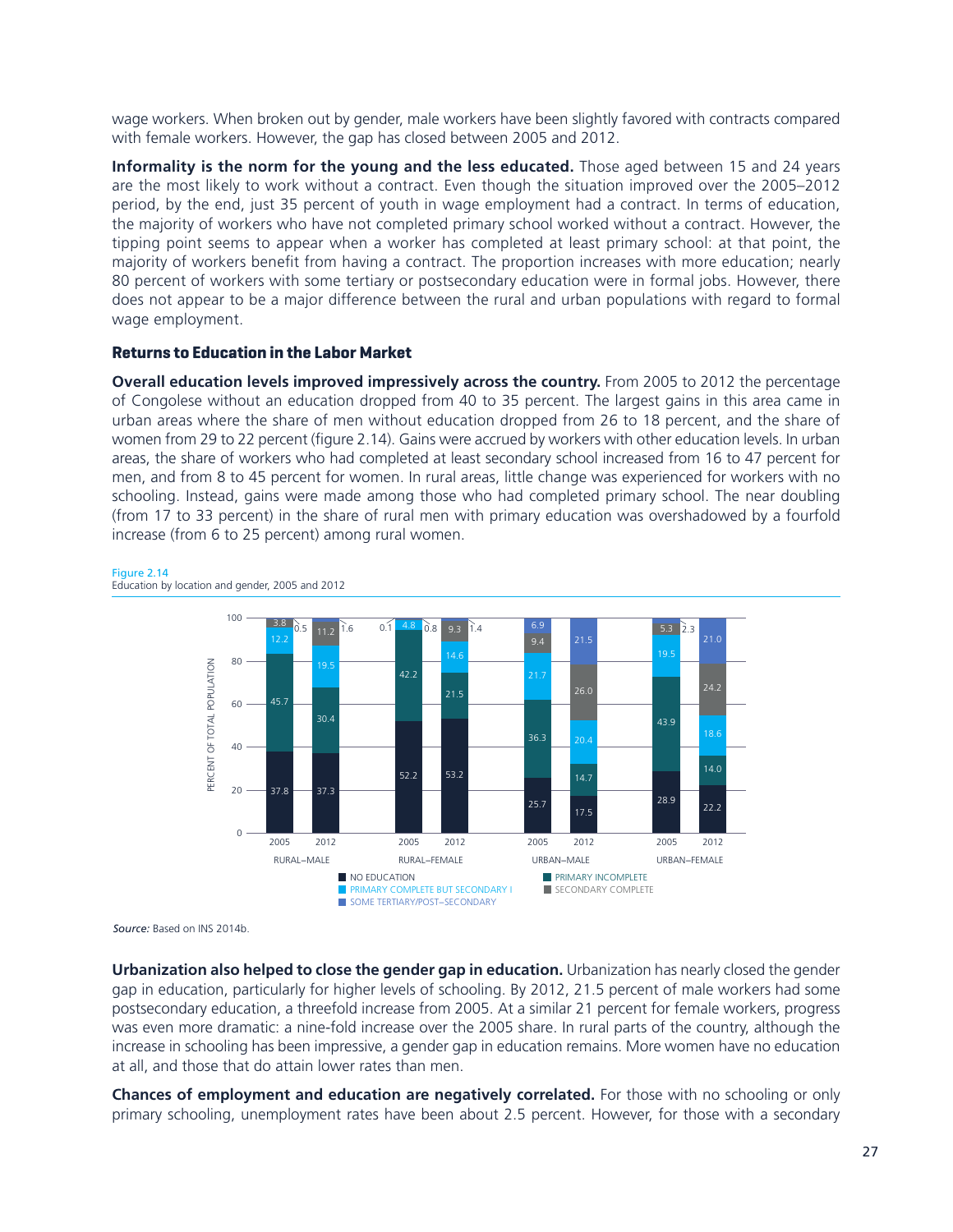wage workers. When broken out by gender, male workers have been slightly favored with contracts compared with female workers. However, the gap has closed between 2005 and 2012.

**Informality is the norm for the young and the less educated.** Those aged between 15 and 24 years are the most likely to work without a contract. Even though the situation improved over the 2005–2012 period, by the end, just 35 percent of youth in wage employment had a contract. In terms of education, the majority of workers who have not completed primary school worked without a contract. However, the tipping point seems to appear when a worker has completed at least primary school: at that point, the majority of workers benefit from having a contract. The proportion increases with more education; nearly 80 percent of workers with some tertiary or postsecondary education were in formal jobs. However, there does not appear to be a major difference between the rural and urban populations with regard to formal wage employment.

### Returns to Education in the Labor Market

**Overall education levels improved impressively across the country.** From 2005 to 2012 the percentage of Congolese without an education dropped from 40 to 35 percent. The largest gains in this area came in urban areas where the share of men without education dropped from 26 to 18 percent, and the share of women from 29 to 22 percent (figure 2.14). Gains were accrued by workers with other education levels. In urban areas, the share of workers who had completed at least secondary school increased from 16 to 47 percent for men, and from 8 to 45 percent for women. In rural areas, little change was experienced for workers with no schooling. Instead, gains were made among those who had completed primary school. The near doubling (from 17 to 33 percent) in the share of rural men with primary education was overshadowed by a fourfold increase (from 6 to 25 percent) among rural women.

Figure 2.14
Education by location and gender, 2005 and 2012

| Percent of total population | Rural–Male 2005 | Rural–Male 2012 | Rural–Female 2005 | Rural–Female 2012 | Urban–Male 2005 | Urban–Male 2012 | Urban–Female 2005 | Urban–Female 2012 |
|---|---|---|---|---|---|---|---|---|
| No education | 37.8 | 37.3 | 52.2 | 53.2 | 25.7 | 17.5 | 28.9 | 22.2 |
| Primary incomplete | 45.7 | 30.4 | 42.2 | 21.5 | 36.3 | 14.7 | 43.9 | 14.0 |
| Primary complete but secondary i | 12.2 | 19.5 | 4.8 | 14.6 | 21.7 | 20.4 | 19.5 | 18.6 |
| Secondary complete | 3.8 | 11.2 | 0.1 | 9.3 | 9.4 | 26.0 | 5.3 | 24.2 |
| Some tertiary/post–secondary | 0.5 | 1.6 | 0.8 | 1.4 | 6.9 | 21.5 | 2.3 | 21.0 |

*Source:* Based on INS 2014b.

**Urbanization also helped to close the gender gap in education.** Urbanization has nearly closed the gender gap in education, particularly for higher levels of schooling. By 2012, 21.5 percent of male workers had some postsecondary education, a threefold increase from 2005. At a similar 21 percent for female workers, progress was even more dramatic: a nine-fold increase over the 2005 share. In rural parts of the country, although the increase in schooling has been impressive, a gender gap in education remains. More women have no education at all, and those that do attain lower rates than men.

**Chances of employment and education are negatively correlated.** For those with no schooling or only primary schooling, unemployment rates have been about 2.5 percent. However, for those with a secondary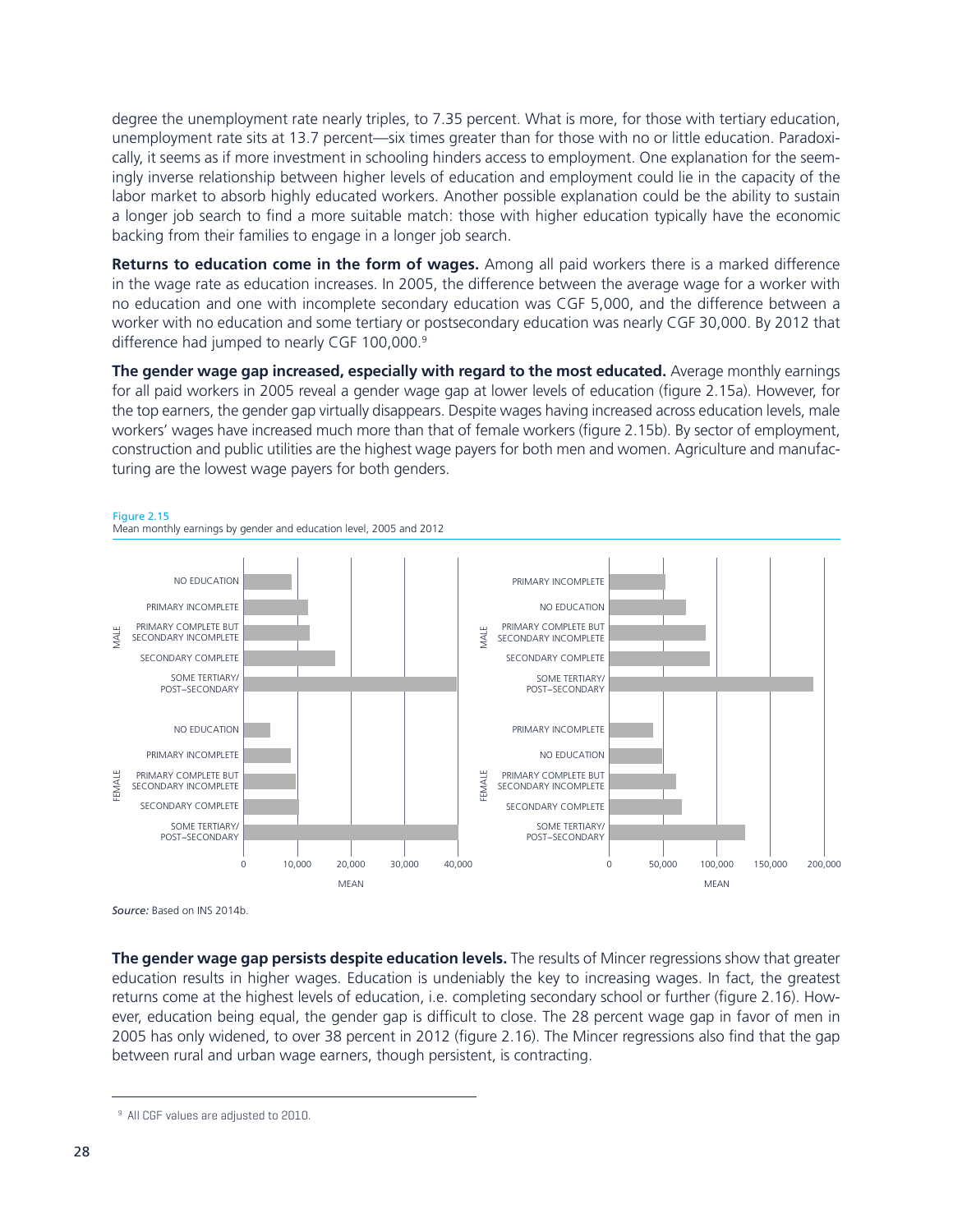degree the unemployment rate nearly triples, to 7.35 percent. What is more, for those with tertiary education, unemployment rate sits at 13.7 percent—six times greater than for those with no or little education. Paradoxically, it seems as if more investment in schooling hinders access to employment. One explanation for the seemingly inverse relationship between higher levels of education and employment could lie in the capacity of the labor market to absorb highly educated workers. Another possible explanation could be the ability to sustain a longer job search to find a more suitable match: those with higher education typically have the economic backing from their families to engage in a longer job search.

**Returns to education come in the form of wages.** Among all paid workers there is a marked difference in the wage rate as education increases. In 2005, the difference between the average wage for a worker with no education and one with incomplete secondary education was CGF 5,000, and the difference between a worker with no education and some tertiary or postsecondary education was nearly CGF 30,000. By 2012 that difference had jumped to nearly CGF 100,000.[9]

**The gender wage gap increased, especially with regard to the most educated.** Average monthly earnings for all paid workers in 2005 reveal a gender wage gap at lower levels of education (figure 2.15a). However, for the top earners, the gender gap virtually disappears. Despite wages having increased across education levels, male workers' wages have increased much more than that of female workers (figure 2.15b). By sector of employment, construction and public utilities are the highest wage payers for both men and women. Agriculture and manufacturing are the lowest wage payers for both genders.

Figure 2.15
Mean monthly earnings by gender and education level, 2005 and 2012

*Source:* Based on INS 2014b.

**The gender wage gap persists despite education levels.** The results of Mincer regressions show that greater education results in higher wages. Education is undeniably the key to increasing wages. In fact, the greatest returns come at the highest levels of education, i.e. completing secondary school or further (figure 2.16). However, education being equal, the gender gap is difficult to close. The 28 percent wage gap in favor of men in 2005 has only widened, to over 38 percent in 2012 (figure 2.16). The Mincer regressions also find that the gap between rural and urban wage earners, though persistent, is contracting.

[9] All CGF values are adjusted to 2010.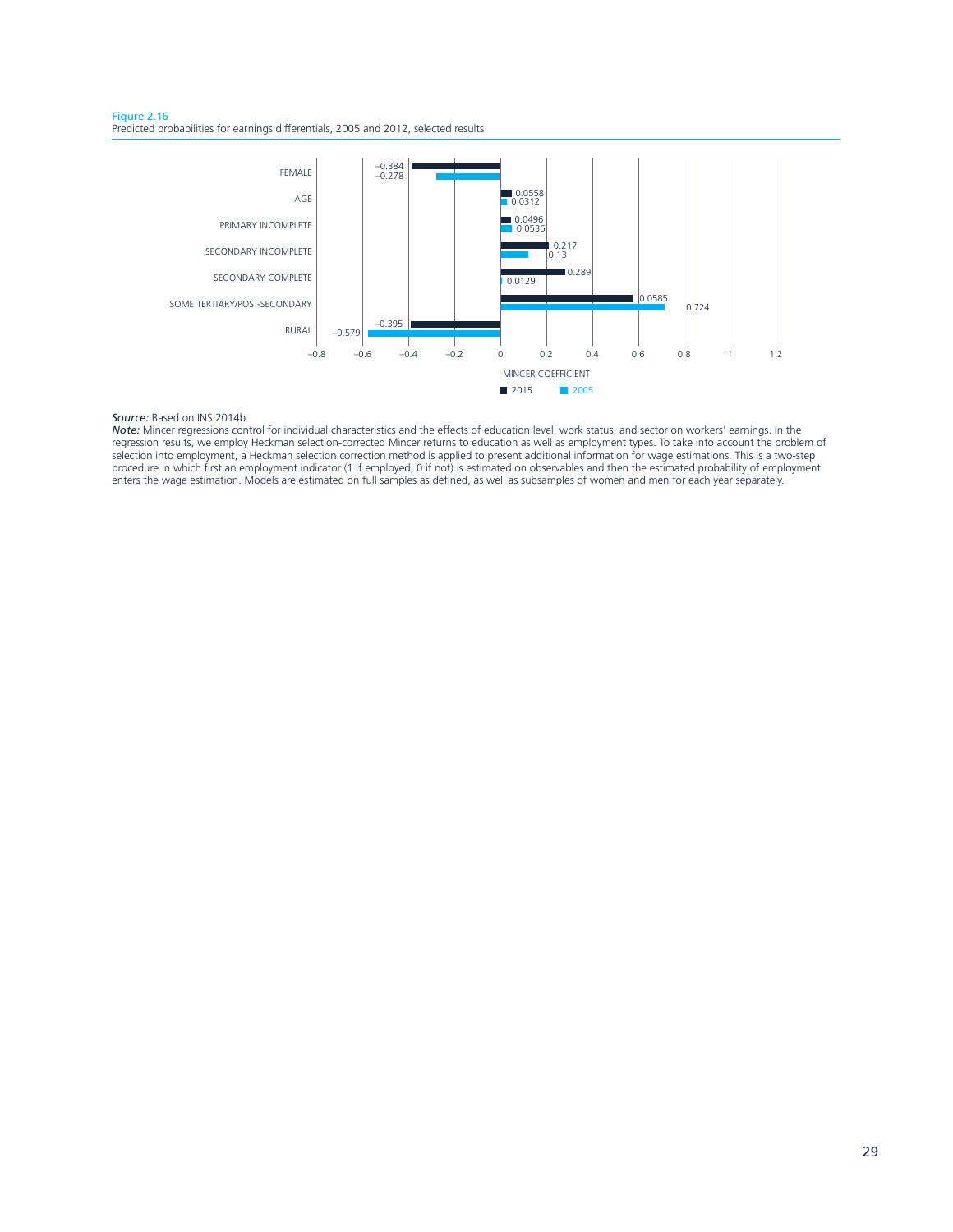Figure 2.16
Predicted probabilities for earnings differentials, 2005 and 2012, selected results

| | 2015 | 2005 |
|---|---|---|
| FEMALE | −0.384 | −0.278 |
| AGE | 0.0558 | 0.0312 |
| PRIMARY INCOMPLETE | 0.0496 | 0.0536 |
| SECONDARY INCOMPLETE | 0.217 | 0.13 |
| SECONDARY COMPLETE | 0.289 | 0.0129 |
| SOME TERTIARY/POST-SECONDARY | 0.0585 | 0.724 |
| RURAL | −0.395 | −0.579 |

MINCER COEFFICIENT

*Source:* Based on INS 2014b.

*Note:* Mincer regressions control for individual characteristics and the effects of education level, work status, and sector on workers' earnings. In the regression results, we employ Heckman selection-corrected Mincer returns to education as well as employment types. To take into account the problem of selection into employment, a Heckman selection correction method is applied to present additional information for wage estimations. This is a two-step procedure in which first an employment indicator (1 if employed, 0 if not) is estimated on observables and then the estimated probability of employment enters the wage estimation. Models are estimated on full samples as defined, as well as subsamples of women and men for each year separately.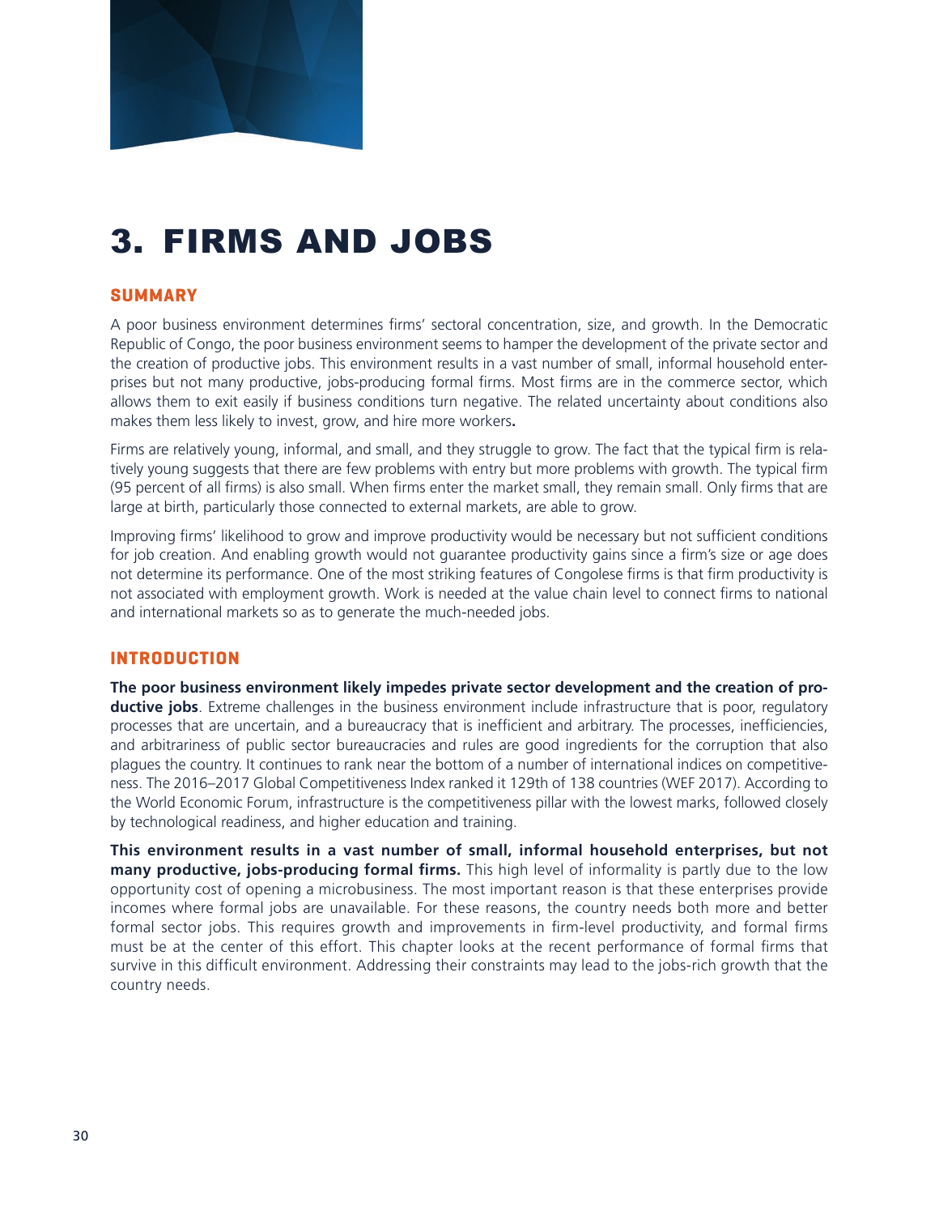# 3. FIRMS AND JOBS

## SUMMARY

A poor business environment determines firms' sectoral concentration, size, and growth. In the Democratic Republic of Congo, the poor business environment seems to hamper the development of the private sector and the creation of productive jobs. This environment results in a vast number of small, informal household enterprises but not many productive, jobs-producing formal firms. Most firms are in the commerce sector, which allows them to exit easily if business conditions turn negative. The related uncertainty about conditions also makes them less likely to invest, grow, and hire more workers**.**

Firms are relatively young, informal, and small, and they struggle to grow. The fact that the typical firm is relatively young suggests that there are few problems with entry but more problems with growth. The typical firm (95 percent of all firms) is also small. When firms enter the market small, they remain small. Only firms that are large at birth, particularly those connected to external markets, are able to grow.

Improving firms' likelihood to grow and improve productivity would be necessary but not sufficient conditions for job creation. And enabling growth would not guarantee productivity gains since a firm's size or age does not determine its performance. One of the most striking features of Congolese firms is that firm productivity is not associated with employment growth. Work is needed at the value chain level to connect firms to national and international markets so as to generate the much-needed jobs.

## INTRODUCTION

**The poor business environment likely impedes private sector development and the creation of productive jobs**. Extreme challenges in the business environment include infrastructure that is poor, regulatory processes that are uncertain, and a bureaucracy that is inefficient and arbitrary. The processes, inefficiencies, and arbitrariness of public sector bureaucracies and rules are good ingredients for the corruption that also plagues the country. It continues to rank near the bottom of a number of international indices on competitiveness. The 2016–2017 Global Competitiveness Index ranked it 129th of 138 countries (WEF 2017). According to the World Economic Forum, infrastructure is the competitiveness pillar with the lowest marks, followed closely by technological readiness, and higher education and training.

**This environment results in a vast number of small, informal household enterprises, but not many productive, jobs-producing formal firms.** This high level of informality is partly due to the low opportunity cost of opening a microbusiness. The most important reason is that these enterprises provide incomes where formal jobs are unavailable. For these reasons, the country needs both more and better formal sector jobs. This requires growth and improvements in firm-level productivity, and formal firms must be at the center of this effort. This chapter looks at the recent performance of formal firms that survive in this difficult environment. Addressing their constraints may lead to the jobs-rich growth that the country needs.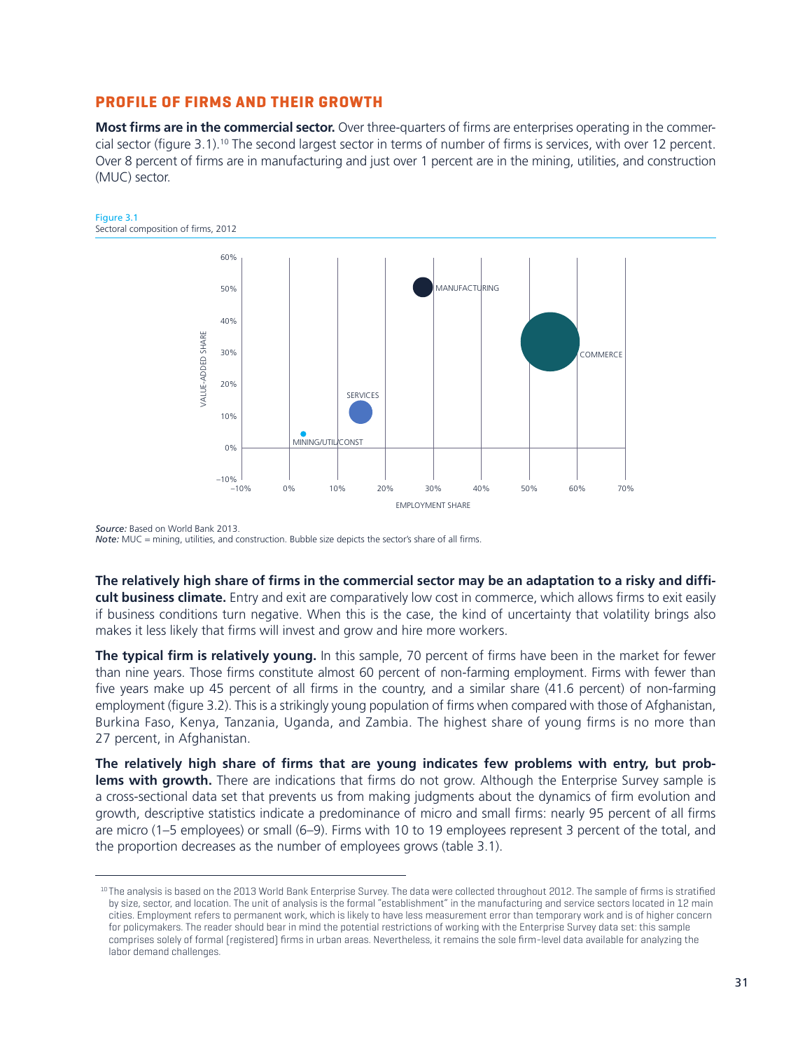## PROFILE OF FIRMS AND THEIR GROWTH

**Most firms are in the commercial sector.** Over three-quarters of firms are enterprises operating in the commercial sector (figure 3.1).[10] The second largest sector in terms of number of firms is services, with over 12 percent. Over 8 percent of firms are in manufacturing and just over 1 percent are in the mining, utilities, and construction (MUC) sector.

Figure 3.1
Sectoral composition of firms, 2012

*Source:* Based on World Bank 2013.
*Note:* MUC = mining, utilities, and construction. Bubble size depicts the sector's share of all firms.

**The relatively high share of firms in the commercial sector may be an adaptation to a risky and difficult business climate.** Entry and exit are comparatively low cost in commerce, which allows firms to exit easily if business conditions turn negative. When this is the case, the kind of uncertainty that volatility brings also makes it less likely that firms will invest and grow and hire more workers.

**The typical firm is relatively young.** In this sample, 70 percent of firms have been in the market for fewer than nine years. Those firms constitute almost 60 percent of non-farming employment. Firms with fewer than five years make up 45 percent of all firms in the country, and a similar share (41.6 percent) of non-farming employment (figure 3.2). This is a strikingly young population of firms when compared with those of Afghanistan, Burkina Faso, Kenya, Tanzania, Uganda, and Zambia. The highest share of young firms is no more than 27 percent, in Afghanistan.

**The relatively high share of firms that are young indicates few problems with entry, but problems with growth.** There are indications that firms do not grow. Although the Enterprise Survey sample is a cross-sectional data set that prevents us from making judgments about the dynamics of firm evolution and growth, descriptive statistics indicate a predominance of micro and small firms: nearly 95 percent of all firms are micro (1–5 employees) or small (6–9). Firms with 10 to 19 employees represent 3 percent of the total, and the proportion decreases as the number of employees grows (table 3.1).

[10] The analysis is based on the 2013 World Bank Enterprise Survey. The data were collected throughout 2012. The sample of firms is stratified by size, sector, and location. The unit of analysis is the formal "establishment" in the manufacturing and service sectors located in 12 main cities. Employment refers to permanent work, which is likely to have less measurement error than temporary work and is of higher concern for policymakers. The reader should bear in mind the potential restrictions of working with the Enterprise Survey data set: this sample comprises solely of formal (registered) firms in urban areas. Nevertheless, it remains the sole firm-level data available for analyzing the labor demand challenges.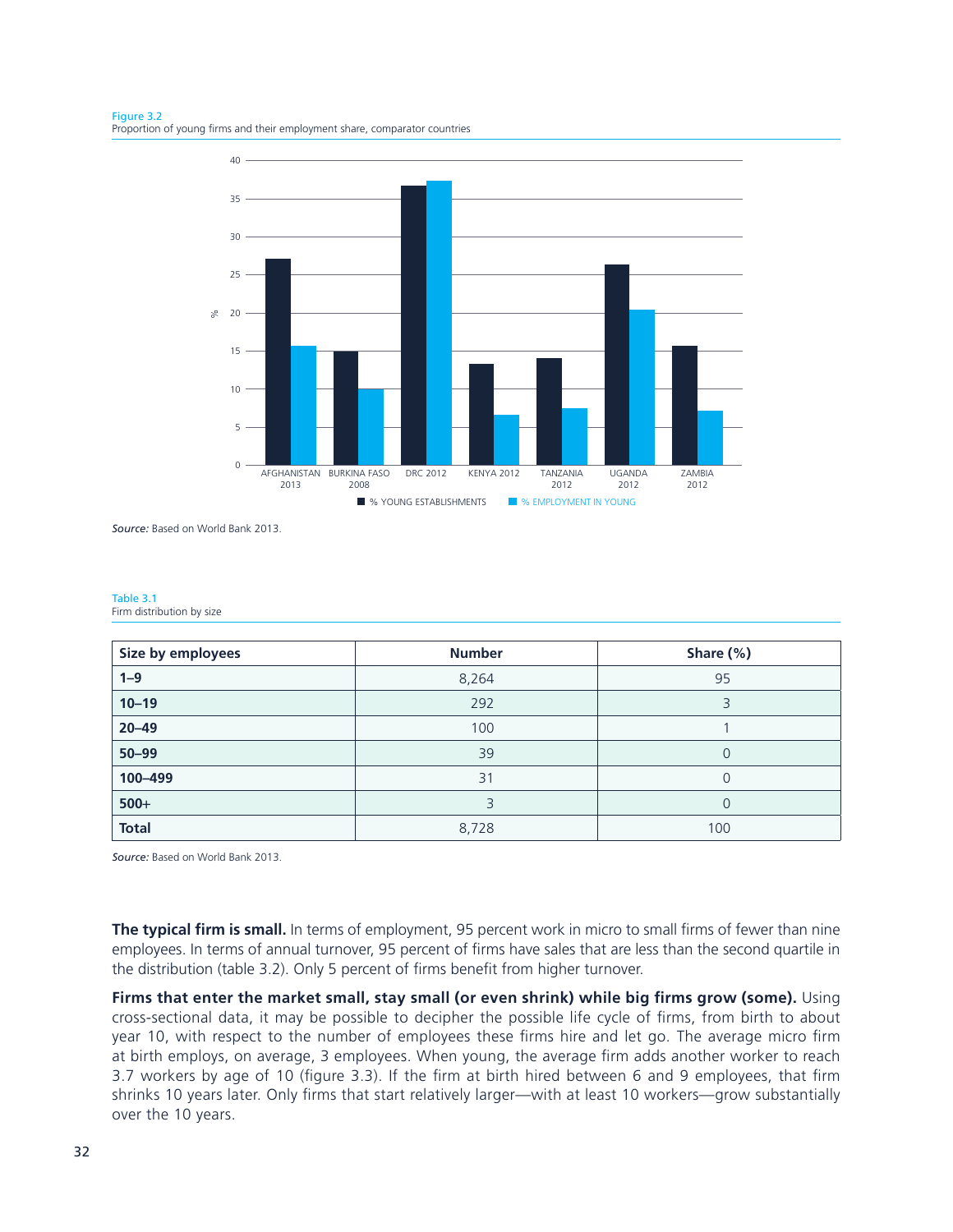Figure 3.2
Proportion of young firms and their employment share, comparator countries

Source: Based on World Bank 2013.

Table 3.1
Firm distribution by size

| Size by employees | Number | Share (%) |
|---|---|---|
| **1–9** | 8,264 | 95 |
| **10–19** | 292 | 3 |
| **20–49** | 100 | 1 |
| **50–99** | 39 | 0 |
| **100–499** | 31 | 0 |
| **500+** | 3 | 0 |
| **Total** | 8,728 | 100 |

*Source:* Based on World Bank 2013.

**The typical firm is small.** In terms of employment, 95 percent work in micro to small firms of fewer than nine employees. In terms of annual turnover, 95 percent of firms have sales that are less than the second quartile in the distribution (table 3.2). Only 5 percent of firms benefit from higher turnover.

**Firms that enter the market small, stay small (or even shrink) while big firms grow (some).** Using cross-sectional data, it may be possible to decipher the possible life cycle of firms, from birth to about year 10, with respect to the number of employees these firms hire and let go. The average micro firm at birth employs, on average, 3 employees. When young, the average firm adds another worker to reach 3.7 workers by age of 10 (figure 3.3). If the firm at birth hired between 6 and 9 employees, that firm shrinks 10 years later. Only firms that start relatively larger—with at least 10 workers—grow substantially over the 10 years.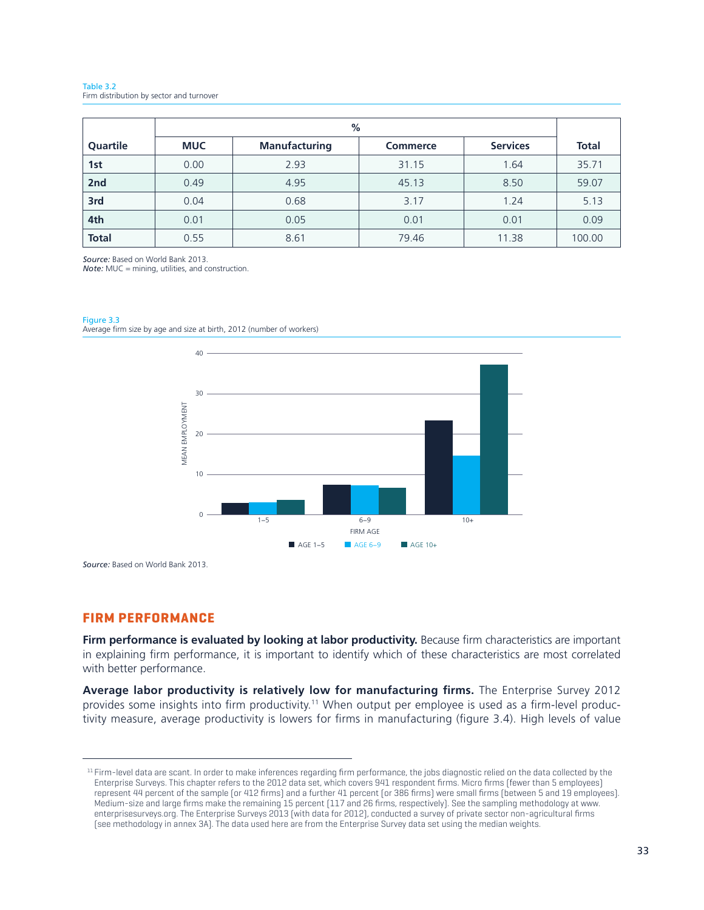Table 3.2
Firm distribution by sector and turnover

| Quartile | % | | | | Total |
|---|---|---|---|---|---|
| | MUC | Manufacturing | Commerce | Services | |
| 1st | 0.00 | 2.93 | 31.15 | 1.64 | 35.71 |
| 2nd | 0.49 | 4.95 | 45.13 | 8.50 | 59.07 |
| 3rd | 0.04 | 0.68 | 3.17 | 1.24 | 5.13 |
| 4th | 0.01 | 0.05 | 0.01 | 0.01 | 0.09 |
| Total | 0.55 | 8.61 | 79.46 | 11.38 | 100.00 |

*Source:* Based on World Bank 2013.
*Note:* MUC = mining, utilities, and construction.

Figure 3.3
Average firm size by age and size at birth, 2012 (number of workers)

*Source:* Based on World Bank 2013.

## FIRM PERFORMANCE

**Firm performance is evaluated by looking at labor productivity.** Because firm characteristics are important in explaining firm performance, it is important to identify which of these characteristics are most correlated with better performance.

**Average labor productivity is relatively low for manufacturing firms.** The Enterprise Survey 2012 provides some insights into firm productivity.[11] When output per employee is used as a firm-level productivity measure, average productivity is lowers for firms in manufacturing (figure 3.4). High levels of value

[11] Firm-level data are scant. In order to make inferences regarding firm performance, the jobs diagnostic relied on the data collected by the Enterprise Surveys. This chapter refers to the 2012 data set, which covers 941 respondent firms. Micro firms (fewer than 5 employees) represent 44 percent of the sample (or 412 firms) and a further 41 percent (or 386 firms) were small firms (between 5 and 19 employees). Medium-size and large firms make the remaining 15 percent (117 and 26 firms, respectively). See the sampling methodology at www.enterprisesurveys.org. The Enterprise Surveys 2013 (with data for 2012), conducted a survey of private sector non-agricultural firms (see methodology in annex 3A). The data used here are from the Enterprise Survey data set using the median weights.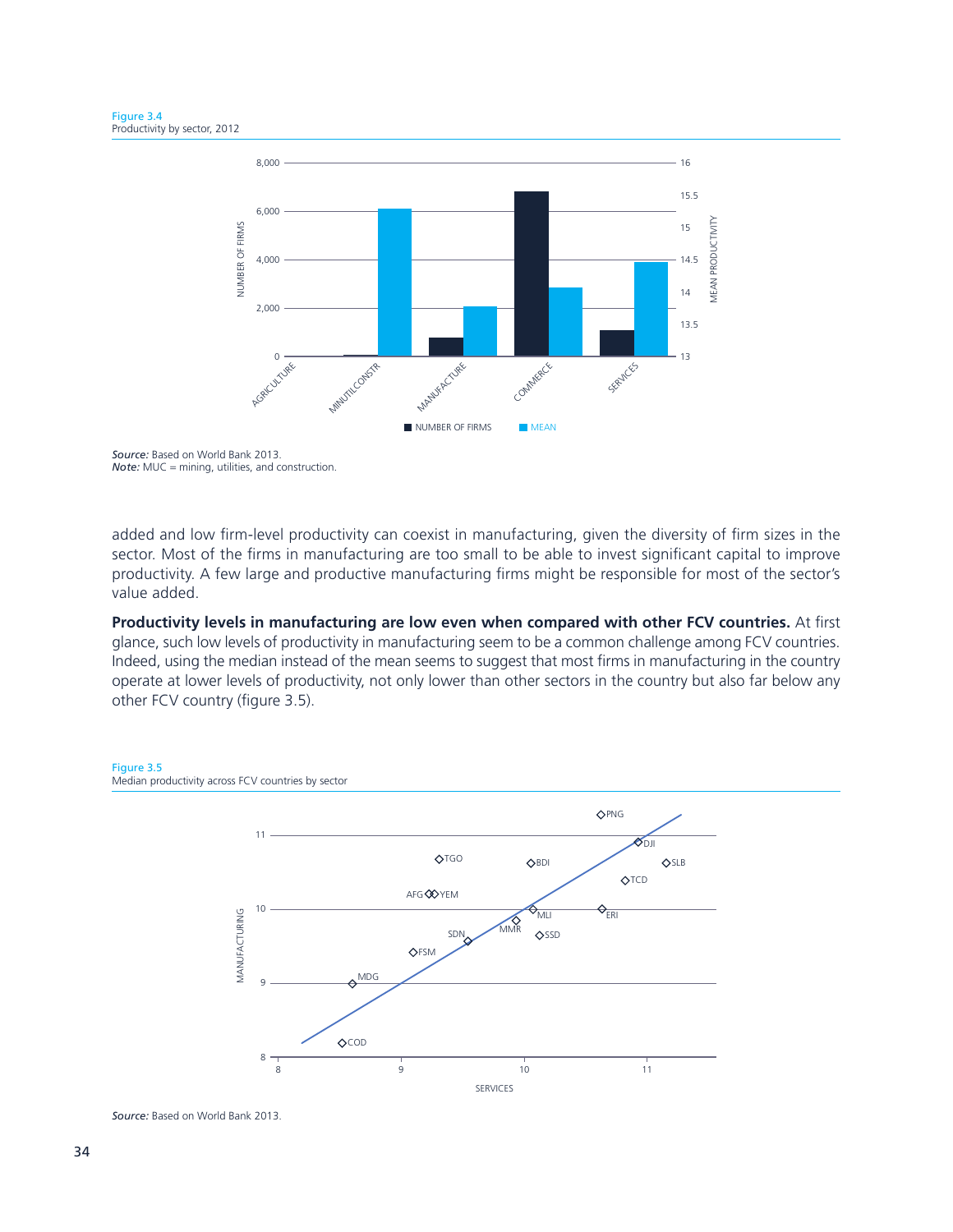Figure 3.4
Productivity by sector, 2012

*Source:* Based on World Bank 2013.
*Note:* MUC = mining, utilities, and construction.

added and low firm-level productivity can coexist in manufacturing, given the diversity of firm sizes in the sector. Most of the firms in manufacturing are too small to be able to invest significant capital to improve productivity. A few large and productive manufacturing firms might be responsible for most of the sector's value added.

**Productivity levels in manufacturing are low even when compared with other FCV countries.** At first glance, such low levels of productivity in manufacturing seem to be a common challenge among FCV countries. Indeed, using the median instead of the mean seems to suggest that most firms in manufacturing in the country operate at lower levels of productivity, not only lower than other sectors in the country but also far below any other FCV country (figure 3.5).

Figure 3.5
Median productivity across FCV countries by sector

*Source:* Based on World Bank 2013.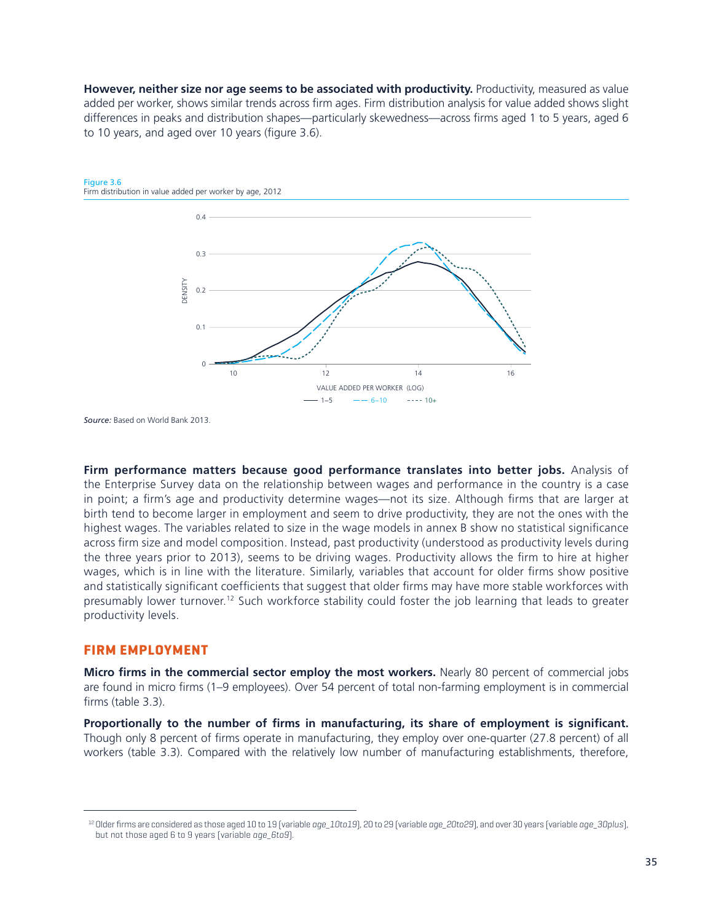**However, neither size nor age seems to be associated with productivity.** Productivity, measured as value added per worker, shows similar trends across firm ages. Firm distribution analysis for value added shows slight differences in peaks and distribution shapes—particularly skewedness—across firms aged 1 to 5 years, aged 6 to 10 years, and aged over 10 years (figure 3.6).

Figure 3.6
Firm distribution in value added per worker by age, 2012

*Source:* Based on World Bank 2013.

**Firm performance matters because good performance translates into better jobs.** Analysis of the Enterprise Survey data on the relationship between wages and performance in the country is a case in point; a firm's age and productivity determine wages—not its size. Although firms that are larger at birth tend to become larger in employment and seem to drive productivity, they are not the ones with the highest wages. The variables related to size in the wage models in annex B show no statistical significance across firm size and model composition. Instead, past productivity (understood as productivity levels during the three years prior to 2013), seems to be driving wages. Productivity allows the firm to hire at higher wages, which is in line with the literature. Similarly, variables that account for older firms show positive and statistically significant coefficients that suggest that older firms may have more stable workforces with presumably lower turnover.[12] Such workforce stability could foster the job learning that leads to greater productivity levels.

## FIRM EMPLOYMENT

**Micro firms in the commercial sector employ the most workers.** Nearly 80 percent of commercial jobs are found in micro firms (1–9 employees). Over 54 percent of total non-farming employment is in commercial firms (table 3.3).

**Proportionally to the number of firms in manufacturing, its share of employment is significant.** Though only 8 percent of firms operate in manufacturing, they employ over one-quarter (27.8 percent) of all workers (table 3.3). Compared with the relatively low number of manufacturing establishments, therefore,

[12] Older firms are considered as those aged 10 to 19 (variable *age_10to19*), 20 to 29 (variable *age_20to29*), and over 30 years (variable *age_30plus*), but not those aged 6 to 9 years (variable *age_6to9*).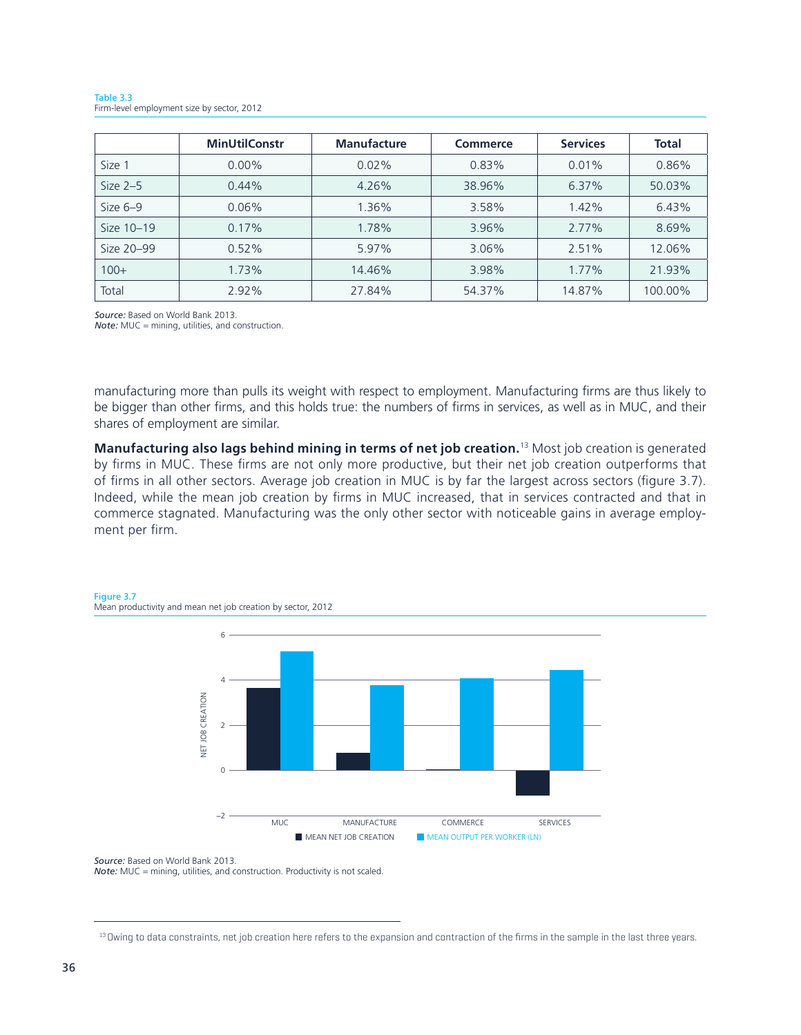Table 3.3
Firm-level employment size by sector, 2012

| | MinUtilConstr | Manufacture | Commerce | Services | Total |
|---|---|---|---|---|---|
| Size 1 | 0.00% | 0.02% | 0.83% | 0.01% | 0.86% |
| Size 2–5 | 0.44% | 4.26% | 38.96% | 6.37% | 50.03% |
| Size 6–9 | 0.06% | 1.36% | 3.58% | 1.42% | 6.43% |
| Size 10–19 | 0.17% | 1.78% | 3.96% | 2.77% | 8.69% |
| Size 20–99 | 0.52% | 5.97% | 3.06% | 2.51% | 12.06% |
| 100+ | 1.73% | 14.46% | 3.98% | 1.77% | 21.93% |
| Total | 2.92% | 27.84% | 54.37% | 14.87% | 100.00% |

***Source:*** Based on World Bank 2013.
***Note:*** MUC = mining, utilities, and construction.

manufacturing more than pulls its weight with respect to employment. Manufacturing firms are thus likely to be bigger than other firms, and this holds true: the numbers of firms in services, as well as in MUC, and their shares of employment are similar.

**Manufacturing also lags behind mining in terms of net job creation.**[13] Most job creation is generated by firms in MUC. These firms are not only more productive, but their net job creation outperforms that of firms in all other sectors. Average job creation in MUC is by far the largest across sectors (figure 3.7). Indeed, while the mean job creation by firms in MUC increased, that in services contracted and that in commerce stagnated. Manufacturing was the only other sector with noticeable gains in average employment per firm.

Figure 3.7
Mean productivity and mean net job creation by sector, 2012

***Source:*** Based on World Bank 2013.
***Note:*** MUC = mining, utilities, and construction. Productivity is not scaled.

[13] Owing to data constraints, net job creation here refers to the expansion and contraction of the firms in the sample in the last three years.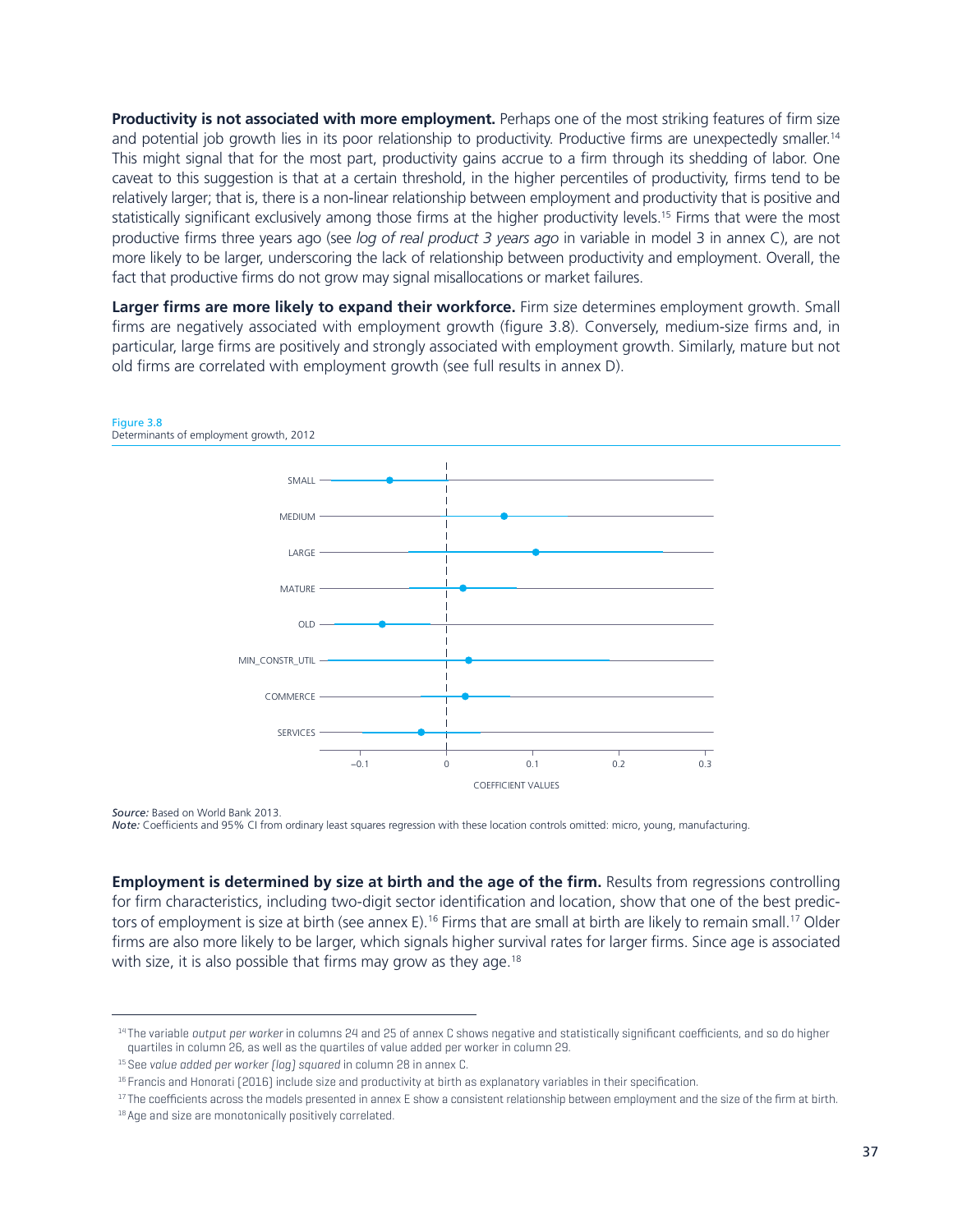**Productivity is not associated with more employment.** Perhaps one of the most striking features of firm size and potential job growth lies in its poor relationship to productivity. Productive firms are unexpectedly smaller.[14] This might signal that for the most part, productivity gains accrue to a firm through its shedding of labor. One caveat to this suggestion is that at a certain threshold, in the higher percentiles of productivity, firms tend to be relatively larger; that is, there is a non-linear relationship between employment and productivity that is positive and statistically significant exclusively among those firms at the higher productivity levels.[15] Firms that were the most productive firms three years ago (see *log of real product 3 years ago* in variable in model 3 in annex C), are not more likely to be larger, underscoring the lack of relationship between productivity and employment. Overall, the fact that productive firms do not grow may signal misallocations or market failures.

**Larger firms are more likely to expand their workforce.** Firm size determines employment growth. Small firms are negatively associated with employment growth (figure 3.8). Conversely, medium-size firms and, in particular, large firms are positively and strongly associated with employment growth. Similarly, mature but not old firms are correlated with employment growth (see full results in annex D).

Figure 3.8
Determinants of employment growth, 2012

*Source:* Based on World Bank 2013.
*Note:* Coefficients and 95% CI from ordinary least squares regression with these location controls omitted: micro, young, manufacturing.

**Employment is determined by size at birth and the age of the firm.** Results from regressions controlling for firm characteristics, including two-digit sector identification and location, show that one of the best predictors of employment is size at birth (see annex E).[16] Firms that are small at birth are likely to remain small.[17] Older firms are also more likely to be larger, which signals higher survival rates for larger firms. Since age is associated with size, it is also possible that firms may grow as they age.[18]

---

[14] The variable *output per worker* in columns 24 and 25 of annex C shows negative and statistically significant coefficients, and so do higher quartiles in column 26, as well as the quartiles of value added per worker in column 29.

[15] See *value added per worker (log) squared* in column 28 in annex C.

[16] Francis and Honorati (2016) include size and productivity at birth as explanatory variables in their specification.

[17] The coefficients across the models presented in annex E show a consistent relationship between employment and the size of the firm at birth.

[18] Age and size are monotonically positively correlated.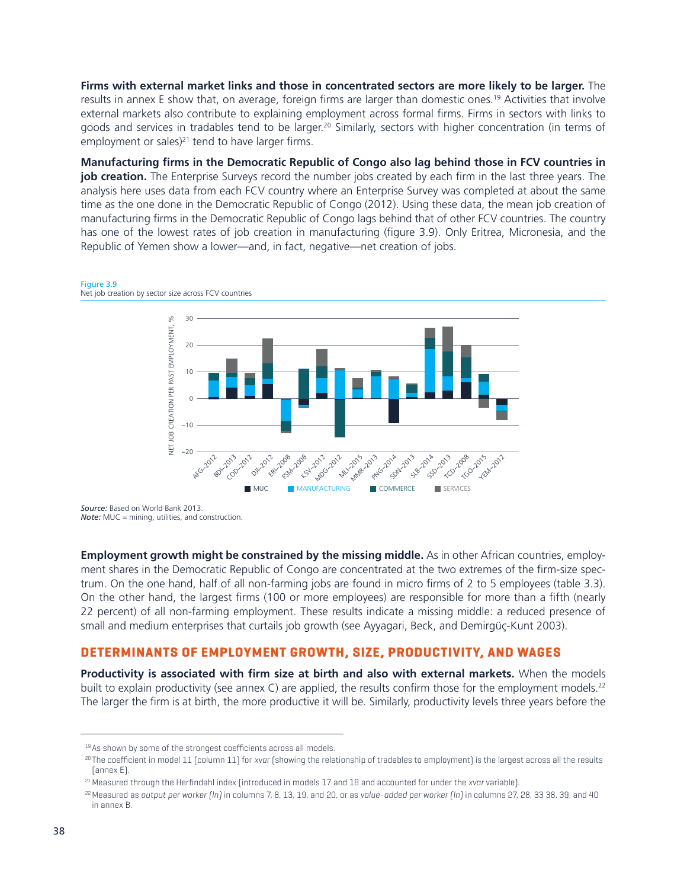**Firms with external market links and those in concentrated sectors are more likely to be larger.** The results in annex E show that, on average, foreign firms are larger than domestic ones.[19] Activities that involve external markets also contribute to explaining employment across formal firms. Firms in sectors with links to goods and services in tradables tend to be larger.[20] Similarly, sectors with higher concentration (in terms of employment or sales)[21] tend to have larger firms.

**Manufacturing firms in the Democratic Republic of Congo also lag behind those in FCV countries in job creation.** The Enterprise Surveys record the number jobs created by each firm in the last three years. The analysis here uses data from each FCV country where an Enterprise Survey was completed at about the same time as the one done in the Democratic Republic of Congo (2012). Using these data, the mean job creation of manufacturing firms in the Democratic Republic of Congo lags behind that of other FCV countries. The country has one of the lowest rates of job creation in manufacturing (figure 3.9). Only Eritrea, Micronesia, and the Republic of Yemen show a lower—and, in fact, negative—net creation of jobs.

Figure 3.9
Net job creation by sector size across FCV countries

*Source:* Based on World Bank 2013.
*Note:* MUC = mining, utilities, and construction.

**Employment growth might be constrained by the missing middle.** As in other African countries, employment shares in the Democratic Republic of Congo are concentrated at the two extremes of the firm-size spectrum. On the one hand, half of all non-farming jobs are found in micro firms of 2 to 5 employees (table 3.3). On the other hand, the largest firms (100 or more employees) are responsible for more than a fifth (nearly 22 percent) of all non-farming employment. These results indicate a missing middle: a reduced presence of small and medium enterprises that curtails job growth (see Ayyagari, Beck, and Demirgüç-Kunt 2003).

## DETERMINANTS OF EMPLOYMENT GROWTH, SIZE, PRODUCTIVITY, AND WAGES

**Productivity is associated with firm size at birth and also with external markets.** When the models built to explain productivity (see annex C) are applied, the results confirm those for the employment models.[22] The larger the firm is at birth, the more productive it will be. Similarly, productivity levels three years before the

---

[19] As shown by some of the strongest coefficients across all models.

[20] The coefficient in model 11 (column 11) for *xvar* (showing the relationship of tradables to employment) is the largest across all the results (annex E).

[21] Measured through the Herfindahl index (introduced in models 17 and 18 and accounted for under the *xvar* variable).

[22] Measured as *output per worker (ln)* in columns 7, 8, 13, 19, and 20, or as *value-added per worker (ln)* in columns 27, 28, 33 38, 39, and 40 in annex B.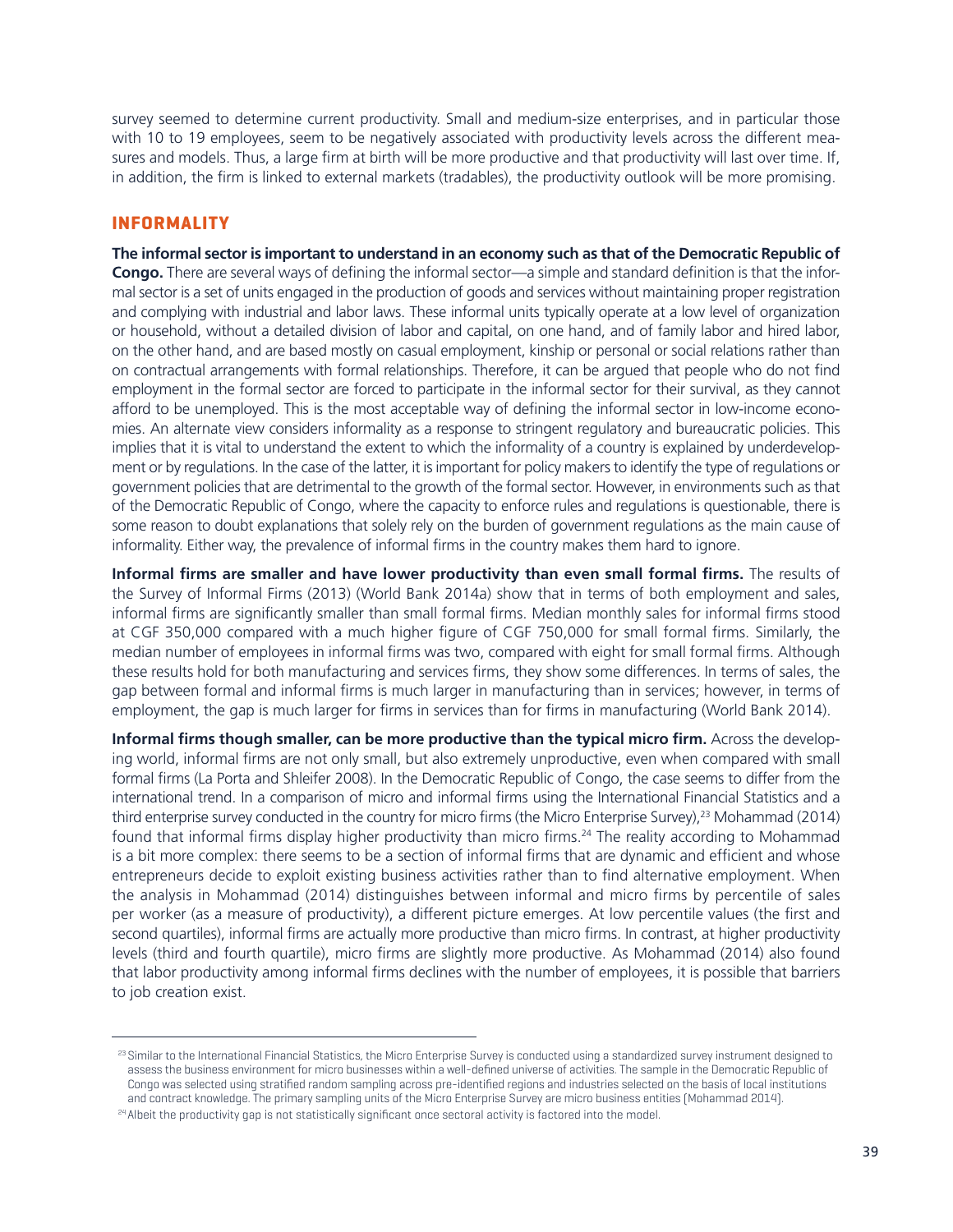survey seemed to determine current productivity. Small and medium-size enterprises, and in particular those with 10 to 19 employees, seem to be negatively associated with productivity levels across the different measures and models. Thus, a large firm at birth will be more productive and that productivity will last over time. If, in addition, the firm is linked to external markets (tradables), the productivity outlook will be more promising.

## INFORMALITY

**The informal sector is important to understand in an economy such as that of the Democratic Republic of Congo.** There are several ways of defining the informal sector—a simple and standard definition is that the informal sector is a set of units engaged in the production of goods and services without maintaining proper registration and complying with industrial and labor laws. These informal units typically operate at a low level of organization or household, without a detailed division of labor and capital, on one hand, and of family labor and hired labor, on the other hand, and are based mostly on casual employment, kinship or personal or social relations rather than on contractual arrangements with formal relationships. Therefore, it can be argued that people who do not find employment in the formal sector are forced to participate in the informal sector for their survival, as they cannot afford to be unemployed. This is the most acceptable way of defining the informal sector in low-income economies. An alternate view considers informality as a response to stringent regulatory and bureaucratic policies. This implies that it is vital to understand the extent to which the informality of a country is explained by underdevelopment or by regulations. In the case of the latter, it is important for policy makers to identify the type of regulations or government policies that are detrimental to the growth of the formal sector. However, in environments such as that of the Democratic Republic of Congo, where the capacity to enforce rules and regulations is questionable, there is some reason to doubt explanations that solely rely on the burden of government regulations as the main cause of informality. Either way, the prevalence of informal firms in the country makes them hard to ignore.

**Informal firms are smaller and have lower productivity than even small formal firms.** The results of the Survey of Informal Firms (2013) (World Bank 2014a) show that in terms of both employment and sales, informal firms are significantly smaller than small formal firms. Median monthly sales for informal firms stood at CGF 350,000 compared with a much higher figure of CGF 750,000 for small formal firms. Similarly, the median number of employees in informal firms was two, compared with eight for small formal firms. Although these results hold for both manufacturing and services firms, they show some differences. In terms of sales, the gap between formal and informal firms is much larger in manufacturing than in services; however, in terms of employment, the gap is much larger for firms in services than for firms in manufacturing (World Bank 2014).

**Informal firms though smaller, can be more productive than the typical micro firm.** Across the developing world, informal firms are not only small, but also extremely unproductive, even when compared with small formal firms (La Porta and Shleifer 2008). In the Democratic Republic of Congo, the case seems to differ from the international trend. In a comparison of micro and informal firms using the International Financial Statistics and a third enterprise survey conducted in the country for micro firms (the Micro Enterprise Survey),[23] Mohammad (2014) found that informal firms display higher productivity than micro firms.[24] The reality according to Mohammad is a bit more complex: there seems to be a section of informal firms that are dynamic and efficient and whose entrepreneurs decide to exploit existing business activities rather than to find alternative employment. When the analysis in Mohammad (2014) distinguishes between informal and micro firms by percentile of sales per worker (as a measure of productivity), a different picture emerges. At low percentile values (the first and second quartiles), informal firms are actually more productive than micro firms. In contrast, at higher productivity levels (third and fourth quartile), micro firms are slightly more productive. As Mohammad (2014) also found that labor productivity among informal firms declines with the number of employees, it is possible that barriers to job creation exist.

[23] Similar to the International Financial Statistics, the Micro Enterprise Survey is conducted using a standardized survey instrument designed to assess the business environment for micro businesses within a well-defined universe of activities. The sample in the Democratic Republic of Congo was selected using stratified random sampling across pre-identified regions and industries selected on the basis of local institutions and contract knowledge. The primary sampling units of the Micro Enterprise Survey are micro business entities (Mohammad 2014).

[24] Albeit the productivity gap is not statistically significant once sectoral activity is factored into the model.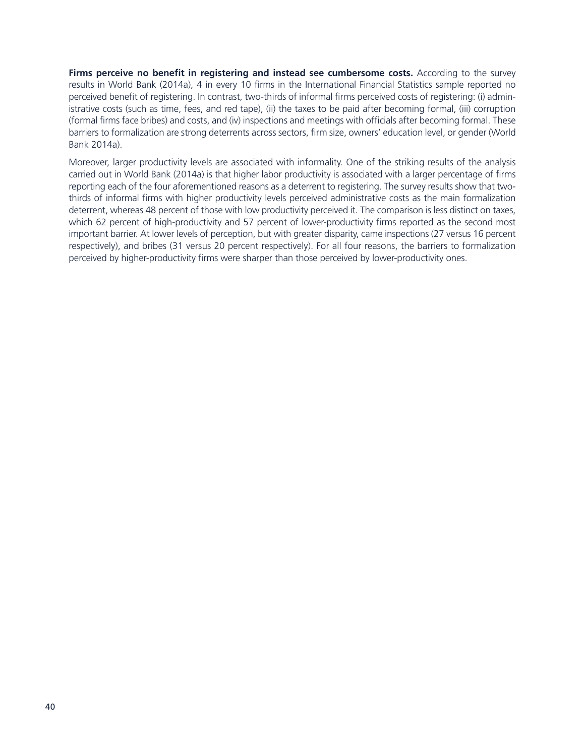**Firms perceive no benefit in registering and instead see cumbersome costs.** According to the survey results in World Bank (2014a), 4 in every 10 firms in the International Financial Statistics sample reported no perceived benefit of registering. In contrast, two-thirds of informal firms perceived costs of registering: (i) administrative costs (such as time, fees, and red tape), (ii) the taxes to be paid after becoming formal, (iii) corruption (formal firms face bribes) and costs, and (iv) inspections and meetings with officials after becoming formal. These barriers to formalization are strong deterrents across sectors, firm size, owners' education level, or gender (World Bank 2014a).

Moreover, larger productivity levels are associated with informality. One of the striking results of the analysis carried out in World Bank (2014a) is that higher labor productivity is associated with a larger percentage of firms reporting each of the four aforementioned reasons as a deterrent to registering. The survey results show that two-thirds of informal firms with higher productivity levels perceived administrative costs as the main formalization deterrent, whereas 48 percent of those with low productivity perceived it. The comparison is less distinct on taxes, which 62 percent of high-productivity and 57 percent of lower-productivity firms reported as the second most important barrier. At lower levels of perception, but with greater disparity, came inspections (27 versus 16 percent respectively), and bribes (31 versus 20 percent respectively). For all four reasons, the barriers to formalization perceived by higher-productivity firms were sharper than those perceived by lower-productivity ones.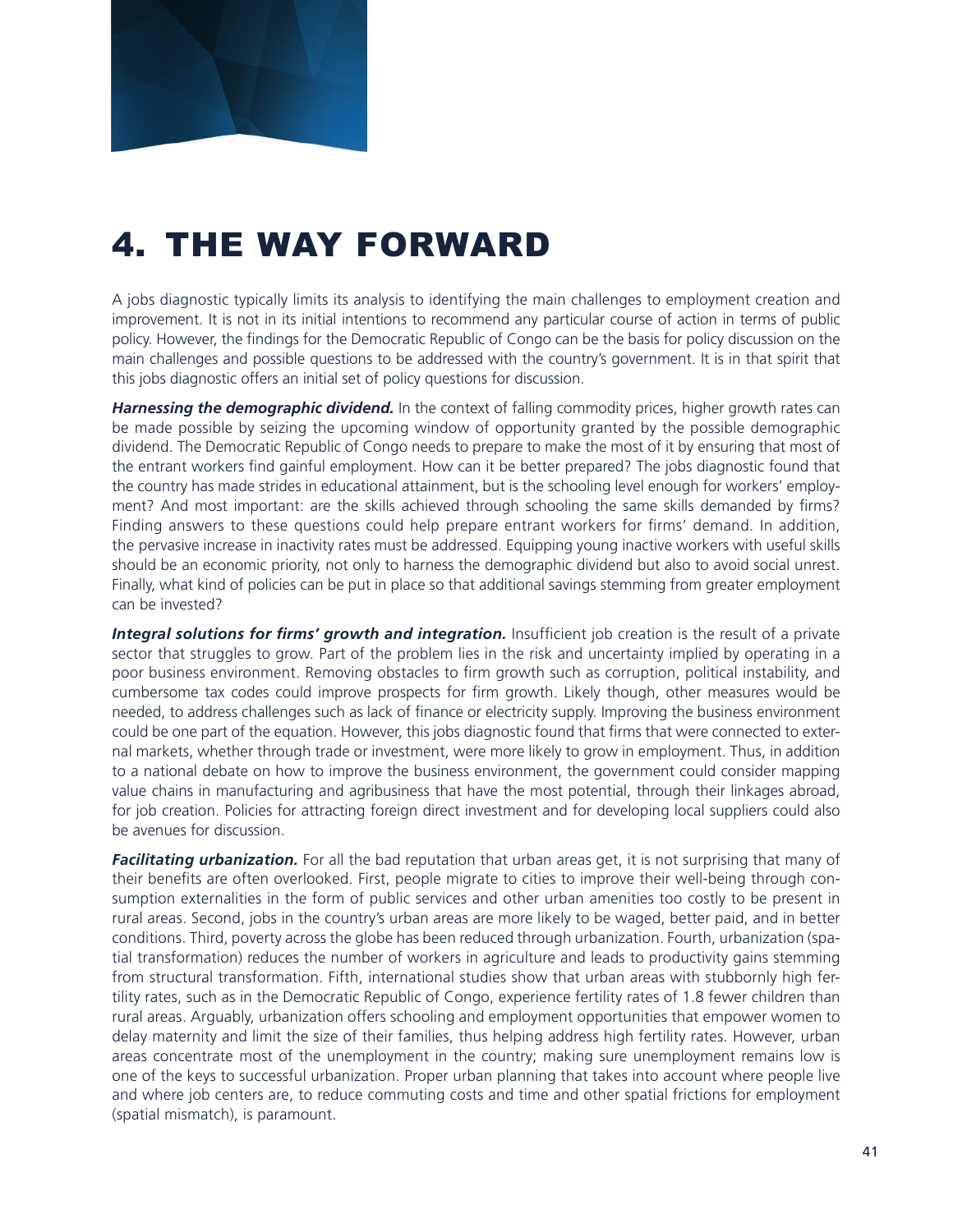# 4. THE WAY FORWARD

A jobs diagnostic typically limits its analysis to identifying the main challenges to employment creation and improvement. It is not in its initial intentions to recommend any particular course of action in terms of public policy. However, the findings for the Democratic Republic of Congo can be the basis for policy discussion on the main challenges and possible questions to be addressed with the country's government. It is in that spirit that this jobs diagnostic offers an initial set of policy questions for discussion.

***Harnessing the demographic dividend.*** In the context of falling commodity prices, higher growth rates can be made possible by seizing the upcoming window of opportunity granted by the possible demographic dividend. The Democratic Republic of Congo needs to prepare to make the most of it by ensuring that most of the entrant workers find gainful employment. How can it be better prepared? The jobs diagnostic found that the country has made strides in educational attainment, but is the schooling level enough for workers' employment? And most important: are the skills achieved through schooling the same skills demanded by firms? Finding answers to these questions could help prepare entrant workers for firms' demand. In addition, the pervasive increase in inactivity rates must be addressed. Equipping young inactive workers with useful skills should be an economic priority, not only to harness the demographic dividend but also to avoid social unrest. Finally, what kind of policies can be put in place so that additional savings stemming from greater employment can be invested?

***Integral solutions for firms' growth and integration.*** Insufficient job creation is the result of a private sector that struggles to grow. Part of the problem lies in the risk and uncertainty implied by operating in a poor business environment. Removing obstacles to firm growth such as corruption, political instability, and cumbersome tax codes could improve prospects for firm growth. Likely though, other measures would be needed, to address challenges such as lack of finance or electricity supply. Improving the business environment could be one part of the equation. However, this jobs diagnostic found that firms that were connected to external markets, whether through trade or investment, were more likely to grow in employment. Thus, in addition to a national debate on how to improve the business environment, the government could consider mapping value chains in manufacturing and agribusiness that have the most potential, through their linkages abroad, for job creation. Policies for attracting foreign direct investment and for developing local suppliers could also be avenues for discussion.

***Facilitating urbanization.*** For all the bad reputation that urban areas get, it is not surprising that many of their benefits are often overlooked. First, people migrate to cities to improve their well-being through consumption externalities in the form of public services and other urban amenities too costly to be present in rural areas. Second, jobs in the country's urban areas are more likely to be waged, better paid, and in better conditions. Third, poverty across the globe has been reduced through urbanization. Fourth, urbanization (spatial transformation) reduces the number of workers in agriculture and leads to productivity gains stemming from structural transformation. Fifth, international studies show that urban areas with stubbornly high fertility rates, such as in the Democratic Republic of Congo, experience fertility rates of 1.8 fewer children than rural areas. Arguably, urbanization offers schooling and employment opportunities that empower women to delay maternity and limit the size of their families, thus helping address high fertility rates. However, urban areas concentrate most of the unemployment in the country; making sure unemployment remains low is one of the keys to successful urbanization. Proper urban planning that takes into account where people live and where job centers are, to reduce commuting costs and time and other spatial frictions for employment (spatial mismatch), is paramount.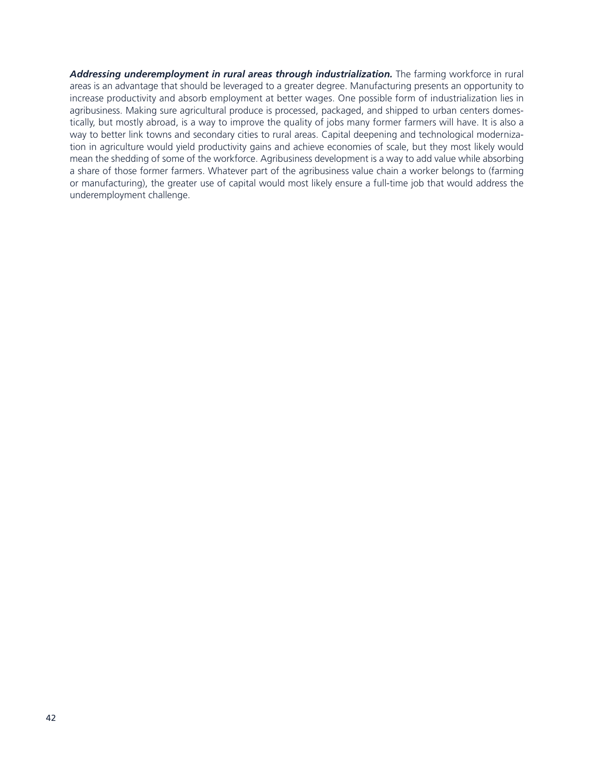***Addressing underemployment in rural areas through industrialization.*** The farming workforce in rural areas is an advantage that should be leveraged to a greater degree. Manufacturing presents an opportunity to increase productivity and absorb employment at better wages. One possible form of industrialization lies in agribusiness. Making sure agricultural produce is processed, packaged, and shipped to urban centers domestically, but mostly abroad, is a way to improve the quality of jobs many former farmers will have. It is also a way to better link towns and secondary cities to rural areas. Capital deepening and technological modernization in agriculture would yield productivity gains and achieve economies of scale, but they most likely would mean the shedding of some of the workforce. Agribusiness development is a way to add value while absorbing a share of those former farmers. Whatever part of the agribusiness value chain a worker belongs to (farming or manufacturing), the greater use of capital would most likely ensure a full-time job that would address the underemployment challenge.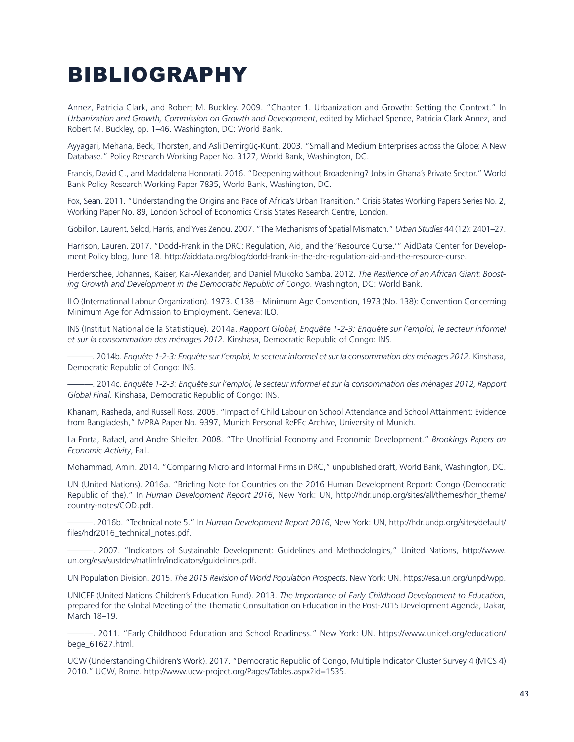# BIBLIOGRAPHY

Annez, Patricia Clark, and Robert M. Buckley. 2009. "Chapter 1. Urbanization and Growth: Setting the Context." In *Urbanization and Growth, Commission on Growth and Development*, edited by Michael Spence, Patricia Clark Annez, and Robert M. Buckley, pp. 1–46. Washington, DC: World Bank.

Ayyagari, Mehana, Beck, Thorsten, and Asli Demirgüç-Kunt. 2003. "Small and Medium Enterprises across the Globe: A New Database." Policy Research Working Paper No. 3127, World Bank, Washington, DC.

Francis, David C., and Maddalena Honorati. 2016. "Deepening without Broadening? Jobs in Ghana's Private Sector." World Bank Policy Research Working Paper 7835, World Bank, Washington, DC.

Fox, Sean. 2011. "Understanding the Origins and Pace of Africa's Urban Transition." Crisis States Working Papers Series No. 2, Working Paper No. 89, London School of Economics Crisis States Research Centre, London.

Gobillon, Laurent, Selod, Harris, and Yves Zenou. 2007. "The Mechanisms of Spatial Mismatch." *Urban Studies* 44 (12): 2401–27.

Harrison, Lauren. 2017. "Dodd-Frank in the DRC: Regulation, Aid, and the 'Resource Curse.'" AidData Center for Development Policy blog, June 18. http://aiddata.org/blog/dodd-frank-in-the-drc-regulation-aid-and-the-resource-curse.

Herderschee, Johannes, Kaiser, Kai-Alexander, and Daniel Mukoko Samba. 2012. *The Resilience of an African Giant: Boosting Growth and Development in the Democratic Republic of Congo*. Washington, DC: World Bank.

ILO (International Labour Organization). 1973. C138 – Minimum Age Convention, 1973 (No. 138): Convention Concerning Minimum Age for Admission to Employment. Geneva: ILO.

INS (Institut National de la Statistique). 2014a. *Rapport Global, Enquête 1-2-3: Enquête sur l'emploi, le secteur informel et sur la consommation des ménages 2012*. Kinshasa, Democratic Republic of Congo: INS.

———. 2014b. *Enquête 1-2-3: Enquête sur l'emploi, le secteur informel et sur la consommation des ménages 2012*. Kinshasa, Democratic Republic of Congo: INS.

———. 2014c. *Enquête 1-2-3: Enquête sur l'emploi, le secteur informel et sur la consommation des ménages 2012, Rapport Global Final*. Kinshasa, Democratic Republic of Congo: INS.

Khanam, Rasheda, and Russell Ross. 2005. "Impact of Child Labour on School Attendance and School Attainment: Evidence from Bangladesh," MPRA Paper No. 9397, Munich Personal RePEc Archive, University of Munich.

La Porta, Rafael, and Andre Shleifer. 2008. "The Unofficial Economy and Economic Development." *Brookings Papers on Economic Activity*, Fall.

Mohammad, Amin. 2014. "Comparing Micro and Informal Firms in DRC," unpublished draft, World Bank, Washington, DC.

UN (United Nations). 2016a. "Briefing Note for Countries on the 2016 Human Development Report: Congo (Democratic Republic of the)." In *Human Development Report 2016*, New York: UN, http://hdr.undp.org/sites/all/themes/hdr_theme/country-notes/COD.pdf.

———. 2016b. "Technical note 5." In *Human Development Report 2016*, New York: UN, http://hdr.undp.org/sites/default/files/hdr2016_technical_notes.pdf.

———. 2007. "Indicators of Sustainable Development: Guidelines and Methodologies," United Nations, http://www.un.org/esa/sustdev/natlinfo/indicators/guidelines.pdf.

UN Population Division. 2015. *The 2015 Revision of World Population Prospects*. New York: UN. https://esa.un.org/unpd/wpp.

UNICEF (United Nations Children's Education Fund). 2013. *The Importance of Early Childhood Development to Education*, prepared for the Global Meeting of the Thematic Consultation on Education in the Post-2015 Development Agenda, Dakar, March 18–19.

———. 2011. "Early Childhood Education and School Readiness." New York: UN. https://www.unicef.org/education/bege_61627.html.

UCW (Understanding Children's Work). 2017. "Democratic Republic of Congo, Multiple Indicator Cluster Survey 4 (MICS 4) 2010." UCW, Rome. http://www.ucw-project.org/Pages/Tables.aspx?id=1535.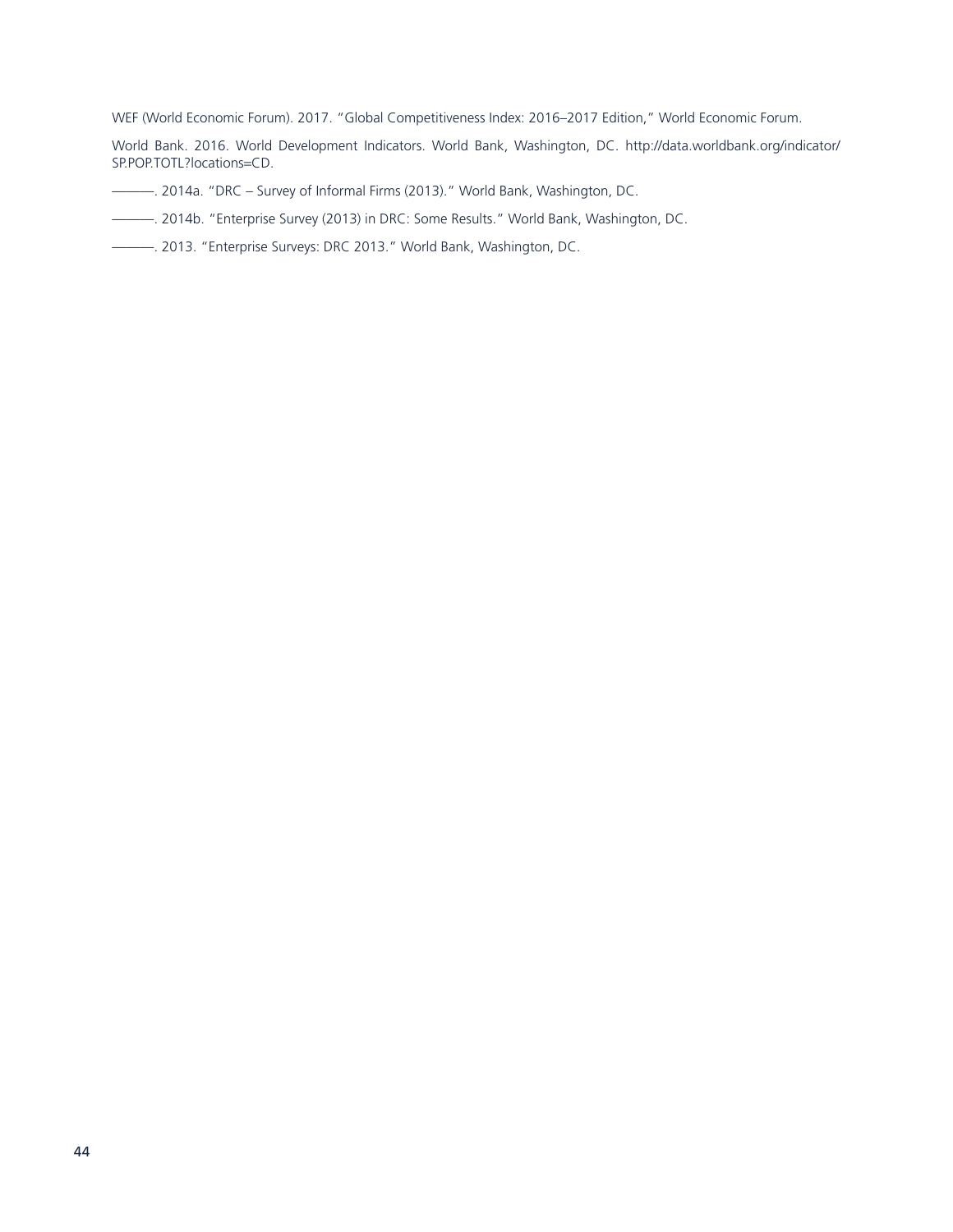WEF (World Economic Forum). 2017. "Global Competitiveness Index: 2016–2017 Edition," World Economic Forum.

World Bank. 2016. World Development Indicators. World Bank, Washington, DC. http://data.worldbank.org/indicator/SP.POP.TOTL?locations=CD.

———. 2014a. "DRC – Survey of Informal Firms (2013)." World Bank, Washington, DC.

———. 2014b. "Enterprise Survey (2013) in DRC: Some Results." World Bank, Washington, DC.

———. 2013. "Enterprise Surveys: DRC 2013." World Bank, Washington, DC.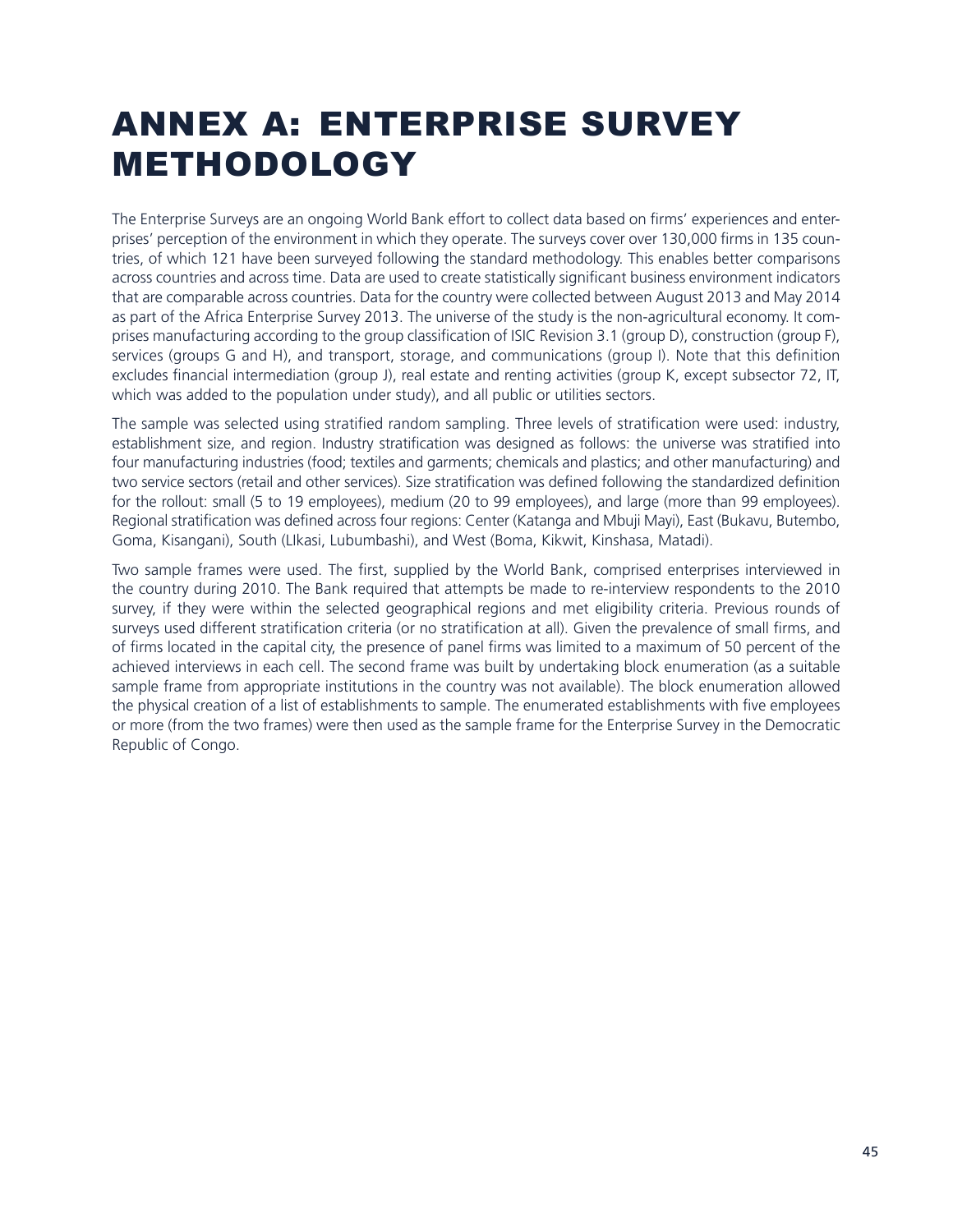# ANNEX A: ENTERPRISE SURVEY METHODOLOGY

The Enterprise Surveys are an ongoing World Bank effort to collect data based on firms' experiences and enterprises' perception of the environment in which they operate. The surveys cover over 130,000 firms in 135 countries, of which 121 have been surveyed following the standard methodology. This enables better comparisons across countries and across time. Data are used to create statistically significant business environment indicators that are comparable across countries. Data for the country were collected between August 2013 and May 2014 as part of the Africa Enterprise Survey 2013. The universe of the study is the non-agricultural economy. It comprises manufacturing according to the group classification of ISIC Revision 3.1 (group D), construction (group F), services (groups G and H), and transport, storage, and communications (group I). Note that this definition excludes financial intermediation (group J), real estate and renting activities (group K, except subsector 72, IT, which was added to the population under study), and all public or utilities sectors.

The sample was selected using stratified random sampling. Three levels of stratification were used: industry, establishment size, and region. Industry stratification was designed as follows: the universe was stratified into four manufacturing industries (food; textiles and garments; chemicals and plastics; and other manufacturing) and two service sectors (retail and other services). Size stratification was defined following the standardized definition for the rollout: small (5 to 19 employees), medium (20 to 99 employees), and large (more than 99 employees). Regional stratification was defined across four regions: Center (Katanga and Mbuji Mayi), East (Bukavu, Butembo, Goma, Kisangani), South (LIkasi, Lubumbashi), and West (Boma, Kikwit, Kinshasa, Matadi).

Two sample frames were used. The first, supplied by the World Bank, comprised enterprises interviewed in the country during 2010. The Bank required that attempts be made to re-interview respondents to the 2010 survey, if they were within the selected geographical regions and met eligibility criteria. Previous rounds of surveys used different stratification criteria (or no stratification at all). Given the prevalence of small firms, and of firms located in the capital city, the presence of panel firms was limited to a maximum of 50 percent of the achieved interviews in each cell. The second frame was built by undertaking block enumeration (as a suitable sample frame from appropriate institutions in the country was not available). The block enumeration allowed the physical creation of a list of establishments to sample. The enumerated establishments with five employees or more (from the two frames) were then used as the sample frame for the Enterprise Survey in the Democratic Republic of Congo.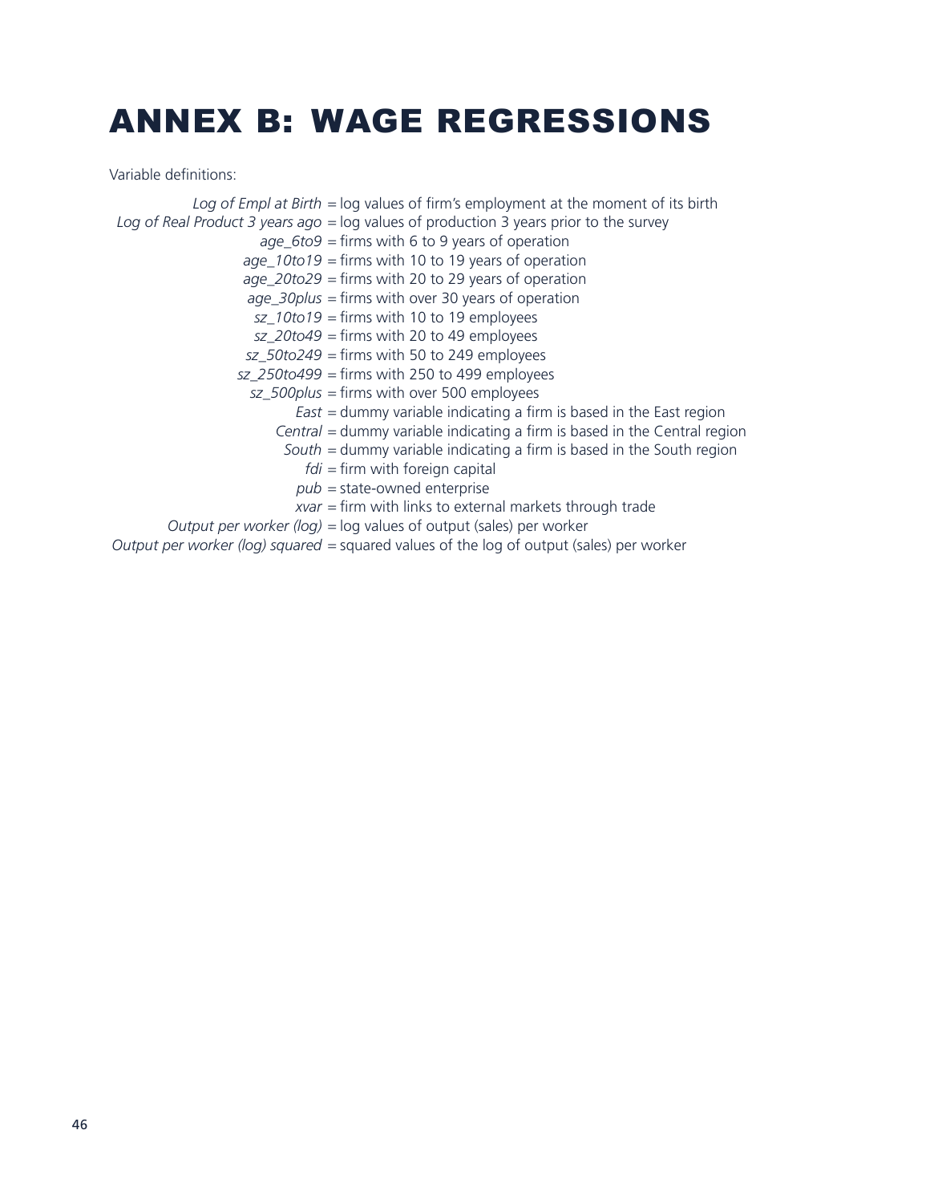# ANNEX B: WAGE REGRESSIONS

Variable definitions:

*Log of Empl at Birth* = log values of firm's employment at the moment of its birth
*Log of Real Product 3 years ago* = log values of production 3 years prior to the survey
*age_6to9* = firms with 6 to 9 years of operation
*age_10to19* = firms with 10 to 19 years of operation
*age_20to29* = firms with 20 to 29 years of operation
*age_30plus* = firms with over 30 years of operation
*sz_10to19* = firms with 10 to 19 employees
*sz_20to49* = firms with 20 to 49 employees
*sz_50to249* = firms with 50 to 249 employees
*sz_250to499* = firms with 250 to 499 employees
*sz_500plus* = firms with over 500 employees
*East* = dummy variable indicating a firm is based in the East region
*Central* = dummy variable indicating a firm is based in the Central region
*South* = dummy variable indicating a firm is based in the South region
*fdi* = firm with foreign capital
*pub* = state-owned enterprise
*xvar* = firm with links to external markets through trade
*Output per worker (log)* = log values of output (sales) per worker
*Output per worker (log) squared* = squared values of the log of output (sales) per worker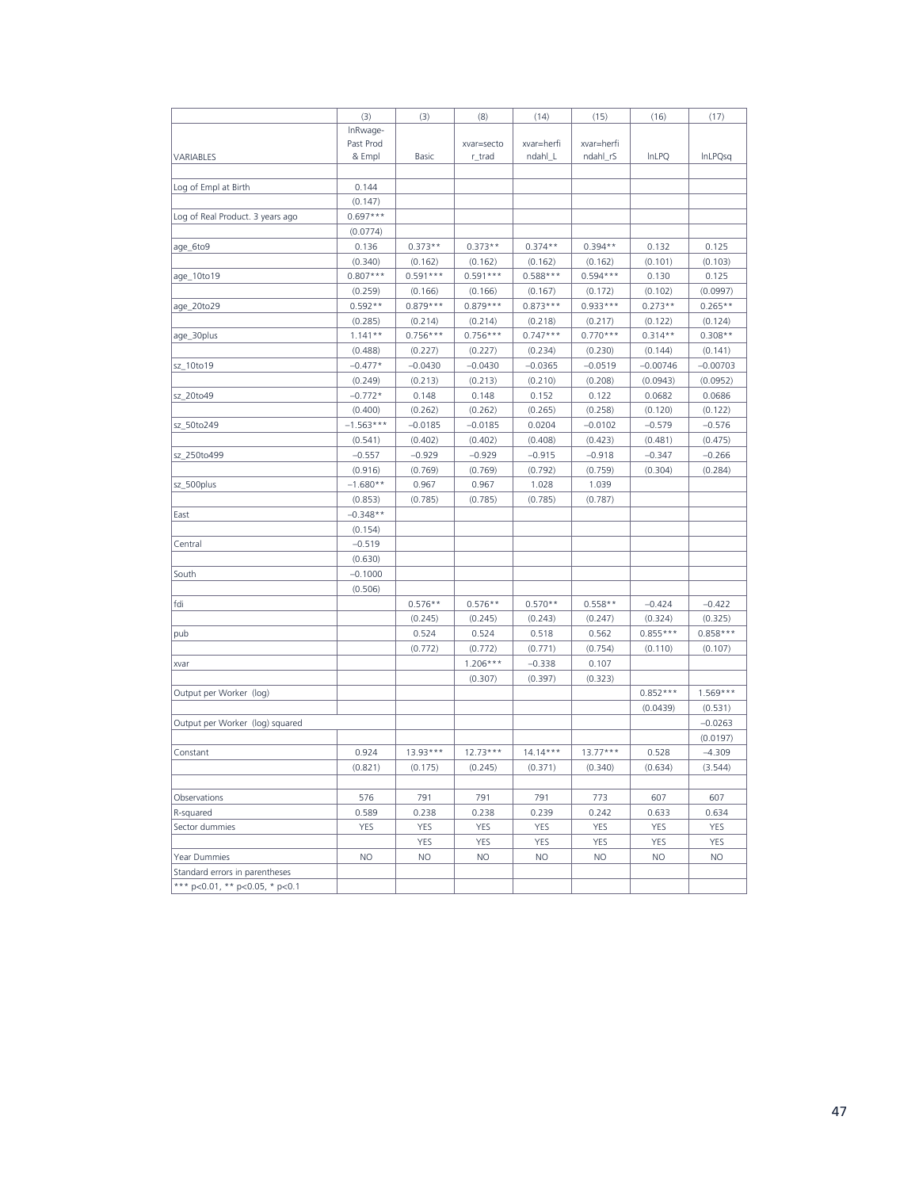| | (3) | (3) | (8) | (14) | (15) | (16) | (17) |
|---|---|---|---|---|---|---|---|
| VARIABLES | lnRwage-Past Prod & Empl | Basic | xvar=sector_trad | xvar=herfindahl_L | xvar=herfindahl_rS | lnLPQ | lnLPQsq |
| | | | | | | | |
| Log of Empl at Birth | 0.144 | | | | | | |
| | (0.147) | | | | | | |
| Log of Real Product. 3 years ago | 0.697*** | | | | | | |
| | (0.0774) | | | | | | |
| age_6to9 | 0.136 | 0.373** | 0.373** | 0.374** | 0.394** | 0.132 | 0.125 |
| | (0.340) | (0.162) | (0.162) | (0.162) | (0.162) | (0.101) | (0.103) |
| age_10to19 | 0.807*** | 0.591*** | 0.591*** | 0.588*** | 0.594*** | 0.130 | 0.125 |
| | (0.259) | (0.166) | (0.166) | (0.167) | (0.172) | (0.102) | (0.0997) |
| age_20to29 | 0.592** | 0.879*** | 0.879*** | 0.873*** | 0.933*** | 0.273** | 0.265** |
| | (0.285) | (0.214) | (0.214) | (0.218) | (0.217) | (0.122) | (0.124) |
| age_30plus | 1.141** | 0.756*** | 0.756*** | 0.747*** | 0.770*** | 0.314** | 0.308** |
| | (0.488) | (0.227) | (0.227) | (0.234) | (0.230) | (0.144) | (0.141) |
| sz_10to19 | −0.477* | −0.0430 | −0.0430 | −0.0365 | −0.0519 | −0.00746 | −0.00703 |
| | (0.249) | (0.213) | (0.213) | (0.210) | (0.208) | (0.0943) | (0.0952) |
| sz_20to49 | −0.772* | 0.148 | 0.148 | 0.152 | 0.122 | 0.0682 | 0.0686 |
| | (0.400) | (0.262) | (0.262) | (0.265) | (0.258) | (0.120) | (0.122) |
| sz_50to249 | −1.563*** | −0.0185 | −0.0185 | 0.0204 | −0.0102 | −0.579 | −0.576 |
| | (0.541) | (0.402) | (0.402) | (0.408) | (0.423) | (0.481) | (0.475) |
| sz_250to499 | −0.557 | −0.929 | −0.929 | −0.915 | −0.918 | −0.347 | −0.266 |
| | (0.916) | (0.769) | (0.769) | (0.792) | (0.759) | (0.304) | (0.284) |
| sz_500plus | −1.680** | 0.967 | 0.967 | 1.028 | 1.039 | | |
| | (0.853) | (0.785) | (0.785) | (0.785) | (0.787) | | |
| East | −0.348** | | | | | | |
| | (0.154) | | | | | | |
| Central | −0.519 | | | | | | |
| | (0.630) | | | | | | |
| South | −0.1000 | | | | | | |
| | (0.506) | | | | | | |
| fdi | | 0.576** | 0.576** | 0.570** | 0.558** | −0.424 | −0.422 |
| | | (0.245) | (0.245) | (0.243) | (0.247) | (0.324) | (0.325) |
| pub | | 0.524 | 0.524 | 0.518 | 0.562 | 0.855*** | 0.858*** |
| | | (0.772) | (0.772) | (0.771) | (0.754) | (0.110) | (0.107) |
| xvar | | | 1.206*** | −0.338 | 0.107 | | |
| | | | (0.307) | (0.397) | (0.323) | | |
| Output per Worker (log) | | | | | | 0.852*** | 1.569*** |
| | | | | | | (0.0439) | (0.531) |
| Output per Worker (log) squared | | | | | | | −0.0263 |
| | | | | | | | (0.0197) |
| Constant | 0.924 | 13.93*** | 12.73*** | 14.14*** | 13.77*** | 0.528 | −4.309 |
| | (0.821) | (0.175) | (0.245) | (0.371) | (0.340) | (0.634) | (3.544) |
| | | | | | | | |
| Observations | 576 | 791 | 791 | 791 | 773 | 607 | 607 |
| R-squared | 0.589 | 0.238 | 0.238 | 0.239 | 0.242 | 0.633 | 0.634 |
| Sector dummies | YES | YES | YES | YES | YES | YES | YES |
| | | YES | YES | YES | YES | YES | YES |
| Year Dummies | NO | NO | NO | NO | NO | NO | NO |
| Standard errors in parentheses | | | | | | | |
| *** p<0.01, ** p<0.05, * p<0.1 | | | | | | | |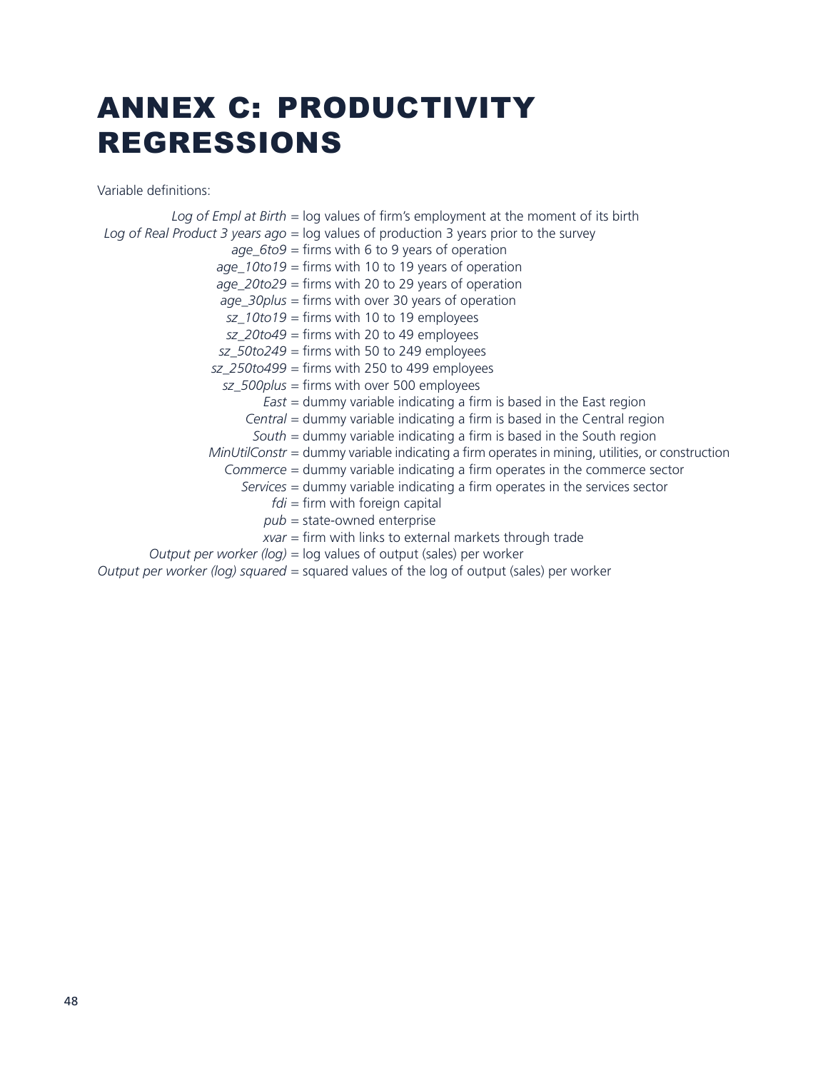# ANNEX C: PRODUCTIVITY REGRESSIONS

Variable definitions:

*Log of Empl at Birth* = log values of firm's employment at the moment of its birth
*Log of Real Product 3 years ago* = log values of production 3 years prior to the survey
*age_6to9* = firms with 6 to 9 years of operation
*age_10to19* = firms with 10 to 19 years of operation
*age_20to29* = firms with 20 to 29 years of operation
*age_30plus* = firms with over 30 years of operation
*sz_10to19* = firms with 10 to 19 employees
*sz_20to49* = firms with 20 to 49 employees
*sz_50to249* = firms with 50 to 249 employees
*sz_250to499* = firms with 250 to 499 employees
*sz_500plus* = firms with over 500 employees
*East* = dummy variable indicating a firm is based in the East region
*Central* = dummy variable indicating a firm is based in the Central region
*South* = dummy variable indicating a firm is based in the South region
*MinUtilConstr* = dummy variable indicating a firm operates in mining, utilities, or construction
*Commerce* = dummy variable indicating a firm operates in the commerce sector
*Services* = dummy variable indicating a firm operates in the services sector
*fdi* = firm with foreign capital
*pub* = state-owned enterprise
*xvar* = firm with links to external markets through trade
*Output per worker (log)* = log values of output (sales) per worker
*Output per worker (log) squared* = squared values of the log of output (sales) per worker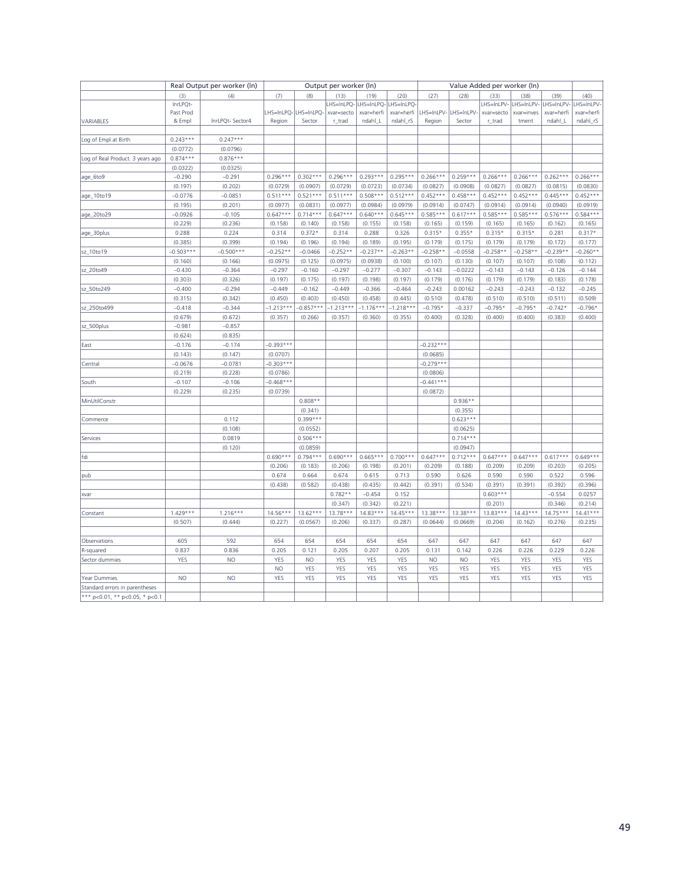| | Real Output per worker (ln) | | Output per worker (ln) | | | | | Value Added per worker (ln) | | | | | | |
|---|---|---|---|---|---|---|---|---|---|---|---|---|---|---|
| | (3) | (4) | (7) | (8) | (13) | (19) | (20) | (27) | (28) | (33) | (38) | (39) | (40) |
| VARIABLES | lnrLPQt-Past Prod & Empl | lnrLPQt- Sector4 | LHS=lnLPQ-Region | LHS=lnLPQ-Sector | LHS=lnLPQ-xvar=sector_trad | LHS=lnLPQ-xvar=herfindahl_L | LHS=lnLPQ-xvar=herfindahl_rS | LHS=lnLPV-Region | LHS=lnLPV-Sector | LHS=lnLPV-xvar=sector_trad | LHS=lnLPV-xvar=investment | LHS=lnLPV-xvar=herfindahl_L | LHS=lnLPV-xvar=herfindahl_rS |
| | | | | | | | | | | | | | |
| Log of Empl at Birth | 0.243*** | 0.247*** | | | | | | | | | | | |
| | (0.0772) | (0.0796) | | | | | | | | | | | |
| Log of Real Product. 3 years ago | 0.874*** | 0.876*** | | | | | | | | | | | |
| | (0.0322) | (0.0325) | | | | | | | | | | | |
| age_6to9 | −0.290 | −0.291 | 0.296*** | 0.302*** | 0.296*** | 0.293*** | 0.295*** | 0.266*** | 0.259*** | 0.266*** | 0.266*** | 0.262*** | 0.266*** |
| | (0.197) | (0.202) | (0.0729) | (0.0907) | (0.0729) | (0.0723) | (0.0734) | (0.0827) | (0.0908) | (0.0827) | (0.0827) | (0.0815) | (0.0830) |
| age_10to19 | −0.0776 | −0.0851 | 0.511*** | 0.521*** | 0.511*** | 0.508*** | 0.512*** | 0.452*** | 0.458*** | 0.452*** | 0.452*** | 0.445*** | 0.452*** |
| | (0.195) | (0.201) | (0.0977) | (0.0831) | (0.0977) | (0.0984) | (0.0979) | (0.0914) | (0.0747) | (0.0914) | (0.0914) | (0.0940) | (0.0919) |
| age_20to29 | −0.0926 | −0.105 | 0.647*** | 0.714*** | 0.647*** | 0.640*** | 0.645*** | 0.585*** | 0.617*** | 0.585*** | 0.585*** | 0.576*** | 0.584*** |
| | (0.229) | (0.236) | (0.158) | (0.140) | (0.158) | (0.155) | (0.158) | (0.165) | (0.159) | (0.165) | (0.165) | (0.162) | (0.165) |
| age_30plus | 0.288 | 0.224 | 0.314 | 0.372* | 0.314 | 0.288 | 0.326 | 0.315* | 0.355* | 0.315* | 0.315* | 0.281 | 0.317* |
| | (0.385) | (0.399) | (0.194) | (0.196) | (0.194) | (0.189) | (0.195) | (0.179) | (0.175) | (0.179) | (0.179) | (0.172) | (0.177) |
| sz_10to19 | −0.503*** | −0.500*** | −0.252** | −0.0466 | −0.252** | −0.237** | −0.263** | −0.258** | −0.0558 | −0.258** | −0.258** | −0.239** | −0.260** |
| | (0.160) | (0.166) | (0.0975) | (0.125) | (0.0975) | (0.0938) | (0.100) | (0.107) | (0.130) | (0.107) | (0.107) | (0.108) | (0.112) |
| sz_20to49 | −0.430 | −0.364 | −0.297 | −0.160 | −0.297 | −0.277 | −0.307 | −0.143 | −0.0222 | −0.143 | −0.143 | −0.126 | −0.144 |
| | (0.303) | (0.326) | (0.197) | (0.175) | (0.197) | (0.198) | (0.197) | (0.179) | (0.176) | (0.179) | (0.179) | (0.183) | (0.178) |
| sz_50to249 | −0.400 | −0.294 | −0.449 | −0.162 | −0.449 | −0.366 | −0.464 | −0.243 | 0.00162 | −0.243 | −0.243 | −0.132 | −0.245 |
| | (0.315) | (0.342) | (0.450) | (0.403) | (0.450) | (0.458) | (0.445) | (0.510) | (0.478) | (0.510) | (0.510) | (0.511) | (0.509) |
| sz_250to499 | −0.418 | −0.344 | −1.213*** | −0.857*** | −1.213*** | −1.176*** | −1.218*** | −0.795* | −0.337 | −0.795* | −0.795* | −0.742* | −0.796* |
| | (0.679) | (0.672) | (0.357) | (0.266) | (0.357) | (0.360) | (0.355) | (0.400) | (0.328) | (0.400) | (0.400) | (0.383) | (0.400) |
| sz_500plus | −0.981 | −0.857 | | | | | | | | | | | |
| | (0.624) | (0.835) | | | | | | | | | | | |
| East | −0.176 | −0.174 | −0.393*** | | | | | −0.232*** | | | | | |
| | (0.143) | (0.147) | (0.0707) | | | | | (0.0685) | | | | | |
| Central | −0.0676 | −0.0781 | −0.303*** | | | | | −0.279*** | | | | | |
| | (0.219) | (0.228) | (0.0786) | | | | | (0.0806) | | | | | |
| South | −0.107 | −0.106 | −0.468*** | | | | | −0.441*** | | | | | |
| | (0.229) | (0.235) | (0.0739) | | | | | (0.0872) | | | | | |
| MinUtilConstr | | | | 0.808** | | | | | 0.936** | | | | |
| | | | | (0.341) | | | | | (0.355) | | | | |
| Commerce | | 0.112 | | 0.399*** | | | | | 0.623*** | | | | |
| | | (0.108) | | (0.0552) | | | | | (0.0625) | | | | |
| Services | | 0.0819 | | 0.506*** | | | | | 0.714*** | | | | |
| | | (0.120) | | (0.0859) | | | | | (0.0947) | | | | |
| fdi | | | 0.690*** | 0.794*** | 0.690*** | 0.665*** | 0.700*** | 0.647*** | 0.712*** | 0.647*** | 0.647*** | 0.617*** | 0.649*** |
| | | | (0.206) | (0.183) | (0.206) | (0.198) | (0.201) | (0.209) | (0.188) | (0.209) | (0.209) | (0.203) | (0.205) |
| pub | | | 0.674 | 0.664 | 0.674 | 0.615 | 0.713 | 0.590 | 0.626 | 0.590 | 0.590 | 0.522 | 0.596 |
| | | | (0.438) | (0.582) | (0.438) | (0.435) | (0.442) | (0.391) | (0.534) | (0.391) | (0.391) | (0.392) | (0.396) |
| xvar | | | | | 0.782** | −0.454 | 0.152 | | | 0.603*** | | −0.554 | 0.0257 |
| | | | | | (0.347) | (0.342) | (0.221) | | | (0.201) | | (0.346) | (0.214) |
| Constant | 1.429*** | 1.216*** | 14.56*** | 13.62*** | 13.78*** | 14.83*** | 14.45*** | 13.38*** | 13.38*** | 13.83*** | 14.43*** | 14.75*** | 14.41*** |
| | (0.507) | (0.444) | (0.227) | (0.0567) | (0.206) | (0.337) | (0.287) | (0.0644) | (0.0669) | (0.204) | (0.162) | (0.276) | (0.235) |
| | | | | | | | | | | | | | |
| Observations | 605 | 592 | 654 | 654 | 654 | 654 | 654 | 647 | 647 | 647 | 647 | 647 | 647 |
| R-squared | 0.837 | 0.836 | 0.205 | 0.121 | 0.205 | 0.207 | 0.205 | 0.131 | 0.142 | 0.226 | 0.226 | 0.229 | 0.226 |
| Sector dummies | YES | NO | YES | NO | YES | YES | YES | NO | NO | YES | YES | YES | YES |
| | | | NO | YES | YES | YES | YES | YES | YES | YES | YES | YES | YES |
| Year Dummies | NO | NO | YES | YES | YES | YES | YES | YES | YES | YES | YES | YES | YES |
| Standard errors in parentheses | | | | | | | | | | | | | |
| *** p<0.01, ** p<0.05, * p<0.1 | | | | | | | | | | | | | |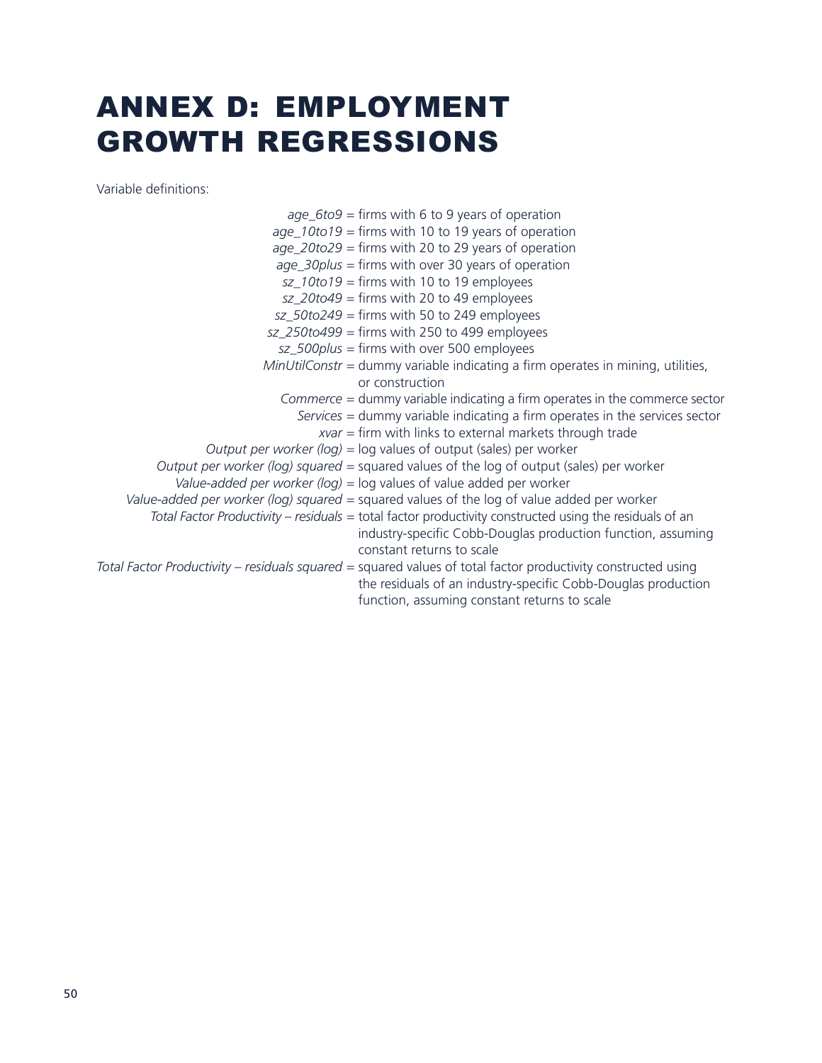# ANNEX D: EMPLOYMENT GROWTH REGRESSIONS

Variable definitions:

*age_6to9* = firms with 6 to 9 years of operation
*age_10to19* = firms with 10 to 19 years of operation
*age_20to29* = firms with 20 to 29 years of operation
*age_30plus* = firms with over 30 years of operation
*sz_10to19* = firms with 10 to 19 employees
*sz_20to49* = firms with 20 to 49 employees
*sz_50to249* = firms with 50 to 249 employees
*sz_250to499* = firms with 250 to 499 employees
*sz_500plus* = firms with over 500 employees
*MinUtilConstr* = dummy variable indicating a firm operates in mining, utilities, or construction
*Commerce* = dummy variable indicating a firm operates in the commerce sector
*Services* = dummy variable indicating a firm operates in the services sector
*xvar* = firm with links to external markets through trade
*Output per worker (log)* = log values of output (sales) per worker
*Output per worker (log) squared* = squared values of the log of output (sales) per worker
*Value-added per worker (log)* = log values of value added per worker
*Value-added per worker (log) squared* = squared values of the log of value added per worker
*Total Factor Productivity – residuals* = total factor productivity constructed using the residuals of an industry-specific Cobb-Douglas production function, assuming constant returns to scale
*Total Factor Productivity – residuals squared* = squared values of total factor productivity constructed using the residuals of an industry-specific Cobb-Douglas production function, assuming constant returns to scale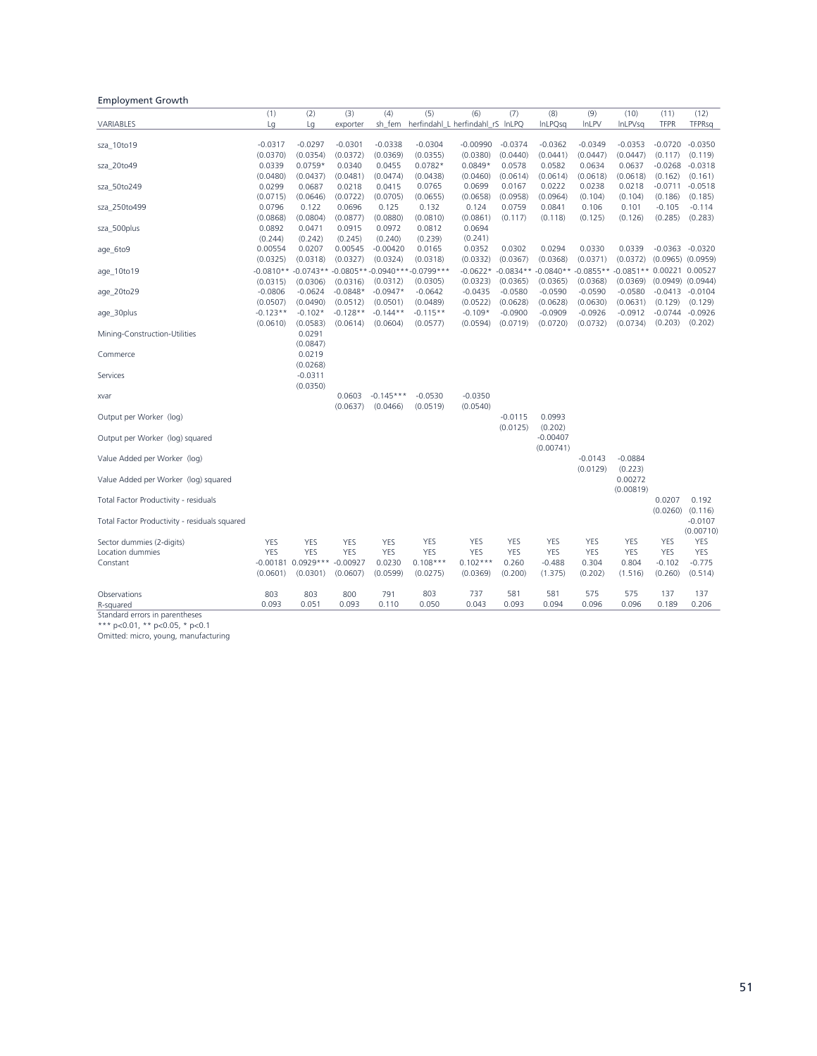Employment Growth

| VARIABLES | (1) Lg | (2) Lg | (3) exporter | (4) sh_fem | (5) herfindahl_L | (6) herfindahl_rS | (7) lnLPQ | (8) lnLPQsq | (9) lnLPV | (10) lnLPVsq | (11) TFPR | (12) TFPRsq |
|---|---|---|---|---|---|---|---|---|---|---|---|---|
| sza_10to19 | -0.0317 | -0.0297 | -0.0301 | -0.0338 | -0.0304 | -0.00990 | -0.0374 | -0.0362 | -0.0349 | -0.0353 | -0.0720 | -0.0350 |
| | (0.0370) | (0.0354) | (0.0372) | (0.0369) | (0.0355) | (0.0380) | (0.0440) | (0.0441) | (0.0447) | (0.0447) | (0.117) | (0.119) |
| sza_20to49 | 0.0339 | 0.0759* | 0.0340 | 0.0455 | 0.0782* | 0.0849* | 0.0578 | 0.0582 | 0.0634 | 0.0637 | -0.0268 | -0.0318 |
| | (0.0480) | (0.0437) | (0.0481) | (0.0474) | (0.0438) | (0.0460) | (0.0614) | (0.0614) | (0.0618) | (0.0618) | (0.162) | (0.161) |
| sza_50to249 | 0.0299 | 0.0687 | 0.0218 | 0.0415 | 0.0765 | 0.0699 | 0.0167 | 0.0222 | 0.0238 | 0.0218 | -0.0711 | -0.0518 |
| | (0.0715) | (0.0646) | (0.0722) | (0.0705) | (0.0655) | (0.0658) | (0.0958) | (0.0964) | (0.104) | (0.104) | (0.186) | (0.185) |
| sza_250to499 | 0.0796 | 0.122 | 0.0696 | 0.125 | 0.132 | 0.124 | 0.0759 | 0.0841 | 0.106 | 0.101 | -0.105 | -0.114 |
| | (0.0868) | (0.0804) | (0.0877) | (0.0880) | (0.0810) | (0.0861) | (0.117) | (0.118) | (0.125) | (0.126) | (0.285) | (0.283) |
| sza_500plus | 0.0892 | 0.0471 | 0.0915 | 0.0972 | 0.0812 | 0.0694 | | | | | | |
| | (0.244) | (0.242) | (0.245) | (0.240) | (0.239) | (0.241) | | | | | | |
| age_6to9 | 0.00554 | 0.0207 | 0.00545 | -0.00420 | 0.0165 | 0.0352 | 0.0302 | 0.0294 | 0.0330 | 0.0339 | -0.0363 | -0.0320 |
| | (0.0325) | (0.0318) | (0.0327) | (0.0324) | (0.0318) | (0.0332) | (0.0367) | (0.0368) | (0.0371) | (0.0372) | (0.0965) | (0.0959) |
| age_10to19 | -0.0810** | -0.0743** | -0.0805** | -0.0940*** | -0.0799*** | -0.0622* | -0.0834** | -0.0840** | -0.0855** | -0.0851** | 0.00221 | 0.00527 |
| | (0.0315) | (0.0306) | (0.0316) | (0.0312) | (0.0305) | (0.0323) | (0.0365) | (0.0365) | (0.0368) | (0.0369) | (0.0949) | (0.0944) |
| age_20to29 | -0.0806 | -0.0624 | -0.0848* | -0.0947* | -0.0642 | -0.0435 | -0.0580 | -0.0590 | -0.0590 | -0.0580 | -0.0413 | -0.0104 |
| | (0.0507) | (0.0490) | (0.0512) | (0.0501) | (0.0489) | (0.0522) | (0.0628) | (0.0628) | (0.0630) | (0.0631) | (0.129) | (0.129) |
| age_30plus | -0.123** | -0.102* | -0.128** | -0.144** | -0.115** | -0.109* | -0.0900 | -0.0909 | -0.0926 | -0.0912 | -0.0744 | -0.0926 |
| | (0.0610) | (0.0583) | (0.0614) | (0.0604) | (0.0577) | (0.0594) | (0.0719) | (0.0720) | (0.0732) | (0.0734) | (0.203) | (0.202) |
| Mining-Construction-Utilities | | 0.0291 | | | | | | | | | | |
| | | (0.0847) | | | | | | | | | | |
| Commerce | | 0.0219 | | | | | | | | | | |
| | | (0.0268) | | | | | | | | | | |
| Services | | -0.0311 | | | | | | | | | | |
| | | (0.0350) | | | | | | | | | | |
| xvar | | | 0.0603 | -0.145*** | -0.0530 | -0.0350 | | | | | | |
| | | | (0.0637) | (0.0466) | (0.0519) | (0.0540) | | | | | | |
| Output per Worker (log) | | | | | | | -0.0115 | 0.0993 | | | | |
| | | | | | | | (0.0125) | (0.202) | | | | |
| Output per Worker (log) squared | | | | | | | | -0.00407 | | | | |
| | | | | | | | | (0.00741) | | | | |
| Value Added per Worker (log) | | | | | | | | | -0.0143 | -0.0884 | | |
| | | | | | | | | | (0.0129) | (0.223) | | |
| Value Added per Worker (log) squared | | | | | | | | | | 0.00272 | | |
| | | | | | | | | | | (0.00819) | | |
| Total Factor Productivity - residuals | | | | | | | | | | | 0.0207 | 0.192 |
| | | | | | | | | | | | (0.0260) | (0.116) |
| Total Factor Productivity - residuals squared | | | | | | | | | | | | -0.0107 |
| | | | | | | | | | | | | (0.00710) |
| Sector dummies (2-digits) | YES | YES | YES | YES | YES | YES | YES | YES | YES | YES | YES | YES |
| Location dummies | YES | YES | YES | YES | YES | YES | YES | YES | YES | YES | YES | YES |
| Constant | -0.00181 | 0.0929*** | -0.00927 | 0.0230 | 0.108*** | 0.102*** | 0.260 | -0.488 | 0.304 | 0.804 | -0.102 | -0.775 |
| | (0.0601) | (0.0301) | (0.0607) | (0.0599) | (0.0275) | (0.0369) | (0.200) | (1.375) | (0.202) | (1.516) | (0.260) | (0.514) |
| Observations | 803 | 803 | 800 | 791 | 803 | 737 | 581 | 581 | 575 | 575 | 137 | 137 |
| R-squared | 0.093 | 0.051 | 0.093 | 0.110 | 0.050 | 0.043 | 0.093 | 0.094 | 0.096 | 0.096 | 0.189 | 0.206 |

Standard errors in parentheses
*** p<0.01, ** p<0.05, * p<0.1
Omitted: micro, young, manufacturing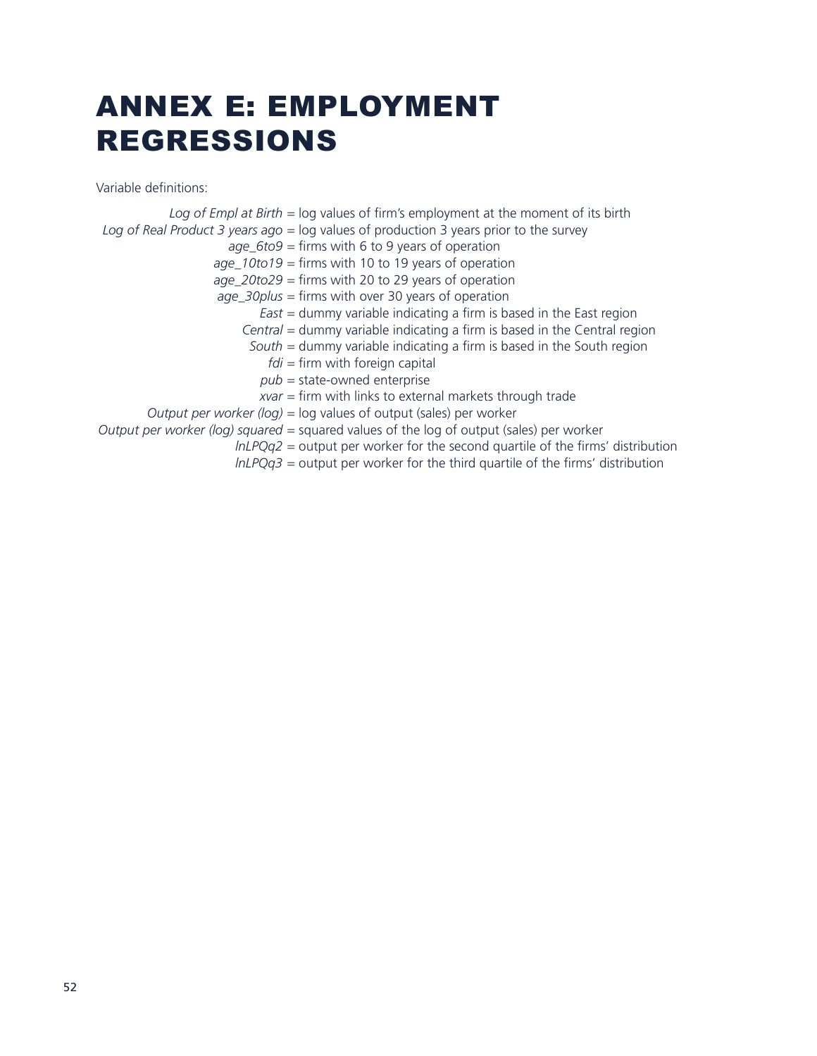# ANNEX E: EMPLOYMENT REGRESSIONS

Variable definitions:

*Log of Empl at Birth* = log values of firm's employment at the moment of its birth
*Log of Real Product 3 years ago* = log values of production 3 years prior to the survey
*age_6to9* = firms with 6 to 9 years of operation
*age_10to19* = firms with 10 to 19 years of operation
*age_20to29* = firms with 20 to 29 years of operation
*age_30plus* = firms with over 30 years of operation
*East* = dummy variable indicating a firm is based in the East region
*Central* = dummy variable indicating a firm is based in the Central region
*South* = dummy variable indicating a firm is based in the South region
*fdi* = firm with foreign capital
*pub* = state-owned enterprise
*xvar* = firm with links to external markets through trade
*Output per worker (log)* = log values of output (sales) per worker
*Output per worker (log) squared* = squared values of the log of output (sales) per worker
*lnLPQq2* = output per worker for the second quartile of the firms' distribution
*lnLPQq3* = output per worker for the third quartile of the firms' distribution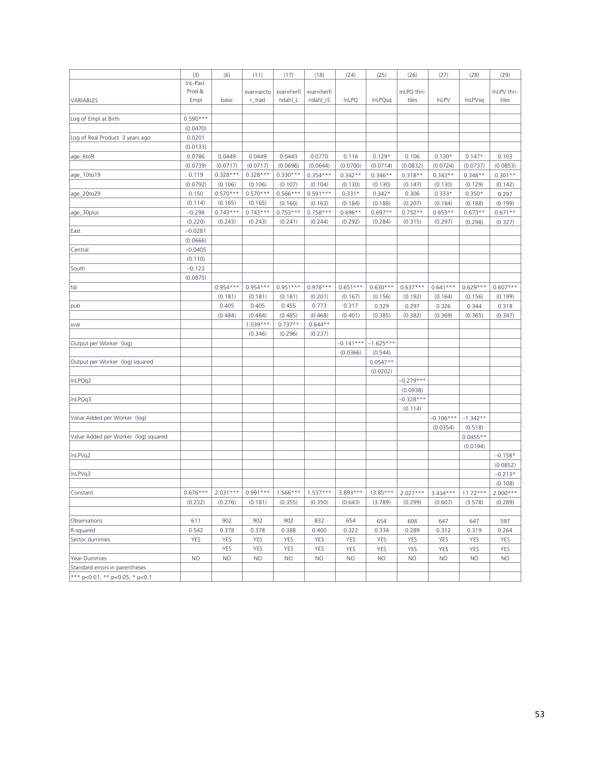| VARIABLES | (3)<br>lnL-Past Prod & Empl | (6)<br>basic | (11)<br>xvar=sector_trad | (17)<br>xvar=herfindahl_L | (18)<br>xvar=herfindahl_rS | (24)<br>lnLPQ | (25)<br>lnLPQsq | (26)<br>lnLPQ thri-tiles | (27)<br>lnLPV | (28)<br>lnLPVsq | (29)<br>lnLPV thri-tiles |
|---|---|---|---|---|---|---|---|---|---|---|---|
| Log of Empl at Birth | 0.590*** | | | | | | | | | | |
| | (0.0470) | | | | | | | | | | |
| Log of Real Product. 3 years ago | 0.0201 | | | | | | | | | | |
| | (0.0133) | | | | | | | | | | |
| age_6to9 | 0.0786 | 0.0449 | 0.0449 | 0.0443 | 0.0770 | 0.116 | 0.129* | 0.106 | 0.130* | 0.147* | 0.103 |
| | (0.0739) | (0.0717) | (0.0717) | (0.0696) | (0.0644) | (0.0700) | (0.0714) | (0.0832) | (0.0724) | (0.0737) | (0.0853) |
| age_10to19 | 0.119 | 0.328*** | 0.328*** | 0.330*** | 0.354*** | 0.342** | 0.346** | 0.318** | 0.343** | 0.348** | 0.301** |
| | (0.0792) | (0.106) | (0.106) | (0.107) | (0.104) | (0.130) | (0.130) | (0.147) | (0.130) | (0.129) | (0.142) |
| age_20to29 | 0.150 | 0.570*** | 0.570*** | 0.566*** | 0.591*** | 0.331* | 0.342* | 0.306 | 0.333* | 0.350* | 0.297 |
| | (0.114) | (0.165) | (0.165) | (0.160) | (0.163) | (0.184) | (0.188) | (0.207) | (0.184) | (0.188) | (0.199) |
| age_30plus | −0.298 | 0.743*** | 0.743*** | 0.753*** | 0.758*** | 0.696** | 0.697** | 0.752** | 0.653** | 0.673** | 0.671** |
| | (0.220) | (0.243) | (0.243) | (0.241) | (0.244) | (0.292) | (0.284) | (0.315) | (0.297) | (0.298) | (0.327) |
| East | −0.0281 | | | | | | | | | | |
| | (0.0666) | | | | | | | | | | |
| Central | −0.0405 | | | | | | | | | | |
| | (0.110) | | | | | | | | | | |
| South | −0.123 | | | | | | | | | | |
| | (0.0875) | | | | | | | | | | |
| fdi | | 0.954*** | 0.954*** | 0.951*** | 0.978*** | 0.651*** | 0.630*** | 0.637*** | 0.641*** | 0.629*** | 0.607*** |
| | | (0.181) | (0.181) | (0.181) | (0.201) | (0.167) | (0.156) | (0.192) | (0.164) | (0.156) | (0.199) |
| pub | | 0.405 | 0.405 | 0.455 | 0.773 | 0.317 | 0.329 | 0.297 | 0.326 | 0.344 | 0.318 |
| | | (0.484) | (0.484) | (0.485) | (0.468) | (0.401) | (0.385) | (0.382) | (0.369) | (0.365) | (0.347) |
| xvar | | | 1.039*** | 0.737** | 0.644** | | | | | | |
| | | | (0.346) | (0.296) | (0.237) | | | | | | |
| Output per Worker (log) | | | | | | −0.141*** | −1.625*** | | | | |
| | | | | | | (0.0366) | (0.544) | | | | |
| Output per Worker (log) squared | | | | | | | 0.0547** | | | | |
| | | | | | | | (0.0202) | | | | |
| lnLPQq2 | | | | | | | | −0.279*** | | | |
| | | | | | | | | (0.0938) | | | |
| lnLPQq3 | | | | | | | | −0.328*** | | | |
| | | | | | | | | (0.114) | | | |
| Value Added per Worker (log) | | | | | | | | | −0.106*** | −1.342** | |
| | | | | | | | | | (0.0354) | (0.518) | |
| Value Added per Worker (log) squared | | | | | | | | | | 0.0455** | |
| | | | | | | | | | | (0.0194) | |
| lnLPVq2 | | | | | | | | | | | −0.158* |
| | | | | | | | | | | | (0.0852) |
| lnLPVq3 | | | | | | | | | | | −0.213* |
| | | | | | | | | | | | (0.108) |
| Constant | 0.676*** | 2.031*** | 0.991*** | 1.566*** | 1.537*** | 3.893*** | 13.85*** | 2.027*** | 3.434*** | 11.72*** | 2.000*** |
| | (0.232) | (0.276) | (0.181) | (0.355) | (0.350) | (0.643) | (3.789) | (0.299) | (0.607) | (3.578) | (0.289) |
| | | | | | | | | | | | |
| Observations | 611 | 902 | 902 | 902 | 832 | 654 | 654 | 604 | 647 | 647 | 597 |
| R-squared | 0.542 | 0.378 | 0.378 | 0.388 | 0.400 | 0.322 | 0.334 | 0.289 | 0.312 | 0.319 | 0.264 |
| Sector dummies | YES | YES | YES | YES | YES | YES | YES | YES | YES | YES | YES |
| | | YES | YES | YES | YES | YES | YES | YES | YES | YES | YES |
| Year Dummies | NO | NO | NO | NO | NO | NO | NO | NO | NO | NO | NO |
| Standard errors in parentheses | | | | | | | | | | | |
| *** p<0.01, ** p<0.05, * p<0.1 | | | | | | | | | | | |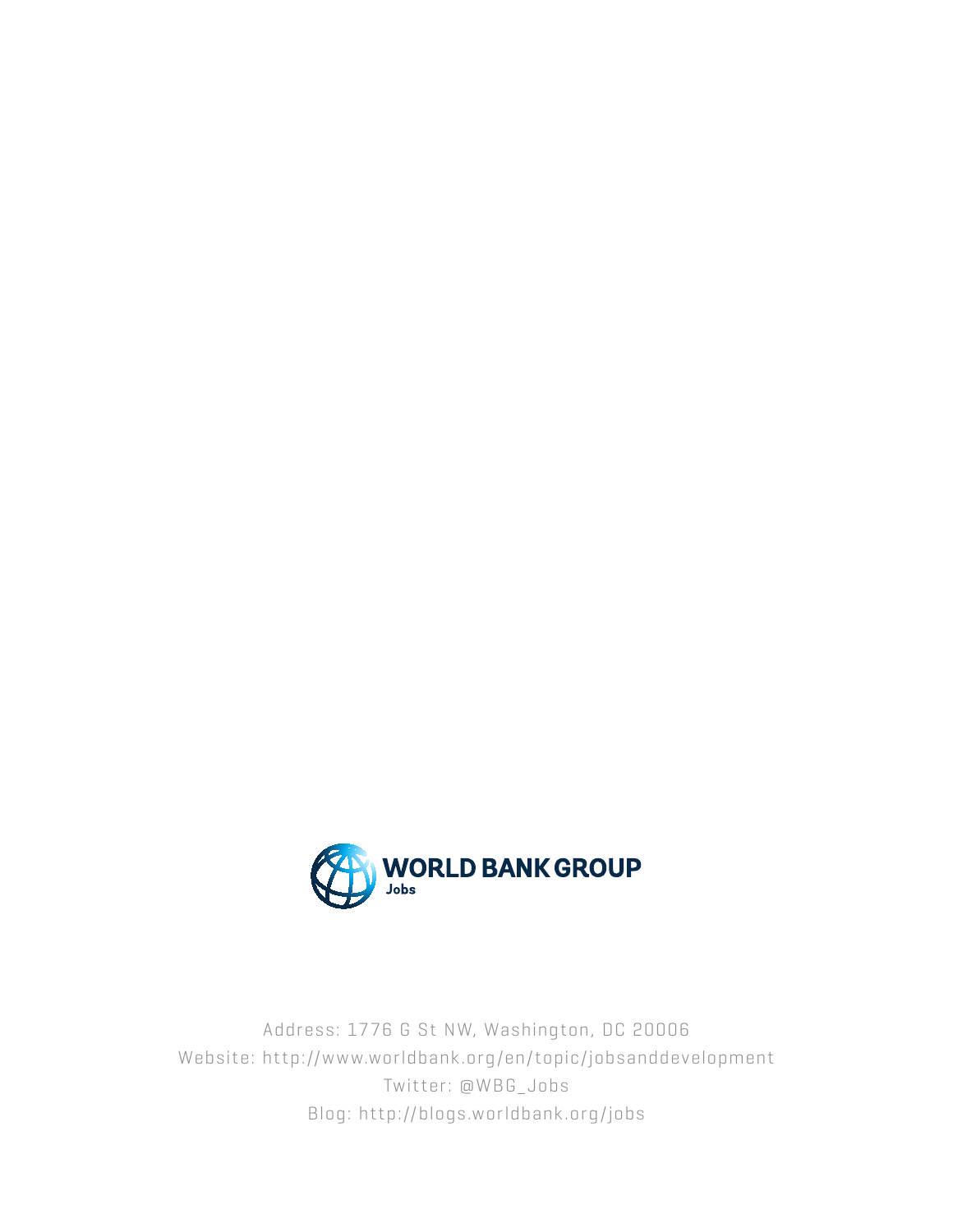WORLD BANK GROUP
Jobs

Address: 1776 G St NW, Washington, DC 20006
Website: http://www.worldbank.org/en/topic/jobsanddevelopment
Twitter: @WBG_Jobs
Blog: http://blogs.worldbank.org/jobs